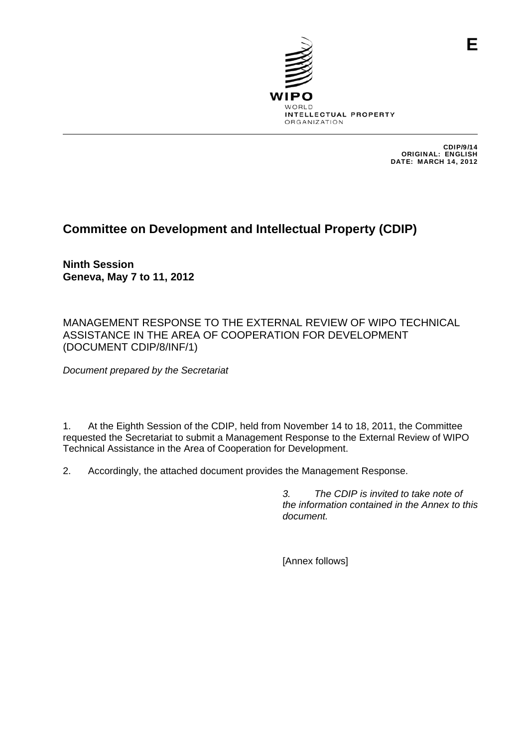E

WIPO
WORLD
INTELLECTUAL PROPERTY
ORGANIZATION

CDIP/9/14
ORIGINAL: ENGLISH
DATE: MARCH 14, 2012

# Committee on Development and Intellectual Property (CDIP)

**Ninth Session**
**Geneva, May 7 to 11, 2012**

MANAGEMENT RESPONSE TO THE EXTERNAL REVIEW OF WIPO TECHNICAL ASSISTANCE IN THE AREA OF COOPERATION FOR DEVELOPMENT (DOCUMENT CDIP/8/INF/1)

*Document prepared by the Secretariat*

1. At the Eighth Session of the CDIP, held from November 14 to 18, 2011, the Committee requested the Secretariat to submit a Management Response to the External Review of WIPO Technical Assistance in the Area of Cooperation for Development.

2. Accordingly, the attached document provides the Management Response.

*3. The CDIP is invited to take note of the information contained in the Annex to this document.*

[Annex follows]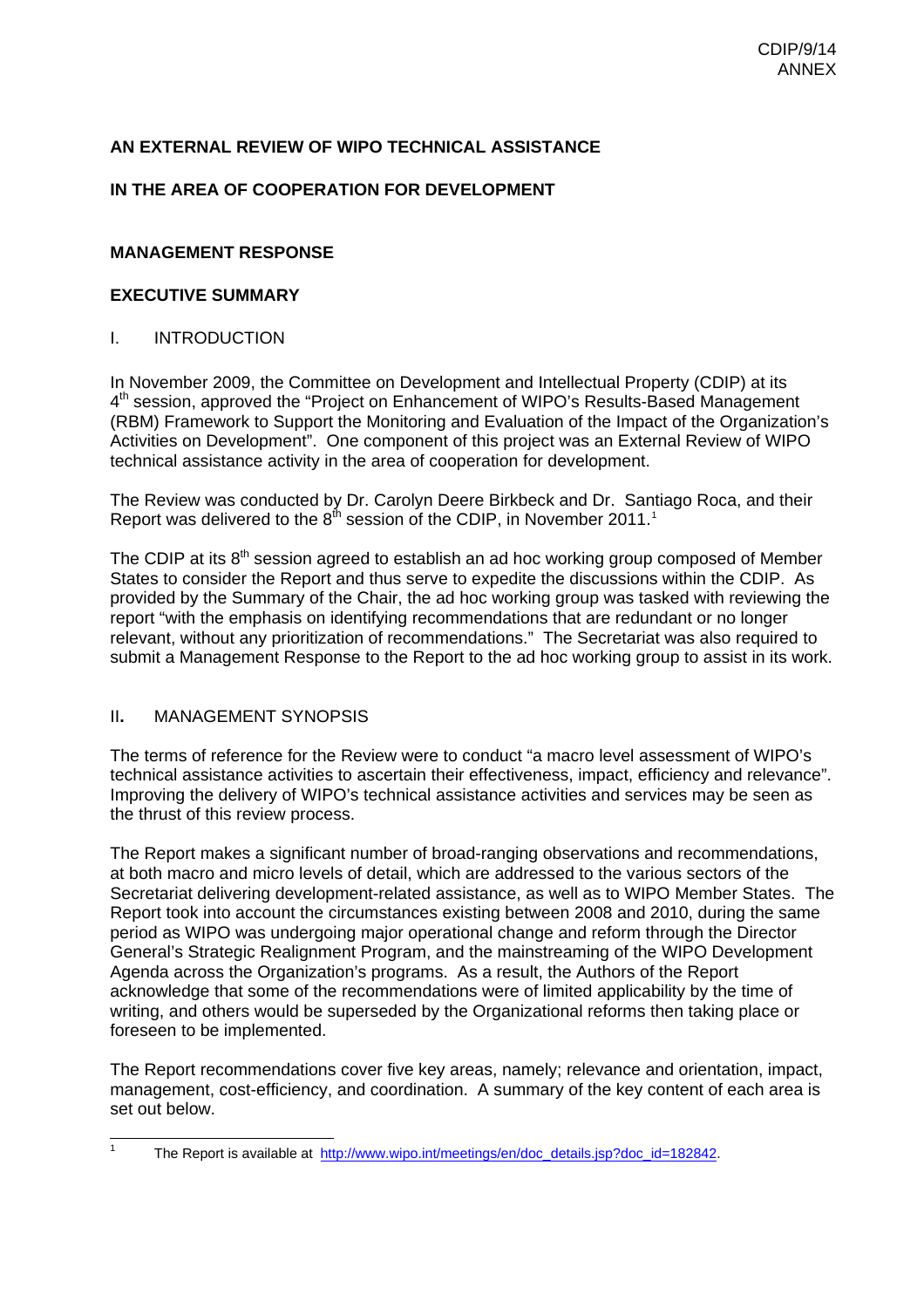**AN EXTERNAL REVIEW OF WIPO TECHNICAL ASSISTANCE**

**IN THE AREA OF COOPERATION FOR DEVELOPMENT**

**MANAGEMENT RESPONSE**

**EXECUTIVE SUMMARY**

I. INTRODUCTION

In November 2009, the Committee on Development and Intellectual Property (CDIP) at its 4th session, approved the "Project on Enhancement of WIPO's Results-Based Management (RBM) Framework to Support the Monitoring and Evaluation of the Impact of the Organization's Activities on Development". One component of this project was an External Review of WIPO technical assistance activity in the area of cooperation for development.

The Review was conducted by Dr. Carolyn Deere Birkbeck and Dr. Santiago Roca, and their Report was delivered to the 8th session of the CDIP, in November 2011.[1]

The CDIP at its 8th session agreed to establish an ad hoc working group composed of Member States to consider the Report and thus serve to expedite the discussions within the CDIP. As provided by the Summary of the Chair, the ad hoc working group was tasked with reviewing the report "with the emphasis on identifying recommendations that are redundant or no longer relevant, without any prioritization of recommendations." The Secretariat was also required to submit a Management Response to the Report to the ad hoc working group to assist in its work.

II. MANAGEMENT SYNOPSIS

The terms of reference for the Review were to conduct "a macro level assessment of WIPO's technical assistance activities to ascertain their effectiveness, impact, efficiency and relevance". Improving the delivery of WIPO's technical assistance activities and services may be seen as the thrust of this review process.

The Report makes a significant number of broad-ranging observations and recommendations, at both macro and micro levels of detail, which are addressed to the various sectors of the Secretariat delivering development-related assistance, as well as to WIPO Member States. The Report took into account the circumstances existing between 2008 and 2010, during the same period as WIPO was undergoing major operational change and reform through the Director General's Strategic Realignment Program, and the mainstreaming of the WIPO Development Agenda across the Organization's programs. As a result, the Authors of the Report acknowledge that some of the recommendations were of limited applicability by the time of writing, and others would be superseded by the Organizational reforms then taking place or foreseen to be implemented.

The Report recommendations cover five key areas, namely; relevance and orientation, impact, management, cost-efficiency, and coordination. A summary of the key content of each area is set out below.

[1] The Report is available at http://www.wipo.int/meetings/en/doc_details.jsp?doc_id=182842.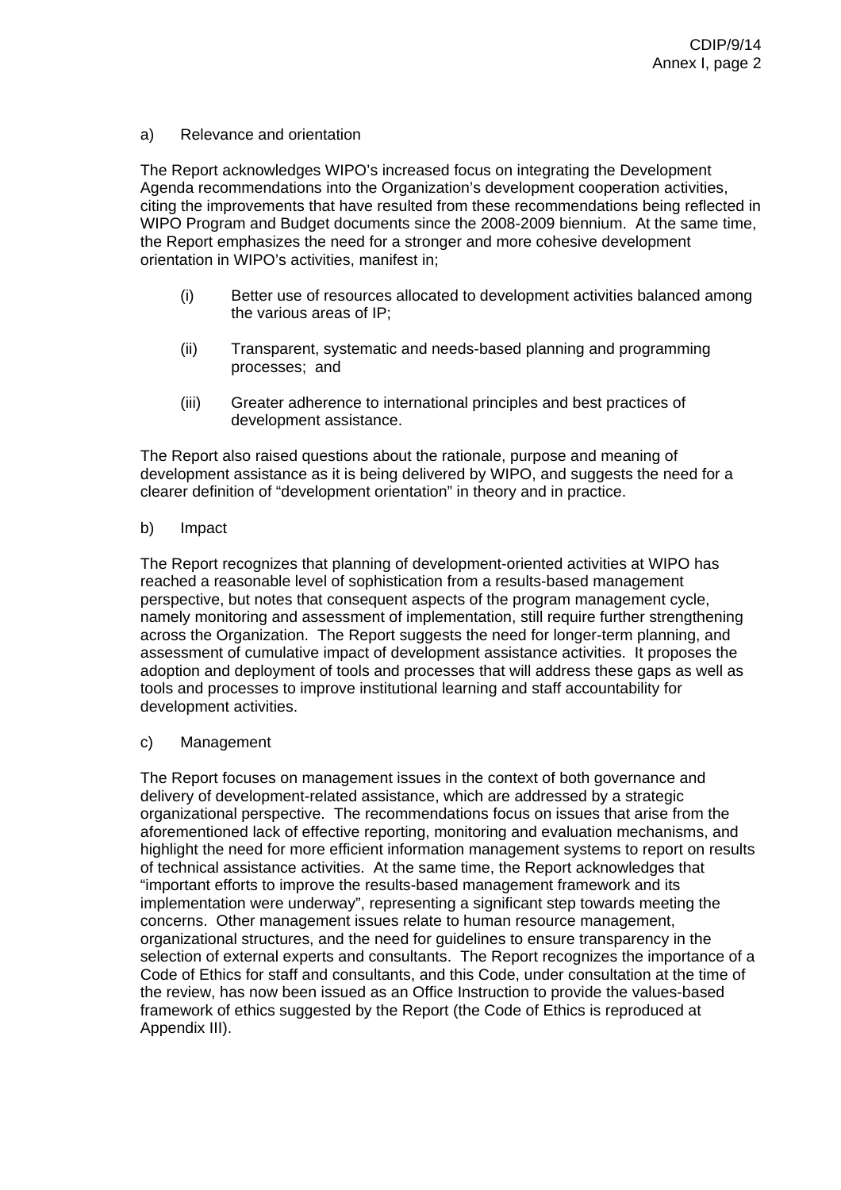a) Relevance and orientation

The Report acknowledges WIPO's increased focus on integrating the Development Agenda recommendations into the Organization's development cooperation activities, citing the improvements that have resulted from these recommendations being reflected in WIPO Program and Budget documents since the 2008-2009 biennium. At the same time, the Report emphasizes the need for a stronger and more cohesive development orientation in WIPO's activities, manifest in;

(i) Better use of resources allocated to development activities balanced among the various areas of IP;

(ii) Transparent, systematic and needs-based planning and programming processes; and

(iii) Greater adherence to international principles and best practices of development assistance.

The Report also raised questions about the rationale, purpose and meaning of development assistance as it is being delivered by WIPO, and suggests the need for a clearer definition of "development orientation" in theory and in practice.

b) Impact

The Report recognizes that planning of development-oriented activities at WIPO has reached a reasonable level of sophistication from a results-based management perspective, but notes that consequent aspects of the program management cycle, namely monitoring and assessment of implementation, still require further strengthening across the Organization. The Report suggests the need for longer-term planning, and assessment of cumulative impact of development assistance activities. It proposes the adoption and deployment of tools and processes that will address these gaps as well as tools and processes to improve institutional learning and staff accountability for development activities.

c) Management

The Report focuses on management issues in the context of both governance and delivery of development-related assistance, which are addressed by a strategic organizational perspective. The recommendations focus on issues that arise from the aforementioned lack of effective reporting, monitoring and evaluation mechanisms, and highlight the need for more efficient information management systems to report on results of technical assistance activities. At the same time, the Report acknowledges that "important efforts to improve the results-based management framework and its implementation were underway", representing a significant step towards meeting the concerns. Other management issues relate to human resource management, organizational structures, and the need for guidelines to ensure transparency in the selection of external experts and consultants. The Report recognizes the importance of a Code of Ethics for staff and consultants, and this Code, under consultation at the time of the review, has now been issued as an Office Instruction to provide the values-based framework of ethics suggested by the Report (the Code of Ethics is reproduced at Appendix III).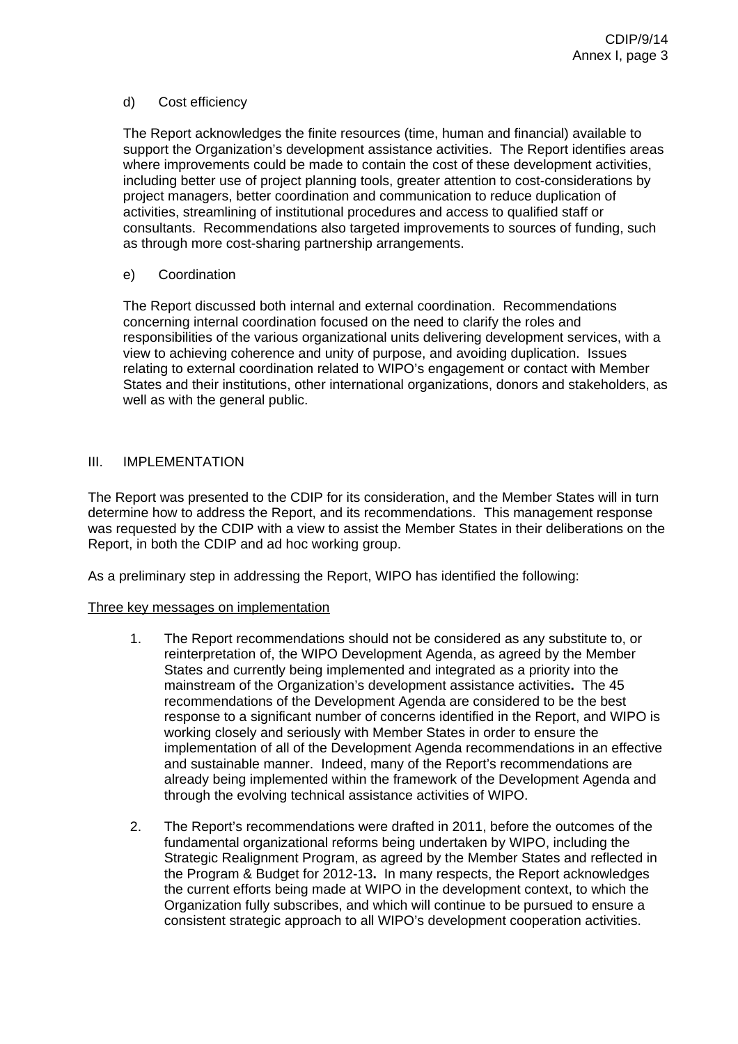d) Cost efficiency

The Report acknowledges the finite resources (time, human and financial) available to support the Organization's development assistance activities. The Report identifies areas where improvements could be made to contain the cost of these development activities, including better use of project planning tools, greater attention to cost-considerations by project managers, better coordination and communication to reduce duplication of activities, streamlining of institutional procedures and access to qualified staff or consultants. Recommendations also targeted improvements to sources of funding, such as through more cost-sharing partnership arrangements.

e) Coordination

The Report discussed both internal and external coordination. Recommendations concerning internal coordination focused on the need to clarify the roles and responsibilities of the various organizational units delivering development services, with a view to achieving coherence and unity of purpose, and avoiding duplication. Issues relating to external coordination related to WIPO's engagement or contact with Member States and their institutions, other international organizations, donors and stakeholders, as well as with the general public.

## III. IMPLEMENTATION

The Report was presented to the CDIP for its consideration, and the Member States will in turn determine how to address the Report, and its recommendations. This management response was requested by the CDIP with a view to assist the Member States in their deliberations on the Report, in both the CDIP and ad hoc working group.

As a preliminary step in addressing the Report, WIPO has identified the following:

Three key messages on implementation

1. The Report recommendations should not be considered as any substitute to, or reinterpretation of, the WIPO Development Agenda, as agreed by the Member States and currently being implemented and integrated as a priority into the mainstream of the Organization's development assistance activities**.** The 45 recommendations of the Development Agenda are considered to be the best response to a significant number of concerns identified in the Report, and WIPO is working closely and seriously with Member States in order to ensure the implementation of all of the Development Agenda recommendations in an effective and sustainable manner. Indeed, many of the Report's recommendations are already being implemented within the framework of the Development Agenda and through the evolving technical assistance activities of WIPO.

2. The Report's recommendations were drafted in 2011, before the outcomes of the fundamental organizational reforms being undertaken by WIPO, including the Strategic Realignment Program, as agreed by the Member States and reflected in the Program & Budget for 2012-13**.** In many respects, the Report acknowledges the current efforts being made at WIPO in the development context, to which the Organization fully subscribes, and which will continue to be pursued to ensure a consistent strategic approach to all WIPO's development cooperation activities.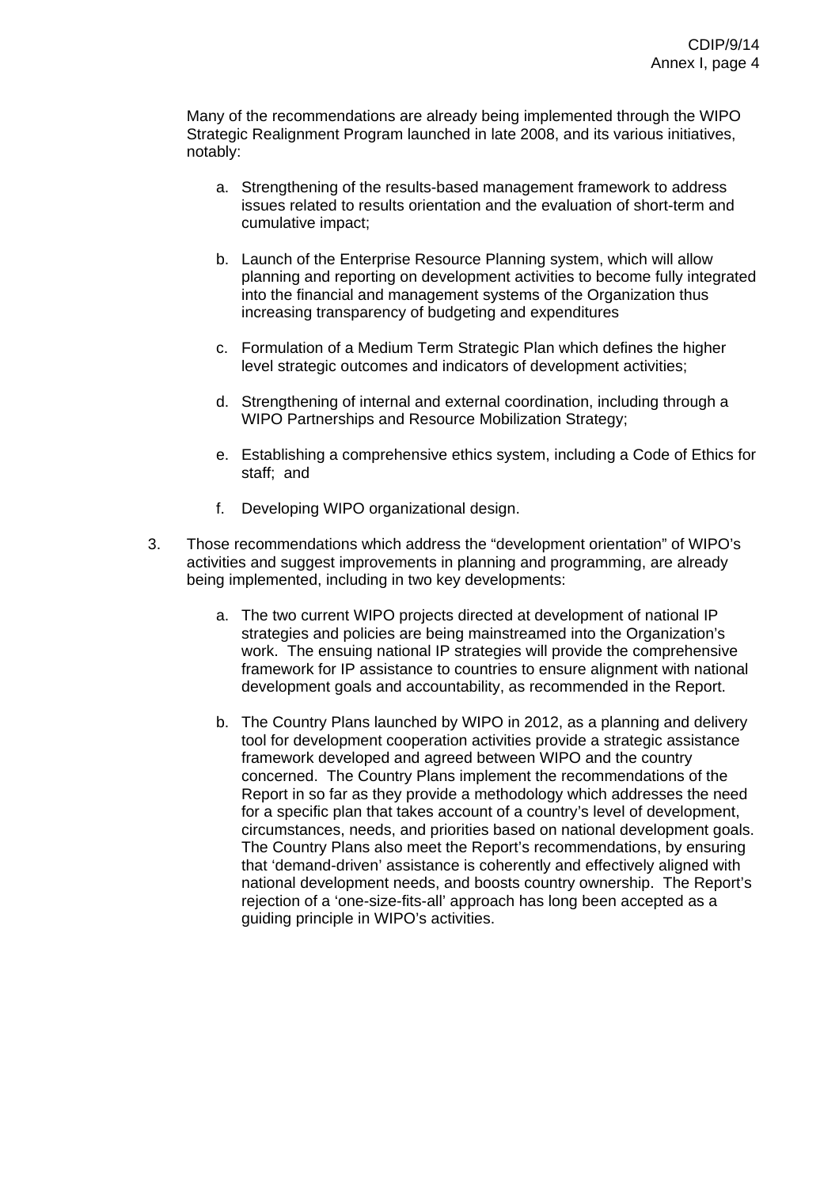Many of the recommendations are already being implemented through the WIPO Strategic Realignment Program launched in late 2008, and its various initiatives, notably:

a. Strengthening of the results-based management framework to address issues related to results orientation and the evaluation of short-term and cumulative impact;

b. Launch of the Enterprise Resource Planning system, which will allow planning and reporting on development activities to become fully integrated into the financial and management systems of the Organization thus increasing transparency of budgeting and expenditures

c. Formulation of a Medium Term Strategic Plan which defines the higher level strategic outcomes and indicators of development activities;

d. Strengthening of internal and external coordination, including through a WIPO Partnerships and Resource Mobilization Strategy;

e. Establishing a comprehensive ethics system, including a Code of Ethics for staff; and

f. Developing WIPO organizational design.

3. Those recommendations which address the “development orientation” of WIPO’s activities and suggest improvements in planning and programming, are already being implemented, including in two key developments:

   a. The two current WIPO projects directed at development of national IP strategies and policies are being mainstreamed into the Organization’s work. The ensuing national IP strategies will provide the comprehensive framework for IP assistance to countries to ensure alignment with national development goals and accountability, as recommended in the Report.

   b. The Country Plans launched by WIPO in 2012, as a planning and delivery tool for development cooperation activities provide a strategic assistance framework developed and agreed between WIPO and the country concerned. The Country Plans implement the recommendations of the Report in so far as they provide a methodology which addresses the need for a specific plan that takes account of a country’s level of development, circumstances, needs, and priorities based on national development goals. The Country Plans also meet the Report’s recommendations, by ensuring that ‘demand-driven’ assistance is coherently and effectively aligned with national development needs, and boosts country ownership. The Report’s rejection of a ‘one-size-fits-all’ approach has long been accepted as a guiding principle in WIPO’s activities.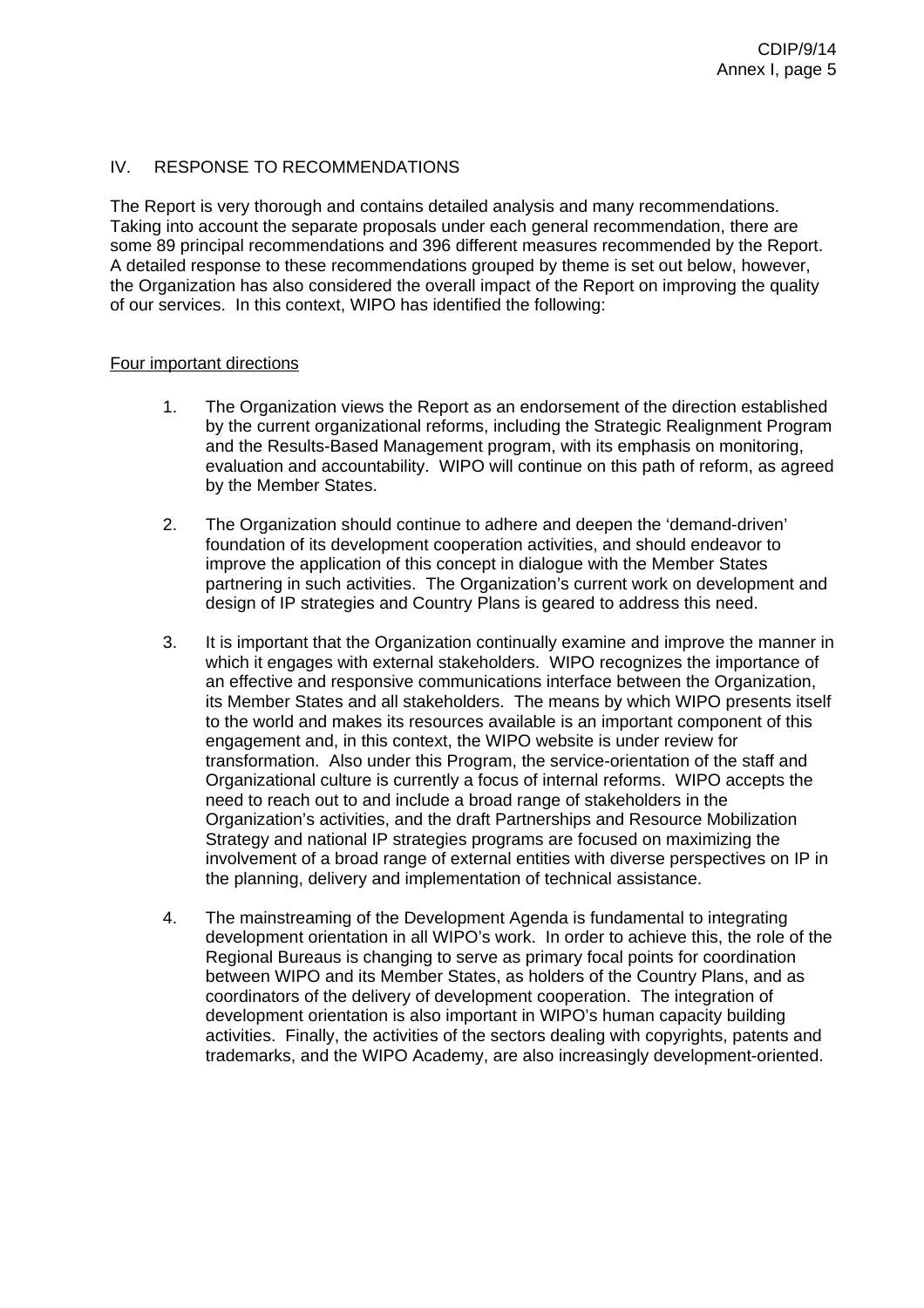## IV. RESPONSE TO RECOMMENDATIONS

The Report is very thorough and contains detailed analysis and many recommendations. Taking into account the separate proposals under each general recommendation, there are some 89 principal recommendations and 396 different measures recommended by the Report. A detailed response to these recommendations grouped by theme is set out below, however, the Organization has also considered the overall impact of the Report on improving the quality of our services. In this context, WIPO has identified the following:

<u>Four important directions</u>

1. The Organization views the Report as an endorsement of the direction established by the current organizational reforms, including the Strategic Realignment Program and the Results-Based Management program, with its emphasis on monitoring, evaluation and accountability. WIPO will continue on this path of reform, as agreed by the Member States.

2. The Organization should continue to adhere and deepen the 'demand-driven' foundation of its development cooperation activities, and should endeavor to improve the application of this concept in dialogue with the Member States partnering in such activities. The Organization's current work on development and design of IP strategies and Country Plans is geared to address this need.

3. It is important that the Organization continually examine and improve the manner in which it engages with external stakeholders. WIPO recognizes the importance of an effective and responsive communications interface between the Organization, its Member States and all stakeholders. The means by which WIPO presents itself to the world and makes its resources available is an important component of this engagement and, in this context, the WIPO website is under review for transformation. Also under this Program, the service-orientation of the staff and Organizational culture is currently a focus of internal reforms. WIPO accepts the need to reach out to and include a broad range of stakeholders in the Organization's activities, and the draft Partnerships and Resource Mobilization Strategy and national IP strategies programs are focused on maximizing the involvement of a broad range of external entities with diverse perspectives on IP in the planning, delivery and implementation of technical assistance.

4. The mainstreaming of the Development Agenda is fundamental to integrating development orientation in all WIPO's work. In order to achieve this, the role of the Regional Bureaus is changing to serve as primary focal points for coordination between WIPO and its Member States, as holders of the Country Plans, and as coordinators of the delivery of development cooperation. The integration of development orientation is also important in WIPO's human capacity building activities. Finally, the activities of the sectors dealing with copyrights, patents and trademarks, and the WIPO Academy, are also increasingly development-oriented.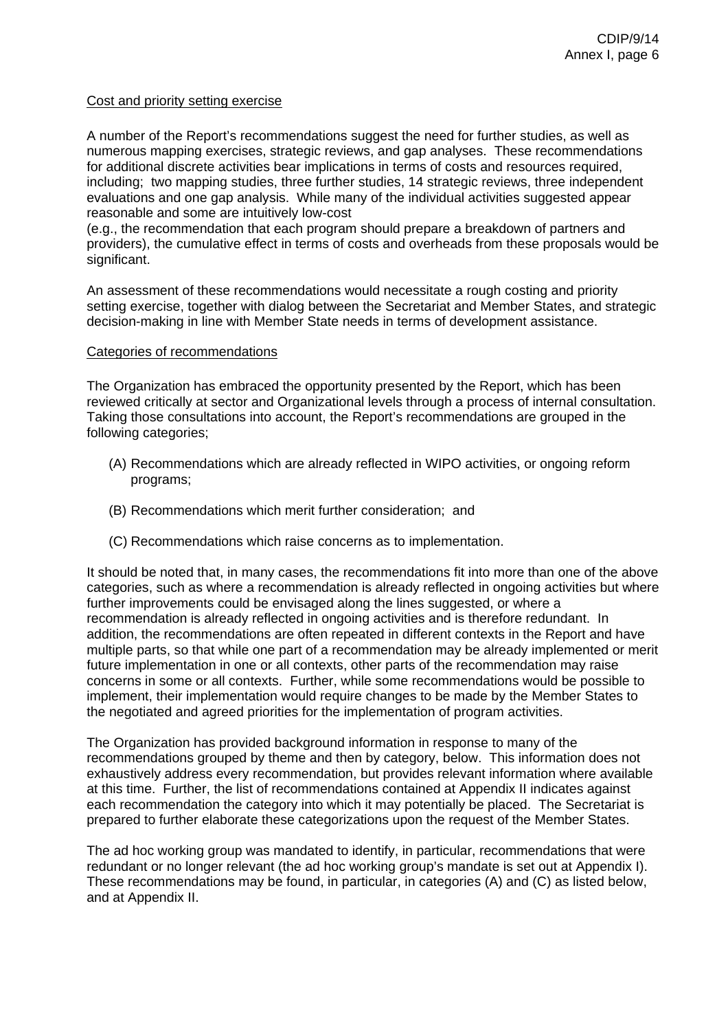Cost and priority setting exercise

A number of the Report's recommendations suggest the need for further studies, as well as numerous mapping exercises, strategic reviews, and gap analyses. These recommendations for additional discrete activities bear implications in terms of costs and resources required, including; two mapping studies, three further studies, 14 strategic reviews, three independent evaluations and one gap analysis. While many of the individual activities suggested appear reasonable and some are intuitively low-cost (e.g., the recommendation that each program should prepare a breakdown of partners and providers), the cumulative effect in terms of costs and overheads from these proposals would be significant.

An assessment of these recommendations would necessitate a rough costing and priority setting exercise, together with dialog between the Secretariat and Member States, and strategic decision-making in line with Member State needs in terms of development assistance.

Categories of recommendations

The Organization has embraced the opportunity presented by the Report, which has been reviewed critically at sector and Organizational levels through a process of internal consultation. Taking those consultations into account, the Report's recommendations are grouped in the following categories;

(A) Recommendations which are already reflected in WIPO activities, or ongoing reform programs;

(B) Recommendations which merit further consideration; and

(C) Recommendations which raise concerns as to implementation.

It should be noted that, in many cases, the recommendations fit into more than one of the above categories, such as where a recommendation is already reflected in ongoing activities but where further improvements could be envisaged along the lines suggested, or where a recommendation is already reflected in ongoing activities and is therefore redundant. In addition, the recommendations are often repeated in different contexts in the Report and have multiple parts, so that while one part of a recommendation may be already implemented or merit future implementation in one or all contexts, other parts of the recommendation may raise concerns in some or all contexts. Further, while some recommendations would be possible to implement, their implementation would require changes to be made by the Member States to the negotiated and agreed priorities for the implementation of program activities.

The Organization has provided background information in response to many of the recommendations grouped by theme and then by category, below. This information does not exhaustively address every recommendation, but provides relevant information where available at this time. Further, the list of recommendations contained at Appendix II indicates against each recommendation the category into which it may potentially be placed. The Secretariat is prepared to further elaborate these categorizations upon the request of the Member States.

The ad hoc working group was mandated to identify, in particular, recommendations that were redundant or no longer relevant (the ad hoc working group's mandate is set out at Appendix I). These recommendations may be found, in particular, in categories (A) and (C) as listed below, and at Appendix II.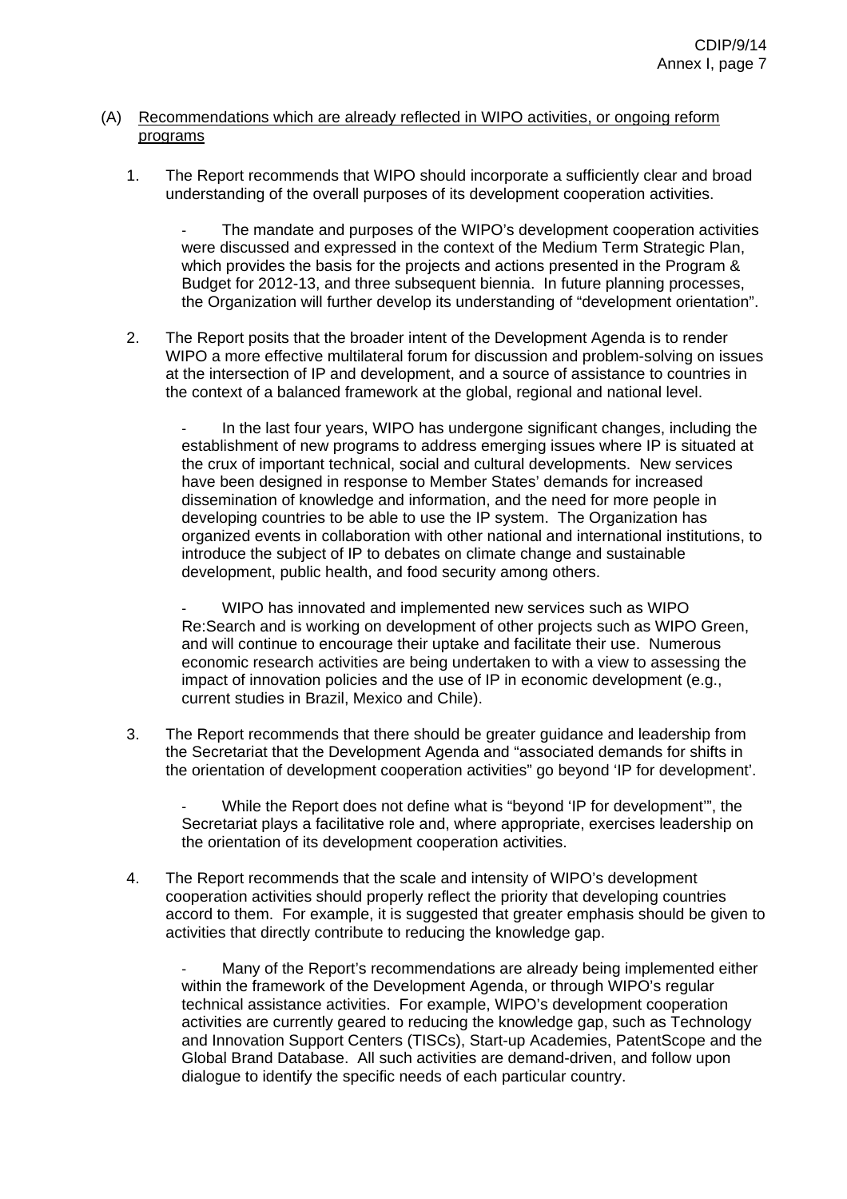(A) Recommendations which are already reflected in WIPO activities, or ongoing reform programs

1. The Report recommends that WIPO should incorporate a sufficiently clear and broad understanding of the overall purposes of its development cooperation activities.

   - The mandate and purposes of the WIPO's development cooperation activities were discussed and expressed in the context of the Medium Term Strategic Plan, which provides the basis for the projects and actions presented in the Program & Budget for 2012-13, and three subsequent biennia. In future planning processes, the Organization will further develop its understanding of "development orientation".

2. The Report posits that the broader intent of the Development Agenda is to render WIPO a more effective multilateral forum for discussion and problem-solving on issues at the intersection of IP and development, and a source of assistance to countries in the context of a balanced framework at the global, regional and national level.

   - In the last four years, WIPO has undergone significant changes, including the establishment of new programs to address emerging issues where IP is situated at the crux of important technical, social and cultural developments. New services have been designed in response to Member States' demands for increased dissemination of knowledge and information, and the need for more people in developing countries to be able to use the IP system. The Organization has organized events in collaboration with other national and international institutions, to introduce the subject of IP to debates on climate change and sustainable development, public health, and food security among others.

   - WIPO has innovated and implemented new services such as WIPO Re:Search and is working on development of other projects such as WIPO Green, and will continue to encourage their uptake and facilitate their use. Numerous economic research activities are being undertaken to with a view to assessing the impact of innovation policies and the use of IP in economic development (e.g., current studies in Brazil, Mexico and Chile).

3. The Report recommends that there should be greater guidance and leadership from the Secretariat that the Development Agenda and "associated demands for shifts in the orientation of development cooperation activities" go beyond 'IP for development'.

   - While the Report does not define what is "beyond 'IP for development'", the Secretariat plays a facilitative role and, where appropriate, exercises leadership on the orientation of its development cooperation activities.

4. The Report recommends that the scale and intensity of WIPO's development cooperation activities should properly reflect the priority that developing countries accord to them. For example, it is suggested that greater emphasis should be given to activities that directly contribute to reducing the knowledge gap.

   - Many of the Report's recommendations are already being implemented either within the framework of the Development Agenda, or through WIPO's regular technical assistance activities. For example, WIPO's development cooperation activities are currently geared to reducing the knowledge gap, such as Technology and Innovation Support Centers (TISCs), Start-up Academies, PatentScope and the Global Brand Database. All such activities are demand-driven, and follow upon dialogue to identify the specific needs of each particular country.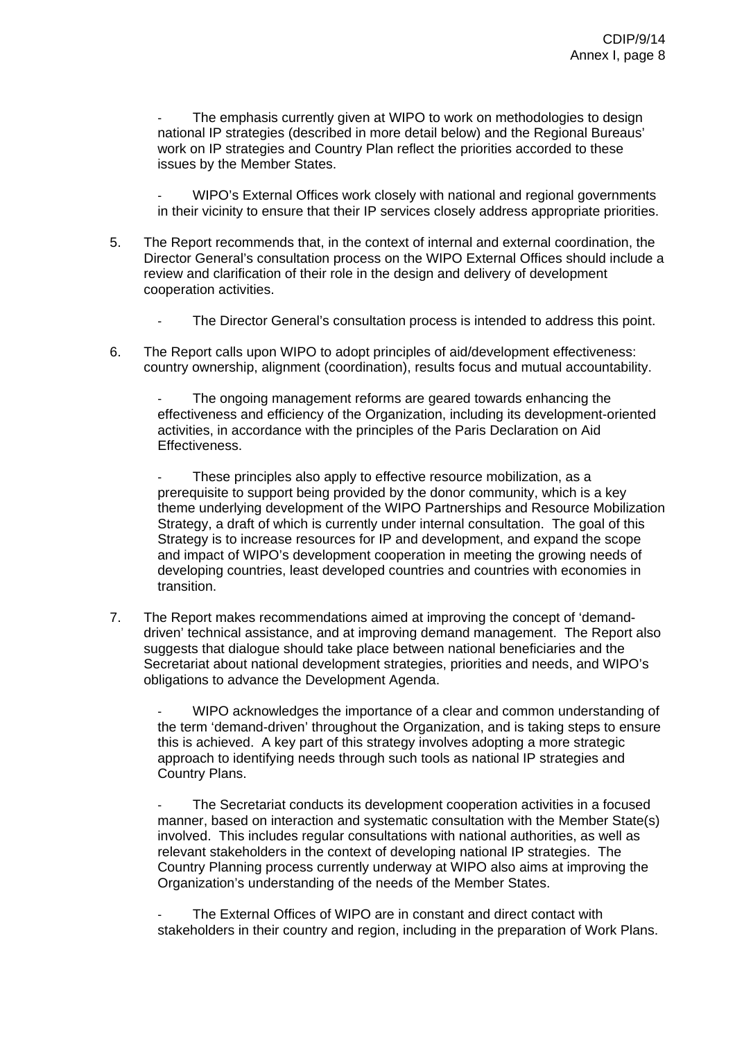- The emphasis currently given at WIPO to work on methodologies to design national IP strategies (described in more detail below) and the Regional Bureaus' work on IP strategies and Country Plan reflect the priorities accorded to these issues by the Member States.

- WIPO's External Offices work closely with national and regional governments in their vicinity to ensure that their IP services closely address appropriate priorities.

5. The Report recommends that, in the context of internal and external coordination, the Director General's consultation process on the WIPO External Offices should include a review and clarification of their role in the design and delivery of development cooperation activities.

   - The Director General's consultation process is intended to address this point.

6. The Report calls upon WIPO to adopt principles of aid/development effectiveness: country ownership, alignment (coordination), results focus and mutual accountability.

   - The ongoing management reforms are geared towards enhancing the effectiveness and efficiency of the Organization, including its development-oriented activities, in accordance with the principles of the Paris Declaration on Aid Effectiveness.

   - These principles also apply to effective resource mobilization, as a prerequisite to support being provided by the donor community, which is a key theme underlying development of the WIPO Partnerships and Resource Mobilization Strategy, a draft of which is currently under internal consultation. The goal of this Strategy is to increase resources for IP and development, and expand the scope and impact of WIPO's development cooperation in meeting the growing needs of developing countries, least developed countries and countries with economies in transition.

7. The Report makes recommendations aimed at improving the concept of 'demand-driven' technical assistance, and at improving demand management. The Report also suggests that dialogue should take place between national beneficiaries and the Secretariat about national development strategies, priorities and needs, and WIPO's obligations to advance the Development Agenda.

   - WIPO acknowledges the importance of a clear and common understanding of the term 'demand-driven' throughout the Organization, and is taking steps to ensure this is achieved. A key part of this strategy involves adopting a more strategic approach to identifying needs through such tools as national IP strategies and Country Plans.

   - The Secretariat conducts its development cooperation activities in a focused manner, based on interaction and systematic consultation with the Member State(s) involved. This includes regular consultations with national authorities, as well as relevant stakeholders in the context of developing national IP strategies. The Country Planning process currently underway at WIPO also aims at improving the Organization's understanding of the needs of the Member States.

   - The External Offices of WIPO are in constant and direct contact with stakeholders in their country and region, including in the preparation of Work Plans.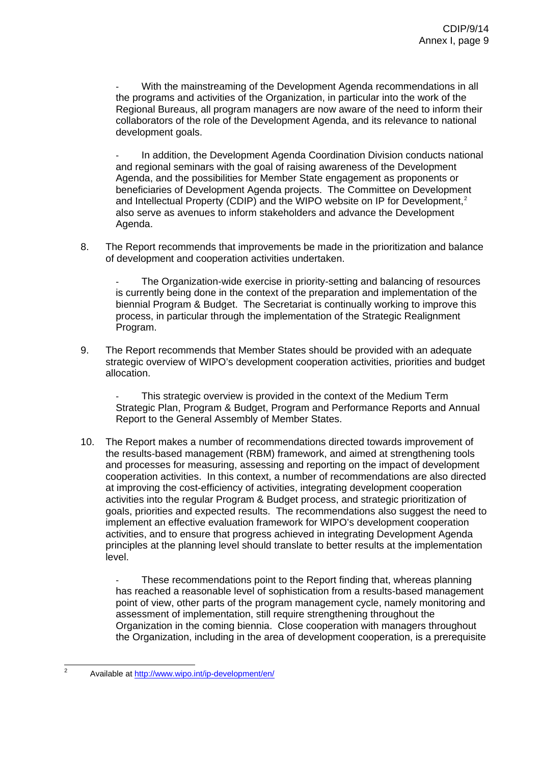- With the mainstreaming of the Development Agenda recommendations in all the programs and activities of the Organization, in particular into the work of the Regional Bureaus, all program managers are now aware of the need to inform their collaborators of the role of the Development Agenda, and its relevance to national development goals.

- In addition, the Development Agenda Coordination Division conducts national and regional seminars with the goal of raising awareness of the Development Agenda, and the possibilities for Member State engagement as proponents or beneficiaries of Development Agenda projects. The Committee on Development and Intellectual Property (CDIP) and the WIPO website on IP for Development,[2] also serve as avenues to inform stakeholders and advance the Development Agenda.

8. The Report recommends that improvements be made in the prioritization and balance of development and cooperation activities undertaken.

   - The Organization-wide exercise in priority-setting and balancing of resources is currently being done in the context of the preparation and implementation of the biennial Program & Budget. The Secretariat is continually working to improve this process, in particular through the implementation of the Strategic Realignment Program.

9. The Report recommends that Member States should be provided with an adequate strategic overview of WIPO's development cooperation activities, priorities and budget allocation.

   - This strategic overview is provided in the context of the Medium Term Strategic Plan, Program & Budget, Program and Performance Reports and Annual Report to the General Assembly of Member States.

10. The Report makes a number of recommendations directed towards improvement of the results-based management (RBM) framework, and aimed at strengthening tools and processes for measuring, assessing and reporting on the impact of development cooperation activities. In this context, a number of recommendations are also directed at improving the cost-efficiency of activities, integrating development cooperation activities into the regular Program & Budget process, and strategic prioritization of goals, priorities and expected results. The recommendations also suggest the need to implement an effective evaluation framework for WIPO's development cooperation activities, and to ensure that progress achieved in integrating Development Agenda principles at the planning level should translate to better results at the implementation level.

    - These recommendations point to the Report finding that, whereas planning has reached a reasonable level of sophistication from a results-based management point of view, other parts of the program management cycle, namely monitoring and assessment of implementation, still require strengthening throughout the Organization in the coming biennia. Close cooperation with managers throughout the Organization, including in the area of development cooperation, is a prerequisite

[2] Available at http://www.wipo.int/ip-development/en/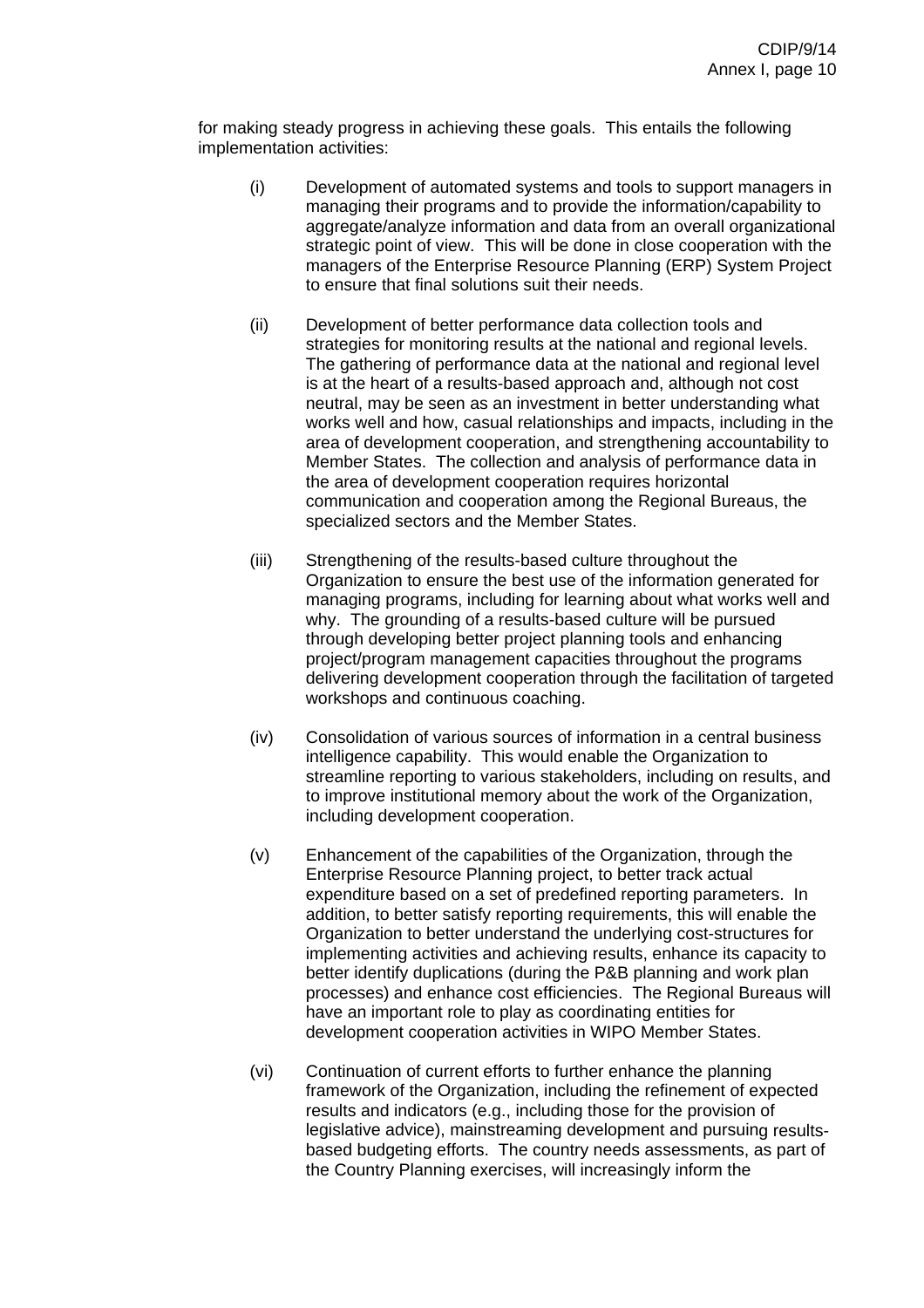for making steady progress in achieving these goals. This entails the following implementation activities:

(i) Development of automated systems and tools to support managers in managing their programs and to provide the information/capability to aggregate/analyze information and data from an overall organizational strategic point of view. This will be done in close cooperation with the managers of the Enterprise Resource Planning (ERP) System Project to ensure that final solutions suit their needs.

(ii) Development of better performance data collection tools and strategies for monitoring results at the national and regional levels. The gathering of performance data at the national and regional level is at the heart of a results-based approach and, although not cost neutral, may be seen as an investment in better understanding what works well and how, casual relationships and impacts, including in the area of development cooperation, and strengthening accountability to Member States. The collection and analysis of performance data in the area of development cooperation requires horizontal communication and cooperation among the Regional Bureaus, the specialized sectors and the Member States.

(iii) Strengthening of the results-based culture throughout the Organization to ensure the best use of the information generated for managing programs, including for learning about what works well and why. The grounding of a results-based culture will be pursued through developing better project planning tools and enhancing project/program management capacities throughout the programs delivering development cooperation through the facilitation of targeted workshops and continuous coaching.

(iv) Consolidation of various sources of information in a central business intelligence capability. This would enable the Organization to streamline reporting to various stakeholders, including on results, and to improve institutional memory about the work of the Organization, including development cooperation.

(v) Enhancement of the capabilities of the Organization, through the Enterprise Resource Planning project, to better track actual expenditure based on a set of predefined reporting parameters. In addition, to better satisfy reporting requirements, this will enable the Organization to better understand the underlying cost-structures for implementing activities and achieving results, enhance its capacity to better identify duplications (during the P&B planning and work plan processes) and enhance cost efficiencies. The Regional Bureaus will have an important role to play as coordinating entities for development cooperation activities in WIPO Member States.

(vi) Continuation of current efforts to further enhance the planning framework of the Organization, including the refinement of expected results and indicators (e.g., including those for the provision of legislative advice), mainstreaming development and pursuing results-based budgeting efforts. The country needs assessments, as part of the Country Planning exercises, will increasingly inform the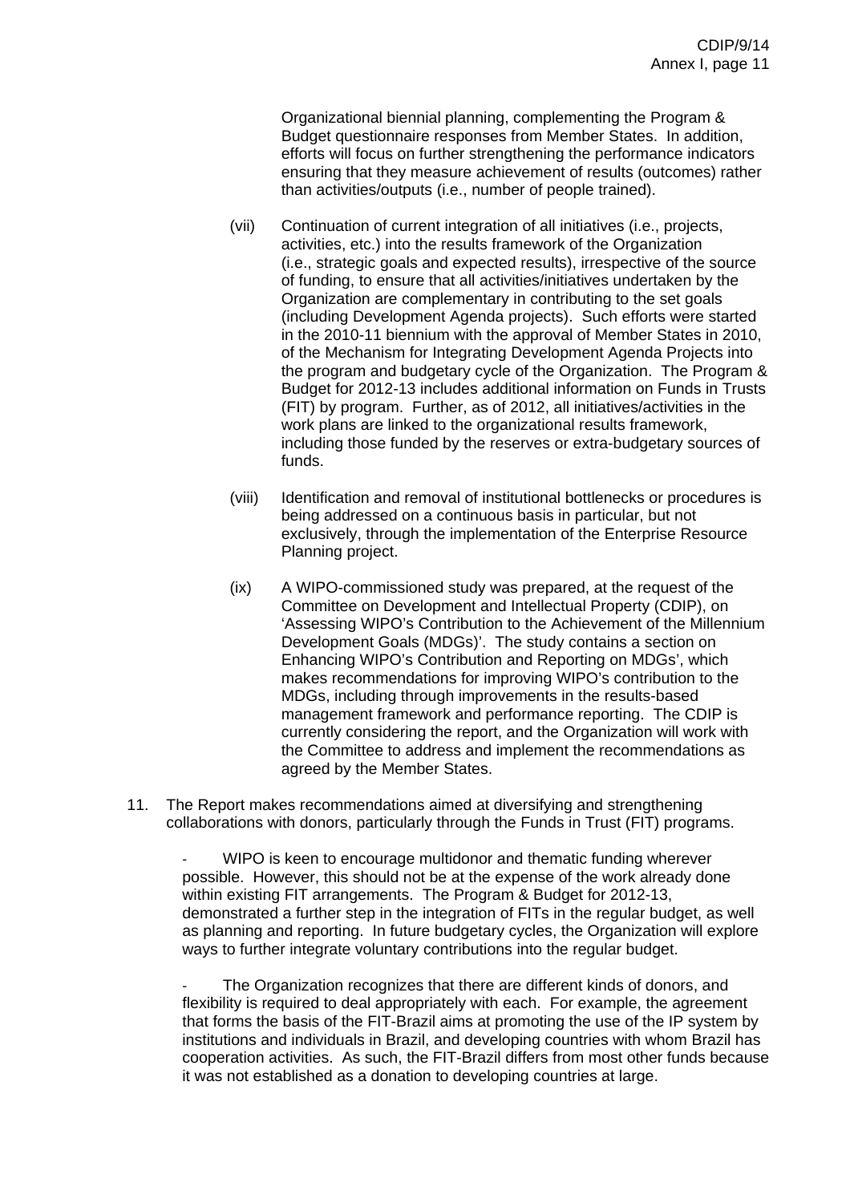Organizational biennial planning, complementing the Program & Budget questionnaire responses from Member States. In addition, efforts will focus on further strengthening the performance indicators ensuring that they measure achievement of results (outcomes) rather than activities/outputs (i.e., number of people trained).

(vii) Continuation of current integration of all initiatives (i.e., projects, activities, etc.) into the results framework of the Organization (i.e., strategic goals and expected results), irrespective of the source of funding, to ensure that all activities/initiatives undertaken by the Organization are complementary in contributing to the set goals (including Development Agenda projects). Such efforts were started in the 2010-11 biennium with the approval of Member States in 2010, of the Mechanism for Integrating Development Agenda Projects into the program and budgetary cycle of the Organization. The Program & Budget for 2012-13 includes additional information on Funds in Trusts (FIT) by program. Further, as of 2012, all initiatives/activities in the work plans are linked to the organizational results framework, including those funded by the reserves or extra-budgetary sources of funds.

(viii) Identification and removal of institutional bottlenecks or procedures is being addressed on a continuous basis in particular, but not exclusively, through the implementation of the Enterprise Resource Planning project.

(ix) A WIPO-commissioned study was prepared, at the request of the Committee on Development and Intellectual Property (CDIP), on 'Assessing WIPO's Contribution to the Achievement of the Millennium Development Goals (MDGs)'. The study contains a section on Enhancing WIPO's Contribution and Reporting on MDGs', which makes recommendations for improving WIPO's contribution to the MDGs, including through improvements in the results-based management framework and performance reporting. The CDIP is currently considering the report, and the Organization will work with the Committee to address and implement the recommendations as agreed by the Member States.

11. The Report makes recommendations aimed at diversifying and strengthening collaborations with donors, particularly through the Funds in Trust (FIT) programs.

- WIPO is keen to encourage multidonor and thematic funding wherever possible. However, this should not be at the expense of the work already done within existing FIT arrangements. The Program & Budget for 2012-13, demonstrated a further step in the integration of FITs in the regular budget, as well as planning and reporting. In future budgetary cycles, the Organization will explore ways to further integrate voluntary contributions into the regular budget.

- The Organization recognizes that there are different kinds of donors, and flexibility is required to deal appropriately with each. For example, the agreement that forms the basis of the FIT-Brazil aims at promoting the use of the IP system by institutions and individuals in Brazil, and developing countries with whom Brazil has cooperation activities. As such, the FIT-Brazil differs from most other funds because it was not established as a donation to developing countries at large.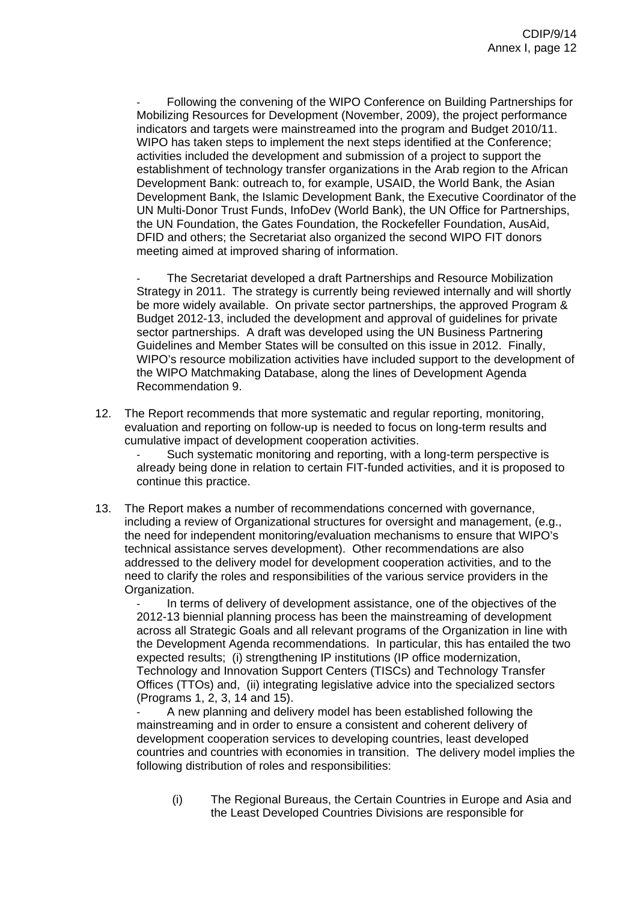- Following the convening of the WIPO Conference on Building Partnerships for Mobilizing Resources for Development (November, 2009), the project performance indicators and targets were mainstreamed into the program and Budget 2010/11. WIPO has taken steps to implement the next steps identified at the Conference; activities included the development and submission of a project to support the establishment of technology transfer organizations in the Arab region to the African Development Bank: outreach to, for example, USAID, the World Bank, the Asian Development Bank, the Islamic Development Bank, the Executive Coordinator of the UN Multi-Donor Trust Funds, InfoDev (World Bank), the UN Office for Partnerships, the UN Foundation, the Gates Foundation, the Rockefeller Foundation, AusAid, DFID and others; the Secretariat also organized the second WIPO FIT donors meeting aimed at improved sharing of information.

- The Secretariat developed a draft Partnerships and Resource Mobilization Strategy in 2011. The strategy is currently being reviewed internally and will shortly be more widely available. On private sector partnerships, the approved Program & Budget 2012-13, included the development and approval of guidelines for private sector partnerships. A draft was developed using the UN Business Partnering Guidelines and Member States will be consulted on this issue in 2012. Finally, WIPO's resource mobilization activities have included support to the development of the WIPO Matchmaking Database, along the lines of Development Agenda Recommendation 9.

12. The Report recommends that more systematic and regular reporting, monitoring, evaluation and reporting on follow-up is needed to focus on long-term results and cumulative impact of development cooperation activities.
    - Such systematic monitoring and reporting, with a long-term perspective is already being done in relation to certain FIT-funded activities, and it is proposed to continue this practice.

13. The Report makes a number of recommendations concerned with governance, including a review of Organizational structures for oversight and management, (e.g., the need for independent monitoring/evaluation mechanisms to ensure that WIPO's technical assistance serves development). Other recommendations are also addressed to the delivery model for development cooperation activities, and to the need to clarify the roles and responsibilities of the various service providers in the Organization.
    - In terms of delivery of development assistance, one of the objectives of the 2012-13 biennial planning process has been the mainstreaming of development across all Strategic Goals and all relevant programs of the Organization in line with the Development Agenda recommendations. In particular, this has entailed the two expected results; (i) strengthening IP institutions (IP office modernization, Technology and Innovation Support Centers (TISCs) and Technology Transfer Offices (TTOs) and, (ii) integrating legislative advice into the specialized sectors (Programs 1, 2, 3, 14 and 15).
    - A new planning and delivery model has been established following the mainstreaming and in order to ensure a consistent and coherent delivery of development cooperation services to developing countries, least developed countries and countries with economies in transition. The delivery model implies the following distribution of roles and responsibilities:

        (i) The Regional Bureaus, the Certain Countries in Europe and Asia and the Least Developed Countries Divisions are responsible for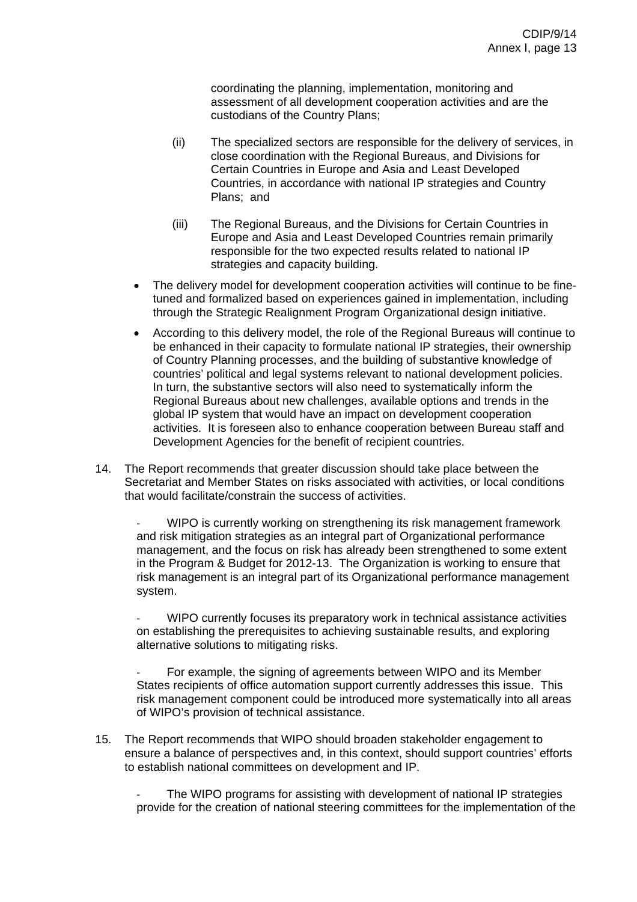coordinating the planning, implementation, monitoring and assessment of all development cooperation activities and are the custodians of the Country Plans;

(ii) The specialized sectors are responsible for the delivery of services, in close coordination with the Regional Bureaus, and Divisions for Certain Countries in Europe and Asia and Least Developed Countries, in accordance with national IP strategies and Country Plans; and

(iii) The Regional Bureaus, and the Divisions for Certain Countries in Europe and Asia and Least Developed Countries remain primarily responsible for the two expected results related to national IP strategies and capacity building.

- The delivery model for development cooperation activities will continue to be fine-tuned and formalized based on experiences gained in implementation, including through the Strategic Realignment Program Organizational design initiative.
- According to this delivery model, the role of the Regional Bureaus will continue to be enhanced in their capacity to formulate national IP strategies, their ownership of Country Planning processes, and the building of substantive knowledge of countries' political and legal systems relevant to national development policies. In turn, the substantive sectors will also need to systematically inform the Regional Bureaus about new challenges, available options and trends in the global IP system that would have an impact on development cooperation activities. It is foreseen also to enhance cooperation between Bureau staff and Development Agencies for the benefit of recipient countries.

14. The Report recommends that greater discussion should take place between the Secretariat and Member States on risks associated with activities, or local conditions that would facilitate/constrain the success of activities.

- WIPO is currently working on strengthening its risk management framework and risk mitigation strategies as an integral part of Organizational performance management, and the focus on risk has already been strengthened to some extent in the Program & Budget for 2012-13. The Organization is working to ensure that risk management is an integral part of its Organizational performance management system.

- WIPO currently focuses its preparatory work in technical assistance activities on establishing the prerequisites to achieving sustainable results, and exploring alternative solutions to mitigating risks.

- For example, the signing of agreements between WIPO and its Member States recipients of office automation support currently addresses this issue. This risk management component could be introduced more systematically into all areas of WIPO's provision of technical assistance.

15. The Report recommends that WIPO should broaden stakeholder engagement to ensure a balance of perspectives and, in this context, should support countries' efforts to establish national committees on development and IP.

- The WIPO programs for assisting with development of national IP strategies provide for the creation of national steering committees for the implementation of the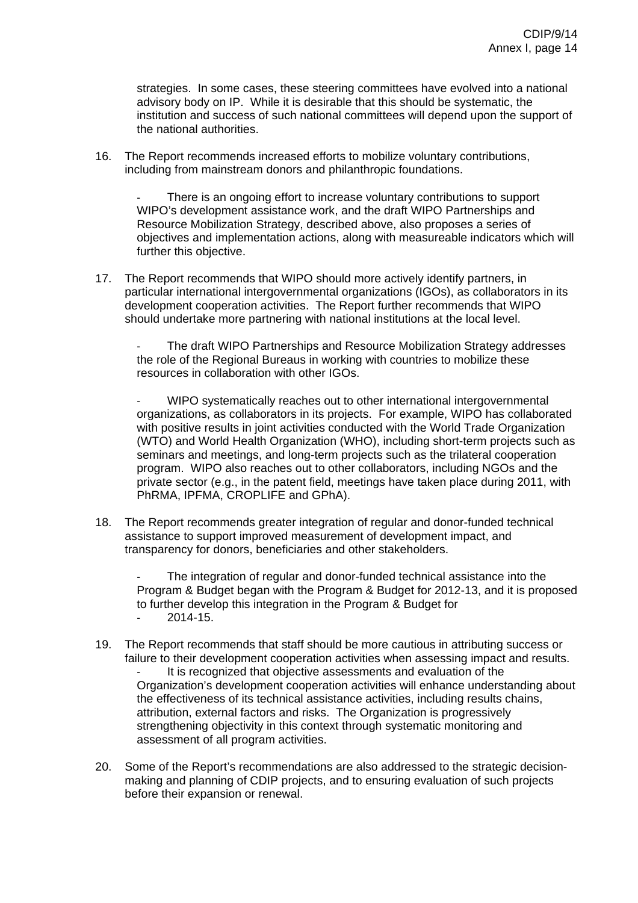strategies. In some cases, these steering committees have evolved into a national advisory body on IP. While it is desirable that this should be systematic, the institution and success of such national committees will depend upon the support of the national authorities.

16. The Report recommends increased efforts to mobilize voluntary contributions, including from mainstream donors and philanthropic foundations.

    - There is an ongoing effort to increase voluntary contributions to support WIPO's development assistance work, and the draft WIPO Partnerships and Resource Mobilization Strategy, described above, also proposes a series of objectives and implementation actions, along with measureable indicators which will further this objective.

17. The Report recommends that WIPO should more actively identify partners, in particular international intergovernmental organizations (IGOs), as collaborators in its development cooperation activities. The Report further recommends that WIPO should undertake more partnering with national institutions at the local level.

    - The draft WIPO Partnerships and Resource Mobilization Strategy addresses the role of the Regional Bureaus in working with countries to mobilize these resources in collaboration with other IGOs.

    - WIPO systematically reaches out to other international intergovernmental organizations, as collaborators in its projects. For example, WIPO has collaborated with positive results in joint activities conducted with the World Trade Organization (WTO) and World Health Organization (WHO), including short-term projects such as seminars and meetings, and long-term projects such as the trilateral cooperation program. WIPO also reaches out to other collaborators, including NGOs and the private sector (e.g., in the patent field, meetings have taken place during 2011, with PhRMA, IPFMA, CROPLIFE and GPhA).

18. The Report recommends greater integration of regular and donor-funded technical assistance to support improved measurement of development impact, and transparency for donors, beneficiaries and other stakeholders.

    - The integration of regular and donor-funded technical assistance into the Program & Budget began with the Program & Budget for 2012-13, and it is proposed to further develop this integration in the Program & Budget for
    - 2014-15.

19. The Report recommends that staff should be more cautious in attributing success or failure to their development cooperation activities when assessing impact and results.
    - It is recognized that objective assessments and evaluation of the Organization's development cooperation activities will enhance understanding about the effectiveness of its technical assistance activities, including results chains, attribution, external factors and risks. The Organization is progressively strengthening objectivity in this context through systematic monitoring and assessment of all program activities.

20. Some of the Report's recommendations are also addressed to the strategic decision-making and planning of CDIP projects, and to ensuring evaluation of such projects before their expansion or renewal.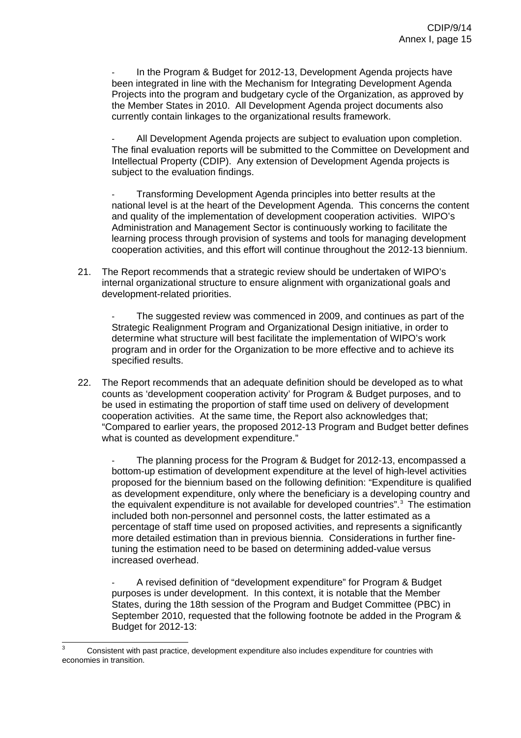- In the Program & Budget for 2012-13, Development Agenda projects have been integrated in line with the Mechanism for Integrating Development Agenda Projects into the program and budgetary cycle of the Organization, as approved by the Member States in 2010. All Development Agenda project documents also currently contain linkages to the organizational results framework.

- All Development Agenda projects are subject to evaluation upon completion. The final evaluation reports will be submitted to the Committee on Development and Intellectual Property (CDIP). Any extension of Development Agenda projects is subject to the evaluation findings.

- Transforming Development Agenda principles into better results at the national level is at the heart of the Development Agenda. This concerns the content and quality of the implementation of development cooperation activities. WIPO's Administration and Management Sector is continuously working to facilitate the learning process through provision of systems and tools for managing development cooperation activities, and this effort will continue throughout the 2012-13 biennium.

21. The Report recommends that a strategic review should be undertaken of WIPO's internal organizational structure to ensure alignment with organizational goals and development-related priorities.

    - The suggested review was commenced in 2009, and continues as part of the Strategic Realignment Program and Organizational Design initiative, in order to determine what structure will best facilitate the implementation of WIPO's work program and in order for the Organization to be more effective and to achieve its specified results.

22. The Report recommends that an adequate definition should be developed as to what counts as 'development cooperation activity' for Program & Budget purposes, and to be used in estimating the proportion of staff time used on delivery of development cooperation activities. At the same time, the Report also acknowledges that; "Compared to earlier years, the proposed 2012-13 Program and Budget better defines what is counted as development expenditure."

    - The planning process for the Program & Budget for 2012-13, encompassed a bottom-up estimation of development expenditure at the level of high-level activities proposed for the biennium based on the following definition: "Expenditure is qualified as development expenditure, only where the beneficiary is a developing country and the equivalent expenditure is not available for developed countries".[3] The estimation included both non-personnel and personnel costs, the latter estimated as a percentage of staff time used on proposed activities, and represents a significantly more detailed estimation than in previous biennia. Considerations in further fine-tuning the estimation need to be based on determining added-value versus increased overhead.

    - A revised definition of "development expenditure" for Program & Budget purposes is under development. In this context, it is notable that the Member States, during the 18th session of the Program and Budget Committee (PBC) in September 2010, requested that the following footnote be added in the Program & Budget for 2012-13:

---

[3] Consistent with past practice, development expenditure also includes expenditure for countries with economies in transition.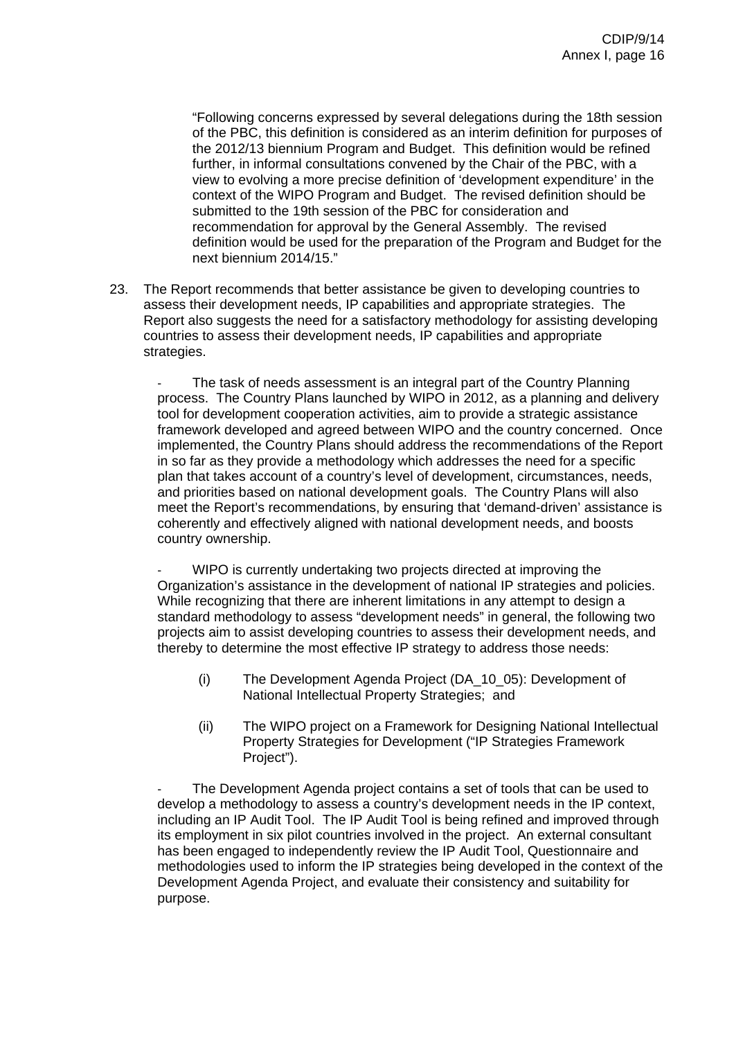> "Following concerns expressed by several delegations during the 18th session of the PBC, this definition is considered as an interim definition for purposes of the 2012/13 biennium Program and Budget. This definition would be refined further, in informal consultations convened by the Chair of the PBC, with a view to evolving a more precise definition of 'development expenditure' in the context of the WIPO Program and Budget. The revised definition should be submitted to the 19th session of the PBC for consideration and recommendation for approval by the General Assembly. The revised definition would be used for the preparation of the Program and Budget for the next biennium 2014/15."

23. The Report recommends that better assistance be given to developing countries to assess their development needs, IP capabilities and appropriate strategies. The Report also suggests the need for a satisfactory methodology for assisting developing countries to assess their development needs, IP capabilities and appropriate strategies.

- The task of needs assessment is an integral part of the Country Planning process. The Country Plans launched by WIPO in 2012, as a planning and delivery tool for development cooperation activities, aim to provide a strategic assistance framework developed and agreed between WIPO and the country concerned. Once implemented, the Country Plans should address the recommendations of the Report in so far as they provide a methodology which addresses the need for a specific plan that takes account of a country's level of development, circumstances, needs, and priorities based on national development goals. The Country Plans will also meet the Report's recommendations, by ensuring that 'demand-driven' assistance is coherently and effectively aligned with national development needs, and boosts country ownership.

- WIPO is currently undertaking two projects directed at improving the Organization's assistance in the development of national IP strategies and policies. While recognizing that there are inherent limitations in any attempt to design a standard methodology to assess "development needs" in general, the following two projects aim to assist developing countries to assess their development needs, and thereby to determine the most effective IP strategy to address those needs:

    (i) The Development Agenda Project (DA_10_05): Development of National Intellectual Property Strategies; and

    (ii) The WIPO project on a Framework for Designing National Intellectual Property Strategies for Development ("IP Strategies Framework Project").

- The Development Agenda project contains a set of tools that can be used to develop a methodology to assess a country's development needs in the IP context, including an IP Audit Tool. The IP Audit Tool is being refined and improved through its employment in six pilot countries involved in the project. An external consultant has been engaged to independently review the IP Audit Tool, Questionnaire and methodologies used to inform the IP strategies being developed in the context of the Development Agenda Project, and evaluate their consistency and suitability for purpose.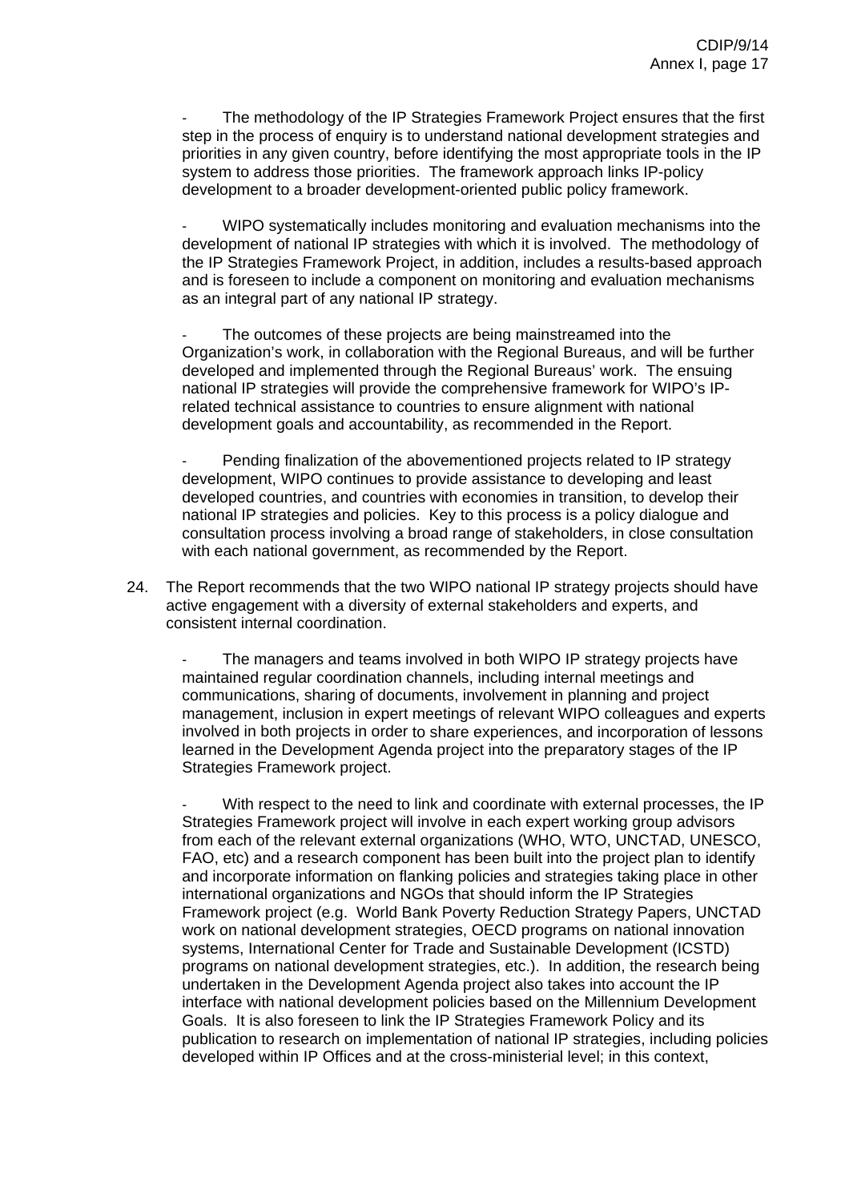- The methodology of the IP Strategies Framework Project ensures that the first step in the process of enquiry is to understand national development strategies and priorities in any given country, before identifying the most appropriate tools in the IP system to address those priorities. The framework approach links IP-policy development to a broader development-oriented public policy framework.

- WIPO systematically includes monitoring and evaluation mechanisms into the development of national IP strategies with which it is involved. The methodology of the IP Strategies Framework Project, in addition, includes a results-based approach and is foreseen to include a component on monitoring and evaluation mechanisms as an integral part of any national IP strategy.

- The outcomes of these projects are being mainstreamed into the Organization's work, in collaboration with the Regional Bureaus, and will be further developed and implemented through the Regional Bureaus' work. The ensuing national IP strategies will provide the comprehensive framework for WIPO's IP-related technical assistance to countries to ensure alignment with national development goals and accountability, as recommended in the Report.

- Pending finalization of the abovementioned projects related to IP strategy development, WIPO continues to provide assistance to developing and least developed countries, and countries with economies in transition, to develop their national IP strategies and policies. Key to this process is a policy dialogue and consultation process involving a broad range of stakeholders, in close consultation with each national government, as recommended by the Report.

24. The Report recommends that the two WIPO national IP strategy projects should have active engagement with a diversity of external stakeholders and experts, and consistent internal coordination.

    - The managers and teams involved in both WIPO IP strategy projects have maintained regular coordination channels, including internal meetings and communications, sharing of documents, involvement in planning and project management, inclusion in expert meetings of relevant WIPO colleagues and experts involved in both projects in order to share experiences, and incorporation of lessons learned in the Development Agenda project into the preparatory stages of the IP Strategies Framework project.

    - With respect to the need to link and coordinate with external processes, the IP Strategies Framework project will involve in each expert working group advisors from each of the relevant external organizations (WHO, WTO, UNCTAD, UNESCO, FAO, etc) and a research component has been built into the project plan to identify and incorporate information on flanking policies and strategies taking place in other international organizations and NGOs that should inform the IP Strategies Framework project (e.g. World Bank Poverty Reduction Strategy Papers, UNCTAD work on national development strategies, OECD programs on national innovation systems, International Center for Trade and Sustainable Development (ICSTD) programs on national development strategies, etc.). In addition, the research being undertaken in the Development Agenda project also takes into account the IP interface with national development policies based on the Millennium Development Goals. It is also foreseen to link the IP Strategies Framework Policy and its publication to research on implementation of national IP strategies, including policies developed within IP Offices and at the cross-ministerial level; in this context,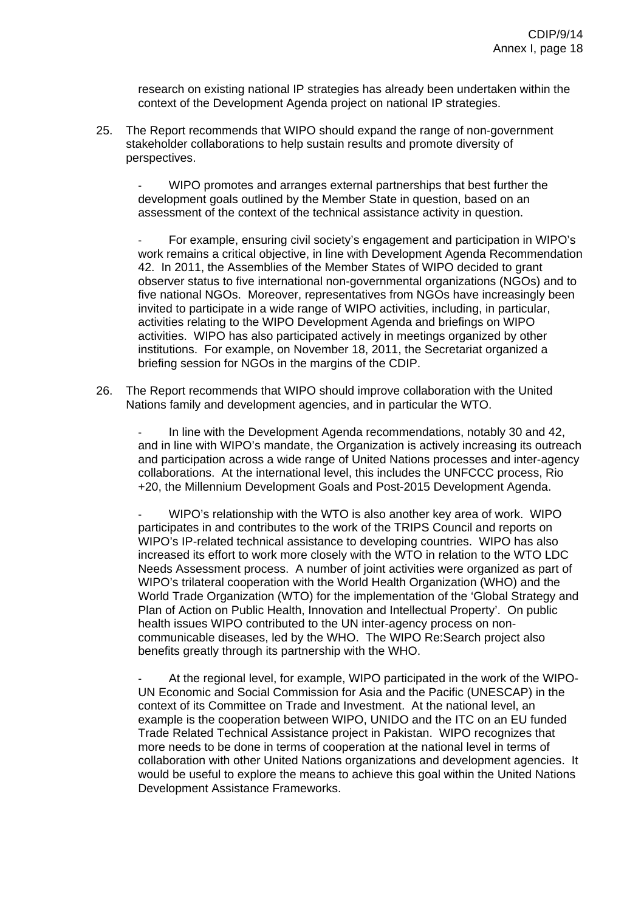research on existing national IP strategies has already been undertaken within the context of the Development Agenda project on national IP strategies.

25. The Report recommends that WIPO should expand the range of non-government stakeholder collaborations to help sustain results and promote diversity of perspectives.

   - WIPO promotes and arranges external partnerships that best further the development goals outlined by the Member State in question, based on an assessment of the context of the technical assistance activity in question.

   - For example, ensuring civil society's engagement and participation in WIPO's work remains a critical objective, in line with Development Agenda Recommendation 42. In 2011, the Assemblies of the Member States of WIPO decided to grant observer status to five international non-governmental organizations (NGOs) and to five national NGOs. Moreover, representatives from NGOs have increasingly been invited to participate in a wide range of WIPO activities, including, in particular, activities relating to the WIPO Development Agenda and briefings on WIPO activities. WIPO has also participated actively in meetings organized by other institutions. For example, on November 18, 2011, the Secretariat organized a briefing session for NGOs in the margins of the CDIP.

26. The Report recommends that WIPO should improve collaboration with the United Nations family and development agencies, and in particular the WTO.

   - In line with the Development Agenda recommendations, notably 30 and 42, and in line with WIPO's mandate, the Organization is actively increasing its outreach and participation across a wide range of United Nations processes and inter-agency collaborations. At the international level, this includes the UNFCCC process, Rio +20, the Millennium Development Goals and Post-2015 Development Agenda.

   - WIPO's relationship with the WTO is also another key area of work. WIPO participates in and contributes to the work of the TRIPS Council and reports on WIPO's IP-related technical assistance to developing countries. WIPO has also increased its effort to work more closely with the WTO in relation to the WTO LDC Needs Assessment process. A number of joint activities were organized as part of WIPO's trilateral cooperation with the World Health Organization (WHO) and the World Trade Organization (WTO) for the implementation of the 'Global Strategy and Plan of Action on Public Health, Innovation and Intellectual Property'. On public health issues WIPO contributed to the UN inter-agency process on non-communicable diseases, led by the WHO. The WIPO Re:Search project also benefits greatly through its partnership with the WHO.

   - At the regional level, for example, WIPO participated in the work of the WIPO-UN Economic and Social Commission for Asia and the Pacific (UNESCAP) in the context of its Committee on Trade and Investment. At the national level, an example is the cooperation between WIPO, UNIDO and the ITC on an EU funded Trade Related Technical Assistance project in Pakistan. WIPO recognizes that more needs to be done in terms of cooperation at the national level in terms of collaboration with other United Nations organizations and development agencies. It would be useful to explore the means to achieve this goal within the United Nations Development Assistance Frameworks.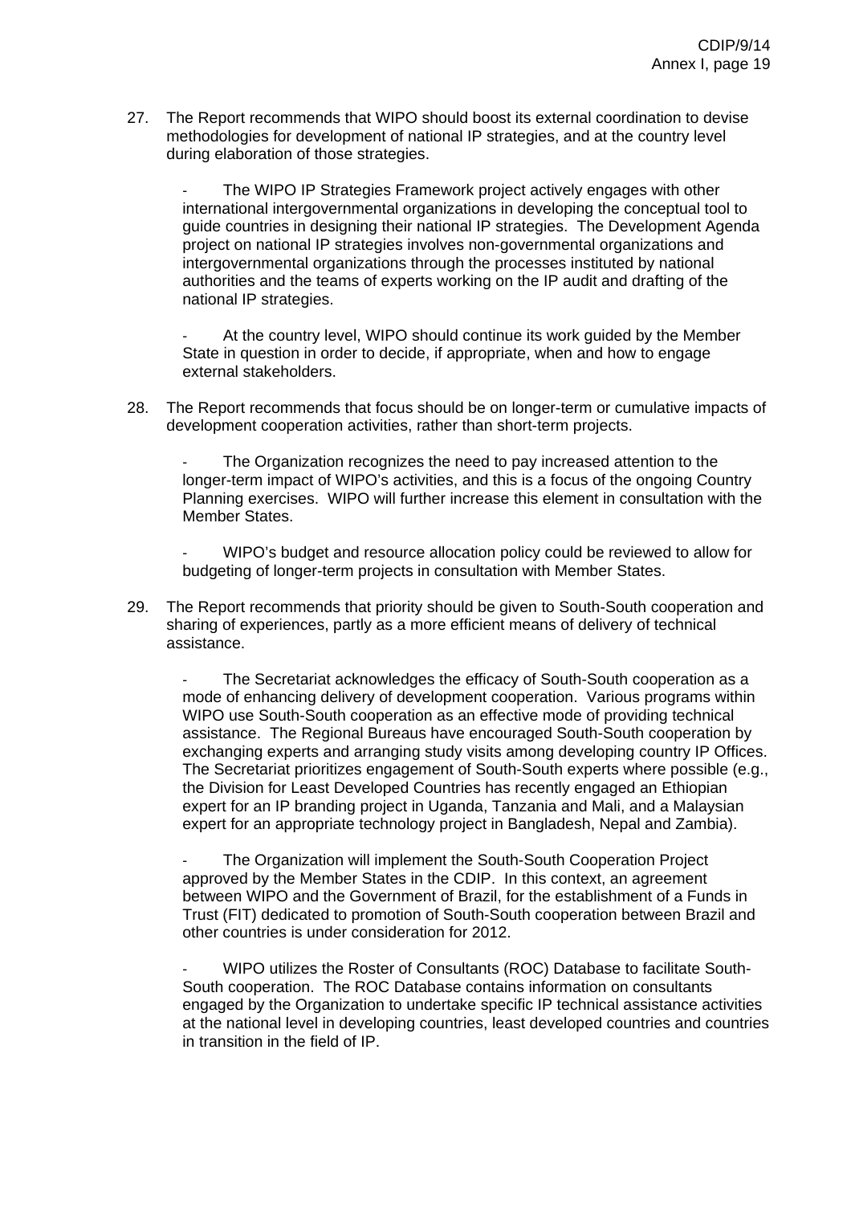27. The Report recommends that WIPO should boost its external coordination to devise methodologies for development of national IP strategies, and at the country level during elaboration of those strategies.

   - The WIPO IP Strategies Framework project actively engages with other international intergovernmental organizations in developing the conceptual tool to guide countries in designing their national IP strategies. The Development Agenda project on national IP strategies involves non-governmental organizations and intergovernmental organizations through the processes instituted by national authorities and the teams of experts working on the IP audit and drafting of the national IP strategies.

   - At the country level, WIPO should continue its work guided by the Member State in question in order to decide, if appropriate, when and how to engage external stakeholders.

28. The Report recommends that focus should be on longer-term or cumulative impacts of development cooperation activities, rather than short-term projects.

   - The Organization recognizes the need to pay increased attention to the longer-term impact of WIPO's activities, and this is a focus of the ongoing Country Planning exercises. WIPO will further increase this element in consultation with the Member States.

   - WIPO's budget and resource allocation policy could be reviewed to allow for budgeting of longer-term projects in consultation with Member States.

29. The Report recommends that priority should be given to South-South cooperation and sharing of experiences, partly as a more efficient means of delivery of technical assistance.

   - The Secretariat acknowledges the efficacy of South-South cooperation as a mode of enhancing delivery of development cooperation. Various programs within WIPO use South-South cooperation as an effective mode of providing technical assistance. The Regional Bureaus have encouraged South-South cooperation by exchanging experts and arranging study visits among developing country IP Offices. The Secretariat prioritizes engagement of South-South experts where possible (e.g., the Division for Least Developed Countries has recently engaged an Ethiopian expert for an IP branding project in Uganda, Tanzania and Mali, and a Malaysian expert for an appropriate technology project in Bangladesh, Nepal and Zambia).

   - The Organization will implement the South-South Cooperation Project approved by the Member States in the CDIP. In this context, an agreement between WIPO and the Government of Brazil, for the establishment of a Funds in Trust (FIT) dedicated to promotion of South-South cooperation between Brazil and other countries is under consideration for 2012.

   - WIPO utilizes the Roster of Consultants (ROC) Database to facilitate South-South cooperation. The ROC Database contains information on consultants engaged by the Organization to undertake specific IP technical assistance activities at the national level in developing countries, least developed countries and countries in transition in the field of IP.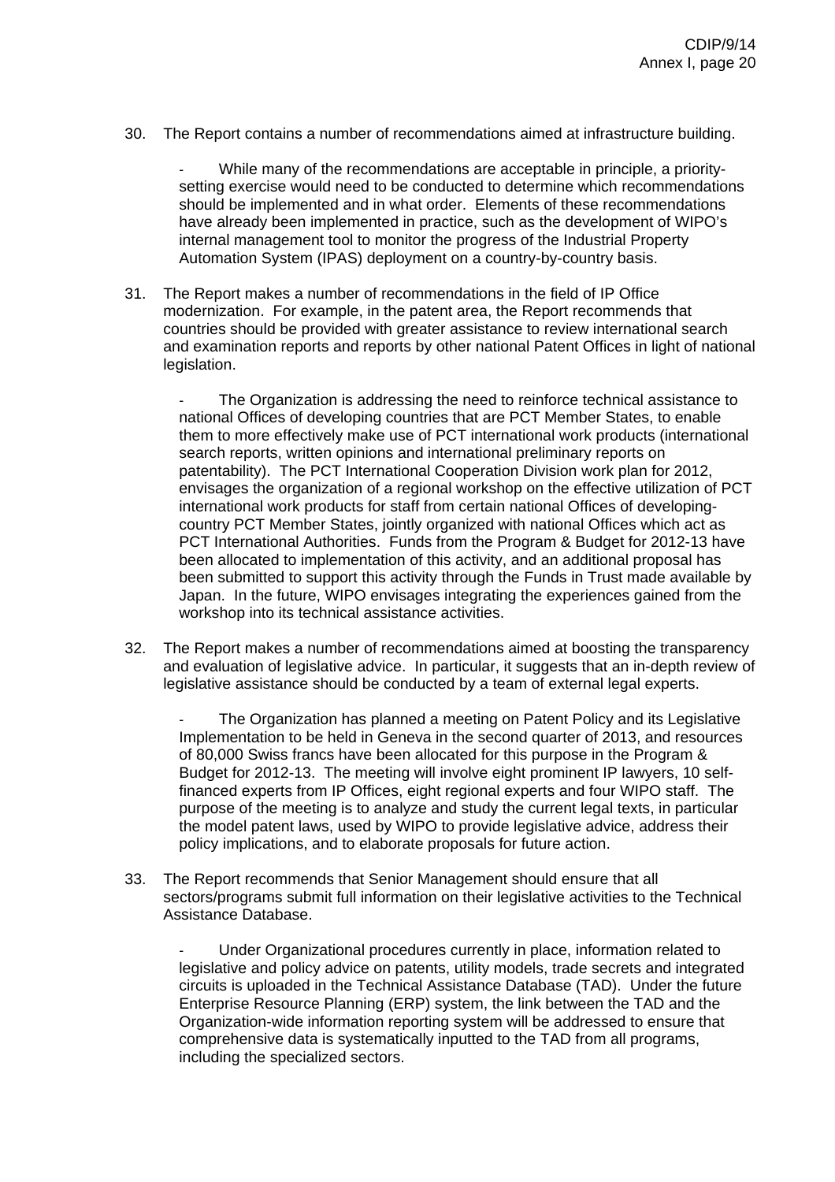30. The Report contains a number of recommendations aimed at infrastructure building.

    - While many of the recommendations are acceptable in principle, a priority-setting exercise would need to be conducted to determine which recommendations should be implemented and in what order. Elements of these recommendations have already been implemented in practice, such as the development of WIPO's internal management tool to monitor the progress of the Industrial Property Automation System (IPAS) deployment on a country-by-country basis.

31. The Report makes a number of recommendations in the field of IP Office modernization. For example, in the patent area, the Report recommends that countries should be provided with greater assistance to review international search and examination reports and reports by other national Patent Offices in light of national legislation.

    - The Organization is addressing the need to reinforce technical assistance to national Offices of developing countries that are PCT Member States, to enable them to more effectively make use of PCT international work products (international search reports, written opinions and international preliminary reports on patentability). The PCT International Cooperation Division work plan for 2012, envisages the organization of a regional workshop on the effective utilization of PCT international work products for staff from certain national Offices of developing-country PCT Member States, jointly organized with national Offices which act as PCT International Authorities. Funds from the Program & Budget for 2012-13 have been allocated to implementation of this activity, and an additional proposal has been submitted to support this activity through the Funds in Trust made available by Japan. In the future, WIPO envisages integrating the experiences gained from the workshop into its technical assistance activities.

32. The Report makes a number of recommendations aimed at boosting the transparency and evaluation of legislative advice. In particular, it suggests that an in-depth review of legislative assistance should be conducted by a team of external legal experts.

    - The Organization has planned a meeting on Patent Policy and its Legislative Implementation to be held in Geneva in the second quarter of 2013, and resources of 80,000 Swiss francs have been allocated for this purpose in the Program & Budget for 2012-13. The meeting will involve eight prominent IP lawyers, 10 self-financed experts from IP Offices, eight regional experts and four WIPO staff. The purpose of the meeting is to analyze and study the current legal texts, in particular the model patent laws, used by WIPO to provide legislative advice, address their policy implications, and to elaborate proposals for future action.

33. The Report recommends that Senior Management should ensure that all sectors/programs submit full information on their legislative activities to the Technical Assistance Database.

    - Under Organizational procedures currently in place, information related to legislative and policy advice on patents, utility models, trade secrets and integrated circuits is uploaded in the Technical Assistance Database (TAD). Under the future Enterprise Resource Planning (ERP) system, the link between the TAD and the Organization-wide information reporting system will be addressed to ensure that comprehensive data is systematically inputted to the TAD from all programs, including the specialized sectors.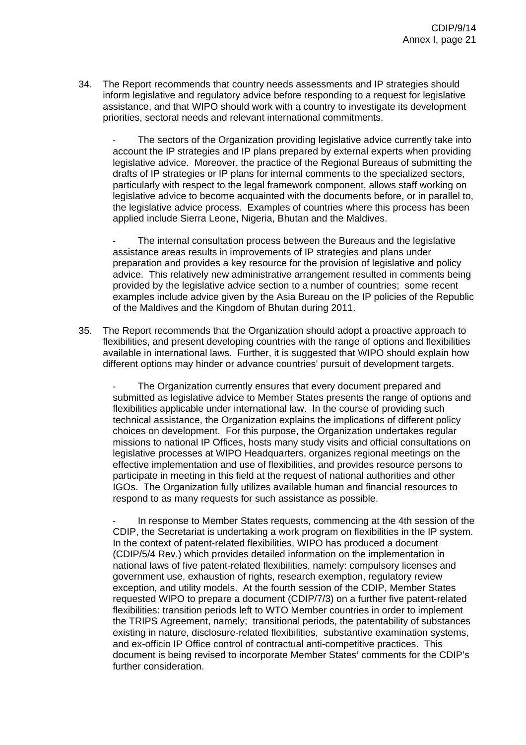34. The Report recommends that country needs assessments and IP strategies should inform legislative and regulatory advice before responding to a request for legislative assistance, and that WIPO should work with a country to investigate its development priorities, sectoral needs and relevant international commitments.

    - The sectors of the Organization providing legislative advice currently take into account the IP strategies and IP plans prepared by external experts when providing legislative advice. Moreover, the practice of the Regional Bureaus of submitting the drafts of IP strategies or IP plans for internal comments to the specialized sectors, particularly with respect to the legal framework component, allows staff working on legislative advice to become acquainted with the documents before, or in parallel to, the legislative advice process. Examples of countries where this process has been applied include Sierra Leone, Nigeria, Bhutan and the Maldives.

    - The internal consultation process between the Bureaus and the legislative assistance areas results in improvements of IP strategies and plans under preparation and provides a key resource for the provision of legislative and policy advice. This relatively new administrative arrangement resulted in comments being provided by the legislative advice section to a number of countries; some recent examples include advice given by the Asia Bureau on the IP policies of the Republic of the Maldives and the Kingdom of Bhutan during 2011.

35. The Report recommends that the Organization should adopt a proactive approach to flexibilities, and present developing countries with the range of options and flexibilities available in international laws. Further, it is suggested that WIPO should explain how different options may hinder or advance countries' pursuit of development targets.

    - The Organization currently ensures that every document prepared and submitted as legislative advice to Member States presents the range of options and flexibilities applicable under international law. In the course of providing such technical assistance, the Organization explains the implications of different policy choices on development. For this purpose, the Organization undertakes regular missions to national IP Offices, hosts many study visits and official consultations on legislative processes at WIPO Headquarters, organizes regional meetings on the effective implementation and use of flexibilities, and provides resource persons to participate in meeting in this field at the request of national authorities and other IGOs. The Organization fully utilizes available human and financial resources to respond to as many requests for such assistance as possible.

    - In response to Member States requests, commencing at the 4th session of the CDIP, the Secretariat is undertaking a work program on flexibilities in the IP system. In the context of patent-related flexibilities, WIPO has produced a document (CDIP/5/4 Rev.) which provides detailed information on the implementation in national laws of five patent-related flexibilities, namely: compulsory licenses and government use, exhaustion of rights, research exemption, regulatory review exception, and utility models. At the fourth session of the CDIP, Member States requested WIPO to prepare a document (CDIP/7/3) on a further five patent-related flexibilities: transition periods left to WTO Member countries in order to implement the TRIPS Agreement, namely; transitional periods, the patentability of substances existing in nature, disclosure-related flexibilities, substantive examination systems, and ex-officio IP Office control of contractual anti-competitive practices. This document is being revised to incorporate Member States' comments for the CDIP's further consideration.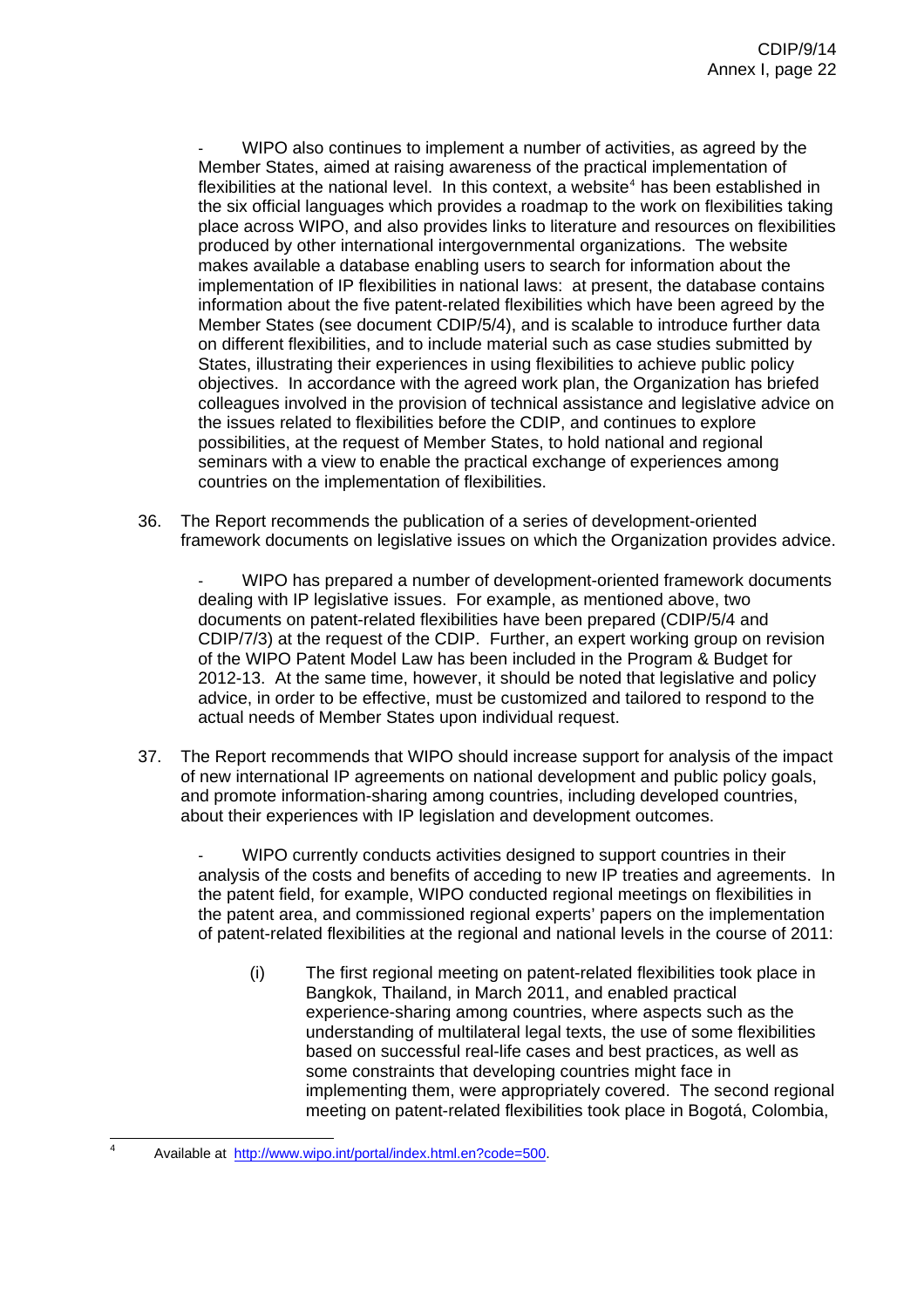- WIPO also continues to implement a number of activities, as agreed by the Member States, aimed at raising awareness of the practical implementation of flexibilities at the national level. In this context, a website[4] has been established in the six official languages which provides a roadmap to the work on flexibilities taking place across WIPO, and also provides links to literature and resources on flexibilities produced by other international intergovernmental organizations. The website makes available a database enabling users to search for information about the implementation of IP flexibilities in national laws: at present, the database contains information about the five patent-related flexibilities which have been agreed by the Member States (see document CDIP/5/4), and is scalable to introduce further data on different flexibilities, and to include material such as case studies submitted by States, illustrating their experiences in using flexibilities to achieve public policy objectives. In accordance with the agreed work plan, the Organization has briefed colleagues involved in the provision of technical assistance and legislative advice on the issues related to flexibilities before the CDIP, and continues to explore possibilities, at the request of Member States, to hold national and regional seminars with a view to enable the practical exchange of experiences among countries on the implementation of flexibilities.

36. The Report recommends the publication of a series of development-oriented framework documents on legislative issues on which the Organization provides advice.

- WIPO has prepared a number of development-oriented framework documents dealing with IP legislative issues. For example, as mentioned above, two documents on patent-related flexibilities have been prepared (CDIP/5/4 and CDIP/7/3) at the request of the CDIP. Further, an expert working group on revision of the WIPO Patent Model Law has been included in the Program & Budget for 2012-13. At the same time, however, it should be noted that legislative and policy advice, in order to be effective, must be customized and tailored to respond to the actual needs of Member States upon individual request.

37. The Report recommends that WIPO should increase support for analysis of the impact of new international IP agreements on national development and public policy goals, and promote information-sharing among countries, including developed countries, about their experiences with IP legislation and development outcomes.

- WIPO currently conducts activities designed to support countries in their analysis of the costs and benefits of acceding to new IP treaties and agreements. In the patent field, for example, WIPO conducted regional meetings on flexibilities in the patent area, and commissioned regional experts' papers on the implementation of patent-related flexibilities at the regional and national levels in the course of 2011:

(i) The first regional meeting on patent-related flexibilities took place in Bangkok, Thailand, in March 2011, and enabled practical experience-sharing among countries, where aspects such as the understanding of multilateral legal texts, the use of some flexibilities based on successful real-life cases and best practices, as well as some constraints that developing countries might face in implementing them, were appropriately covered. The second regional meeting on patent-related flexibilities took place in Bogotá, Colombia,

[4] Available at http://www.wipo.int/portal/index.html.en?code=500.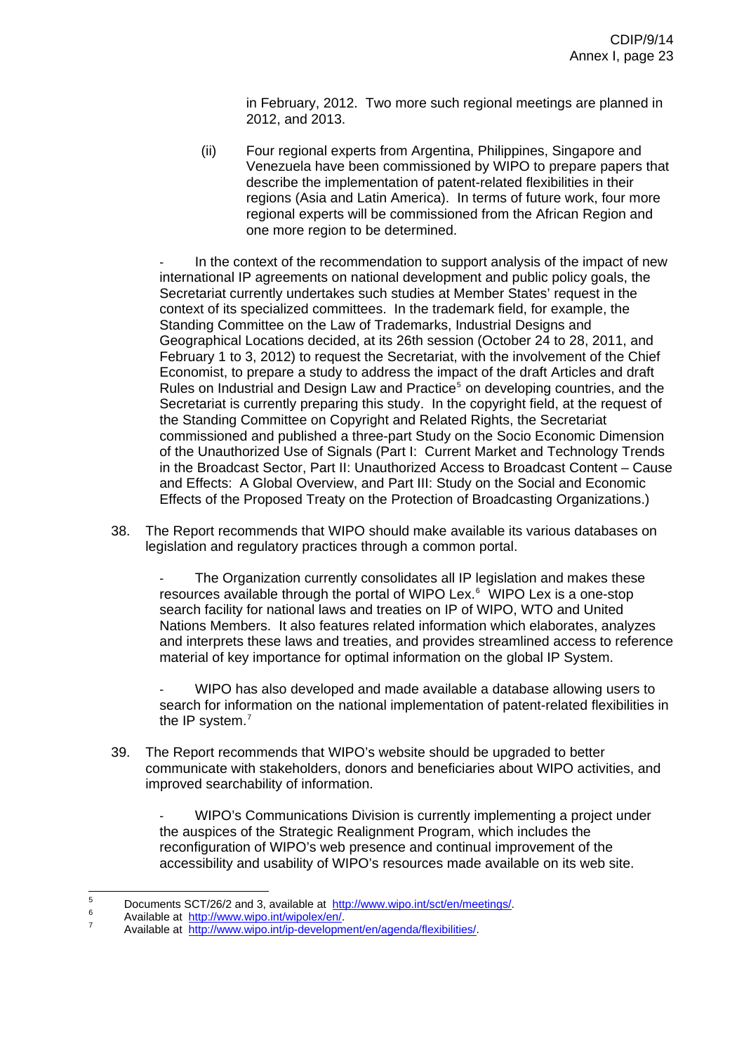in February, 2012. Two more such regional meetings are planned in 2012, and 2013.

(ii) Four regional experts from Argentina, Philippines, Singapore and Venezuela have been commissioned by WIPO to prepare papers that describe the implementation of patent-related flexibilities in their regions (Asia and Latin America). In terms of future work, four more regional experts will be commissioned from the African Region and one more region to be determined.

- In the context of the recommendation to support analysis of the impact of new international IP agreements on national development and public policy goals, the Secretariat currently undertakes such studies at Member States' request in the context of its specialized committees. In the trademark field, for example, the Standing Committee on the Law of Trademarks, Industrial Designs and Geographical Locations decided, at its 26th session (October 24 to 28, 2011, and February 1 to 3, 2012) to request the Secretariat, with the involvement of the Chief Economist, to prepare a study to address the impact of the draft Articles and draft Rules on Industrial and Design Law and Practice[5] on developing countries, and the Secretariat is currently preparing this study. In the copyright field, at the request of the Standing Committee on Copyright and Related Rights, the Secretariat commissioned and published a three-part Study on the Socio Economic Dimension of the Unauthorized Use of Signals (Part I: Current Market and Technology Trends in the Broadcast Sector, Part II: Unauthorized Access to Broadcast Content – Cause and Effects: A Global Overview, and Part III: Study on the Social and Economic Effects of the Proposed Treaty on the Protection of Broadcasting Organizations.)

38. The Report recommends that WIPO should make available its various databases on legislation and regulatory practices through a common portal.

- The Organization currently consolidates all IP legislation and makes these resources available through the portal of WIPO Lex.[6] WIPO Lex is a one-stop search facility for national laws and treaties on IP of WIPO, WTO and United Nations Members. It also features related information which elaborates, analyzes and interprets these laws and treaties, and provides streamlined access to reference material of key importance for optimal information on the global IP System.

- WIPO has also developed and made available a database allowing users to search for information on the national implementation of patent-related flexibilities in the IP system.[7]

39. The Report recommends that WIPO's website should be upgraded to better communicate with stakeholders, donors and beneficiaries about WIPO activities, and improved searchability of information.

- WIPO's Communications Division is currently implementing a project under the auspices of the Strategic Realignment Program, which includes the reconfiguration of WIPO's web presence and continual improvement of the accessibility and usability of WIPO's resources made available on its web site.

---

[5] Documents SCT/26/2 and 3, available at http://www.wipo.int/sct/en/meetings/.

[6] Available at http://www.wipo.int/wipolex/en/.

[7] Available at http://www.wipo.int/ip-development/en/agenda/flexibilities/.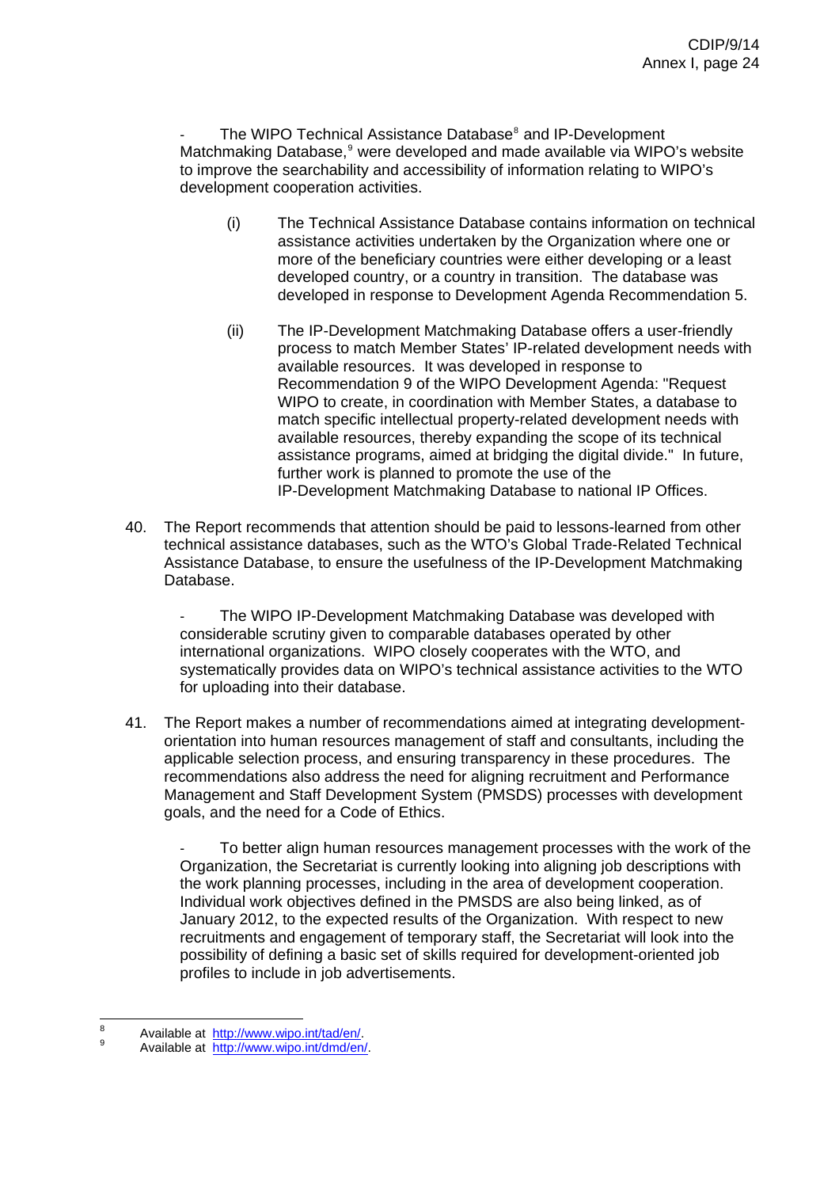- The WIPO Technical Assistance Database[8] and IP-Development Matchmaking Database,[9] were developed and made available via WIPO's website to improve the searchability and accessibility of information relating to WIPO's development cooperation activities.

  (i) The Technical Assistance Database contains information on technical assistance activities undertaken by the Organization where one or more of the beneficiary countries were either developing or a least developed country, or a country in transition. The database was developed in response to Development Agenda Recommendation 5.

  (ii) The IP-Development Matchmaking Database offers a user-friendly process to match Member States' IP-related development needs with available resources. It was developed in response to Recommendation 9 of the WIPO Development Agenda: "Request WIPO to create, in coordination with Member States, a database to match specific intellectual property-related development needs with available resources, thereby expanding the scope of its technical assistance programs, aimed at bridging the digital divide." In future, further work is planned to promote the use of the IP-Development Matchmaking Database to national IP Offices.

40. The Report recommends that attention should be paid to lessons-learned from other technical assistance databases, such as the WTO's Global Trade-Related Technical Assistance Database, to ensure the usefulness of the IP-Development Matchmaking Database.

  - The WIPO IP-Development Matchmaking Database was developed with considerable scrutiny given to comparable databases operated by other international organizations. WIPO closely cooperates with the WTO, and systematically provides data on WIPO's technical assistance activities to the WTO for uploading into their database.

41. The Report makes a number of recommendations aimed at integrating development-orientation into human resources management of staff and consultants, including the applicable selection process, and ensuring transparency in these procedures. The recommendations also address the need for aligning recruitment and Performance Management and Staff Development System (PMSDS) processes with development goals, and the need for a Code of Ethics.

  - To better align human resources management processes with the work of the Organization, the Secretariat is currently looking into aligning job descriptions with the work planning processes, including in the area of development cooperation. Individual work objectives defined in the PMSDS are also being linked, as of January 2012, to the expected results of the Organization. With respect to new recruitments and engagement of temporary staff, the Secretariat will look into the possibility of defining a basic set of skills required for development-oriented job profiles to include in job advertisements.

---

[8] Available at http://www.wipo.int/tad/en/.

[9] Available at http://www.wipo.int/dmd/en/.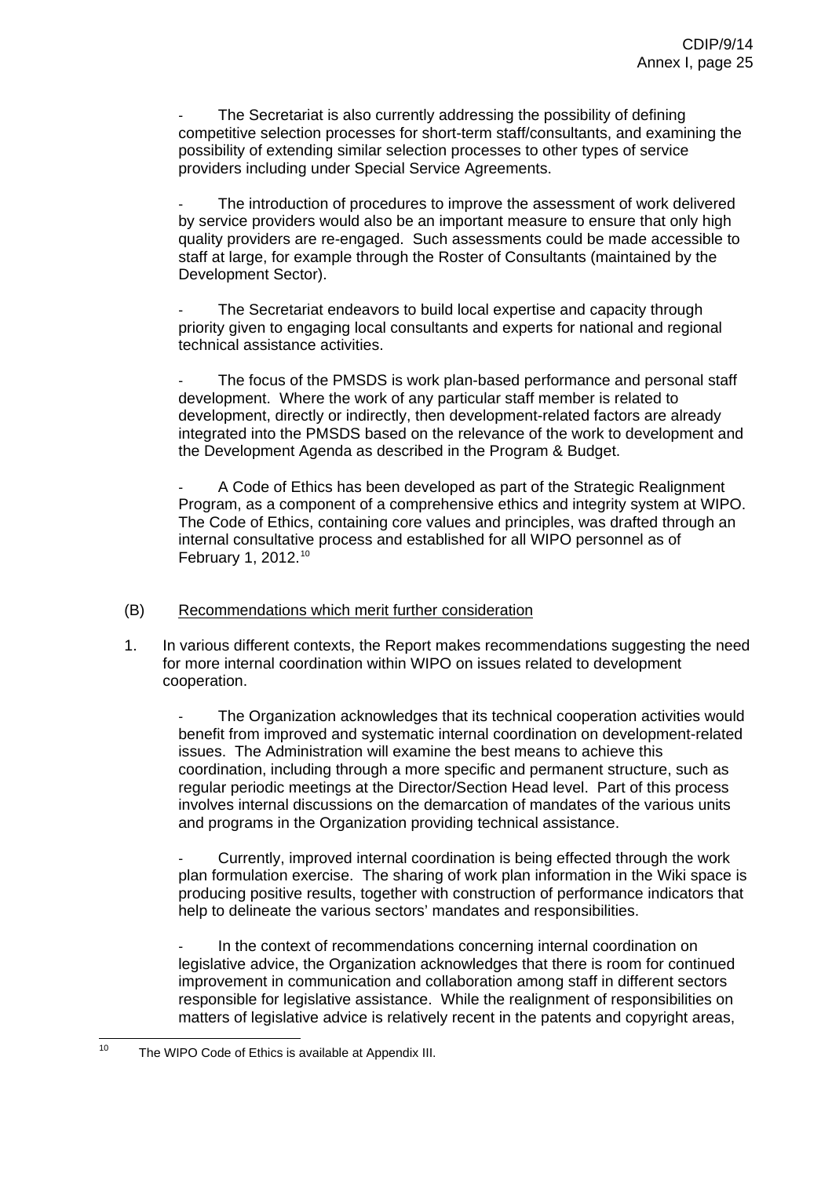- The Secretariat is also currently addressing the possibility of defining competitive selection processes for short-term staff/consultants, and examining the possibility of extending similar selection processes to other types of service providers including under Special Service Agreements.

- The introduction of procedures to improve the assessment of work delivered by service providers would also be an important measure to ensure that only high quality providers are re-engaged. Such assessments could be made accessible to staff at large, for example through the Roster of Consultants (maintained by the Development Sector).

- The Secretariat endeavors to build local expertise and capacity through priority given to engaging local consultants and experts for national and regional technical assistance activities.

- The focus of the PMSDS is work plan-based performance and personal staff development. Where the work of any particular staff member is related to development, directly or indirectly, then development-related factors are already integrated into the PMSDS based on the relevance of the work to development and the Development Agenda as described in the Program & Budget.

- A Code of Ethics has been developed as part of the Strategic Realignment Program, as a component of a comprehensive ethics and integrity system at WIPO. The Code of Ethics, containing core values and principles, was drafted through an internal consultative process and established for all WIPO personnel as of February 1, 2012.[10]

(B) Recommendations which merit further consideration

1. In various different contexts, the Report makes recommendations suggesting the need for more internal coordination within WIPO on issues related to development cooperation.

   - The Organization acknowledges that its technical cooperation activities would benefit from improved and systematic internal coordination on development-related issues. The Administration will examine the best means to achieve this coordination, including through a more specific and permanent structure, such as regular periodic meetings at the Director/Section Head level. Part of this process involves internal discussions on the demarcation of mandates of the various units and programs in the Organization providing technical assistance.

   - Currently, improved internal coordination is being effected through the work plan formulation exercise. The sharing of work plan information in the Wiki space is producing positive results, together with construction of performance indicators that help to delineate the various sectors' mandates and responsibilities.

   - In the context of recommendations concerning internal coordination on legislative advice, the Organization acknowledges that there is room for continued improvement in communication and collaboration among staff in different sectors responsible for legislative assistance. While the realignment of responsibilities on matters of legislative advice is relatively recent in the patents and copyright areas,

[10] The WIPO Code of Ethics is available at Appendix III.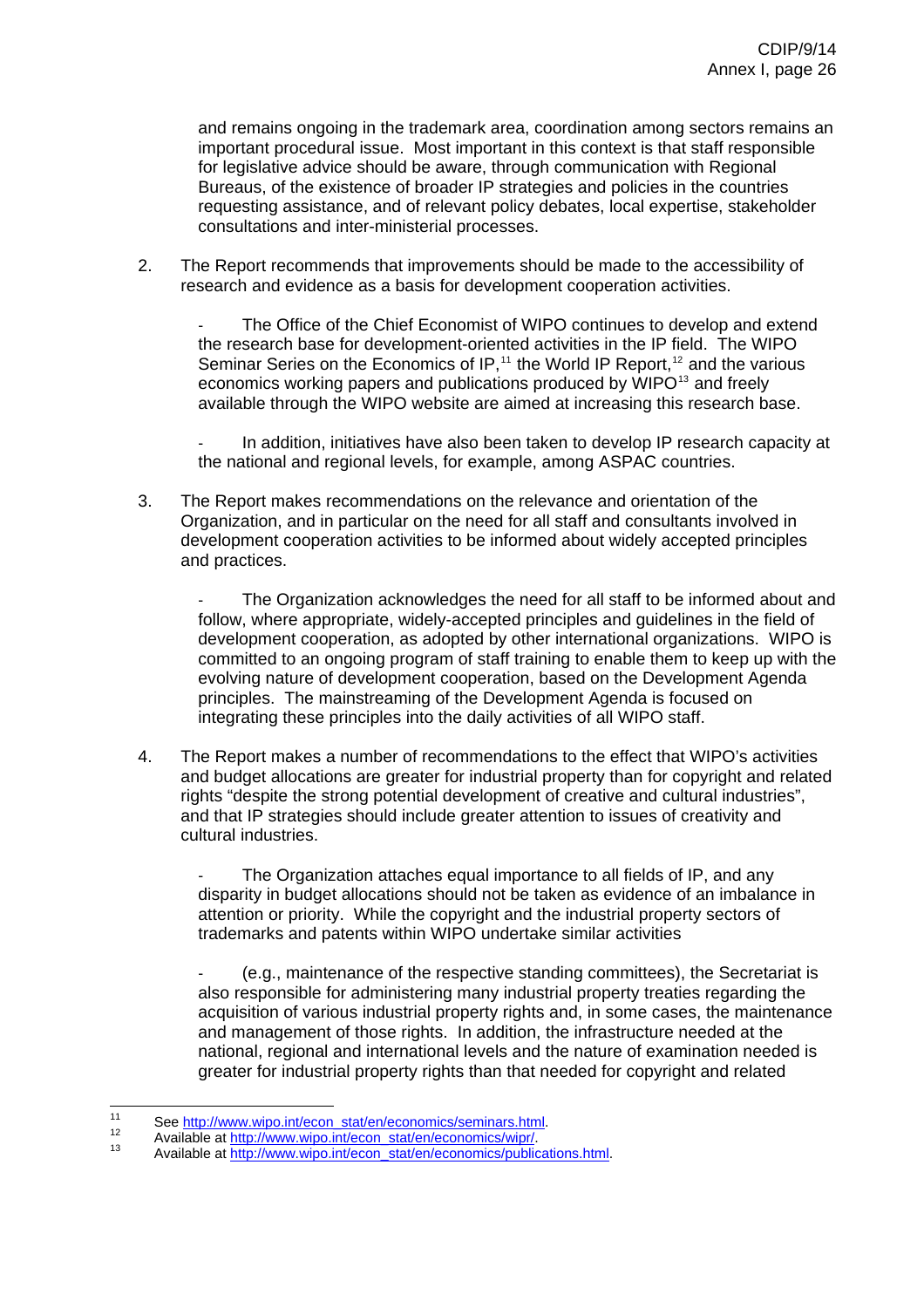and remains ongoing in the trademark area, coordination among sectors remains an important procedural issue. Most important in this context is that staff responsible for legislative advice should be aware, through communication with Regional Bureaus, of the existence of broader IP strategies and policies in the countries requesting assistance, and of relevant policy debates, local expertise, stakeholder consultations and inter-ministerial processes.

2. The Report recommends that improvements should be made to the accessibility of research and evidence as a basis for development cooperation activities.

   - The Office of the Chief Economist of WIPO continues to develop and extend the research base for development-oriented activities in the IP field. The WIPO Seminar Series on the Economics of IP,[11] the World IP Report,[12] and the various economics working papers and publications produced by WIPO[13] and freely available through the WIPO website are aimed at increasing this research base.

   - In addition, initiatives have also been taken to develop IP research capacity at the national and regional levels, for example, among ASPAC countries.

3. The Report makes recommendations on the relevance and orientation of the Organization, and in particular on the need for all staff and consultants involved in development cooperation activities to be informed about widely accepted principles and practices.

   - The Organization acknowledges the need for all staff to be informed about and follow, where appropriate, widely-accepted principles and guidelines in the field of development cooperation, as adopted by other international organizations. WIPO is committed to an ongoing program of staff training to enable them to keep up with the evolving nature of development cooperation, based on the Development Agenda principles. The mainstreaming of the Development Agenda is focused on integrating these principles into the daily activities of all WIPO staff.

4. The Report makes a number of recommendations to the effect that WIPO's activities and budget allocations are greater for industrial property than for copyright and related rights "despite the strong potential development of creative and cultural industries", and that IP strategies should include greater attention to issues of creativity and cultural industries.

   - The Organization attaches equal importance to all fields of IP, and any disparity in budget allocations should not be taken as evidence of an imbalance in attention or priority. While the copyright and the industrial property sectors of trademarks and patents within WIPO undertake similar activities

   - (e.g., maintenance of the respective standing committees), the Secretariat is also responsible for administering many industrial property treaties regarding the acquisition of various industrial property rights and, in some cases, the maintenance and management of those rights. In addition, the infrastructure needed at the national, regional and international levels and the nature of examination needed is greater for industrial property rights than that needed for copyright and related

---

[11] See http://www.wipo.int/econ_stat/en/economics/seminars.html.

[12] Available at http://www.wipo.int/econ_stat/en/economics/wipr/.

[13] Available at http://www.wipo.int/econ_stat/en/economics/publications.html.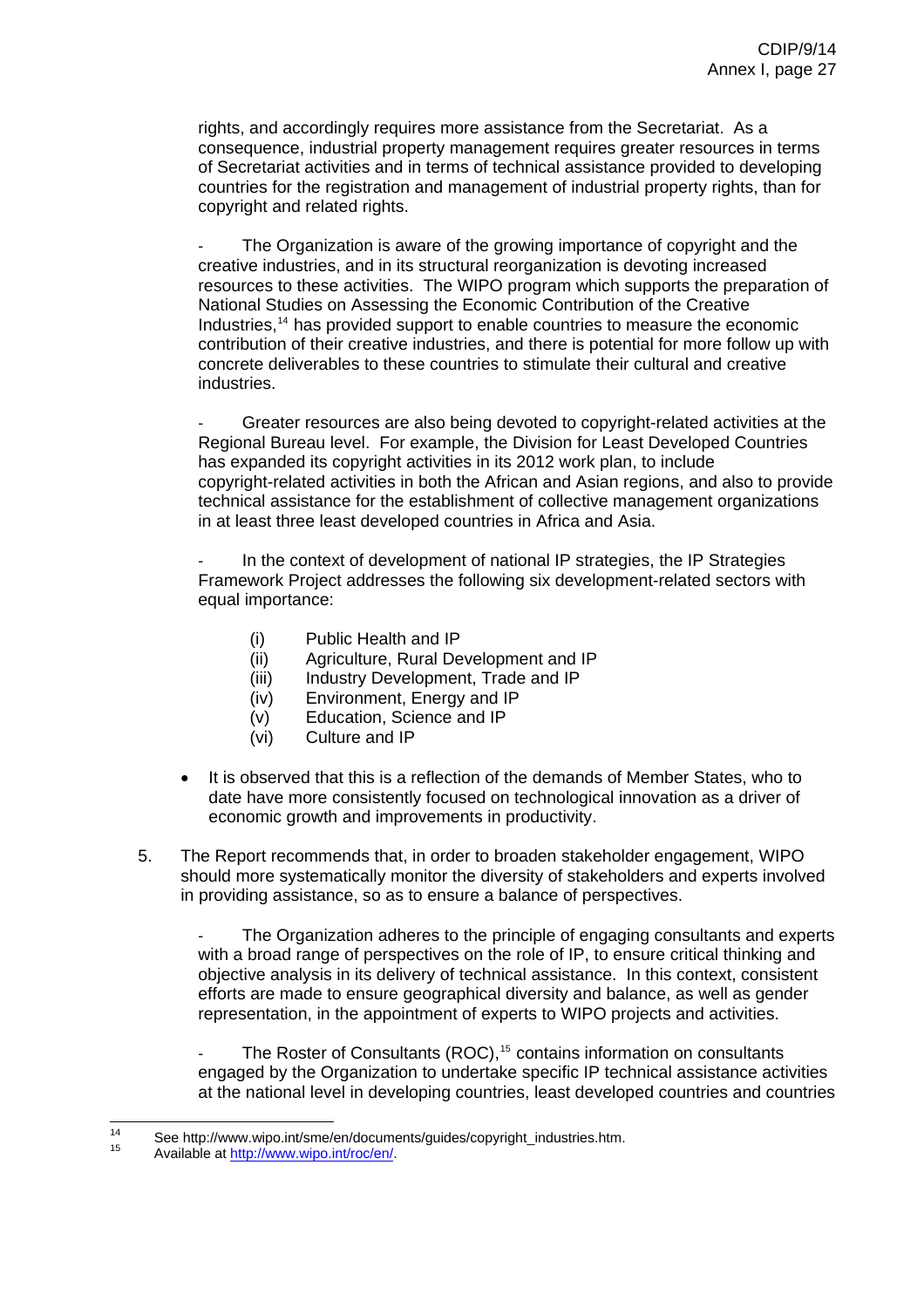rights, and accordingly requires more assistance from the Secretariat. As a consequence, industrial property management requires greater resources in terms of Secretariat activities and in terms of technical assistance provided to developing countries for the registration and management of industrial property rights, than for copyright and related rights.

- The Organization is aware of the growing importance of copyright and the creative industries, and in its structural reorganization is devoting increased resources to these activities. The WIPO program which supports the preparation of National Studies on Assessing the Economic Contribution of the Creative Industries,[14] has provided support to enable countries to measure the economic contribution of their creative industries, and there is potential for more follow up with concrete deliverables to these countries to stimulate their cultural and creative industries.

- Greater resources are also being devoted to copyright-related activities at the Regional Bureau level. For example, the Division for Least Developed Countries has expanded its copyright activities in its 2012 work plan, to include copyright-related activities in both the African and Asian regions, and also to provide technical assistance for the establishment of collective management organizations in at least three least developed countries in Africa and Asia.

- In the context of development of national IP strategies, the IP Strategies Framework Project addresses the following six development-related sectors with equal importance:

  (i) Public Health and IP
  (ii) Agriculture, Rural Development and IP
  (iii) Industry Development, Trade and IP
  (iv) Environment, Energy and IP
  (v) Education, Science and IP
  (vi) Culture and IP

- It is observed that this is a reflection of the demands of Member States, who to date have more consistently focused on technological innovation as a driver of economic growth and improvements in productivity.

5. The Report recommends that, in order to broaden stakeholder engagement, WIPO should more systematically monitor the diversity of stakeholders and experts involved in providing assistance, so as to ensure a balance of perspectives.

- The Organization adheres to the principle of engaging consultants and experts with a broad range of perspectives on the role of IP, to ensure critical thinking and objective analysis in its delivery of technical assistance. In this context, consistent efforts are made to ensure geographical diversity and balance, as well as gender representation, in the appointment of experts to WIPO projects and activities.

- The Roster of Consultants (ROC),[15] contains information on consultants engaged by the Organization to undertake specific IP technical assistance activities at the national level in developing countries, least developed countries and countries

---

[14] See http://www.wipo.int/sme/en/documents/guides/copyright_industries.htm.

[15] Available at http://www.wipo.int/roc/en/.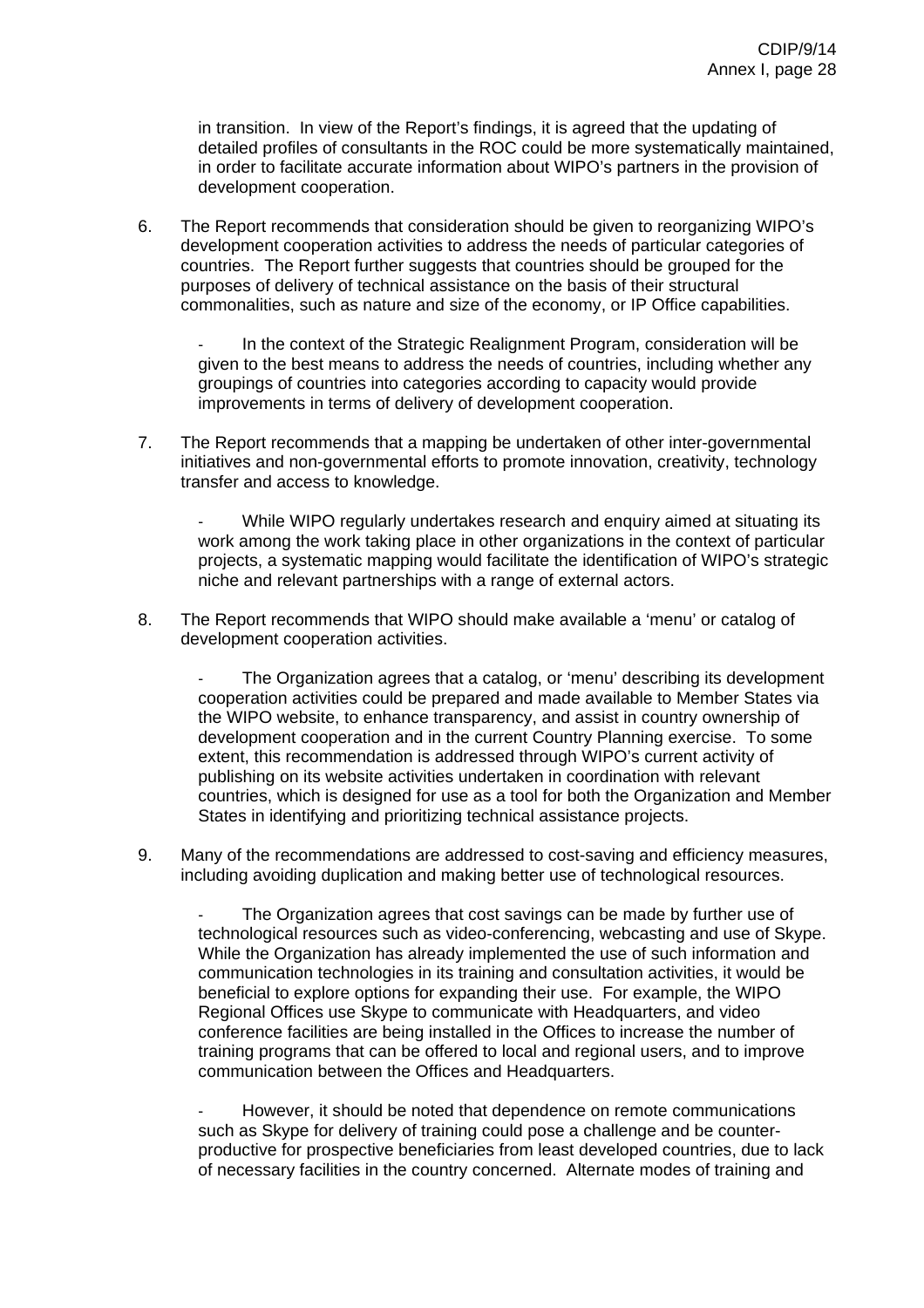in transition. In view of the Report's findings, it is agreed that the updating of detailed profiles of consultants in the ROC could be more systematically maintained, in order to facilitate accurate information about WIPO's partners in the provision of development cooperation.

6. The Report recommends that consideration should be given to reorganizing WIPO's development cooperation activities to address the needs of particular categories of countries. The Report further suggests that countries should be grouped for the purposes of delivery of technical assistance on the basis of their structural commonalities, such as nature and size of the economy, or IP Office capabilities.

   - In the context of the Strategic Realignment Program, consideration will be given to the best means to address the needs of countries, including whether any groupings of countries into categories according to capacity would provide improvements in terms of delivery of development cooperation.

7. The Report recommends that a mapping be undertaken of other inter-governmental initiatives and non-governmental efforts to promote innovation, creativity, technology transfer and access to knowledge.

   - While WIPO regularly undertakes research and enquiry aimed at situating its work among the work taking place in other organizations in the context of particular projects, a systematic mapping would facilitate the identification of WIPO's strategic niche and relevant partnerships with a range of external actors.

8. The Report recommends that WIPO should make available a 'menu' or catalog of development cooperation activities.

   - The Organization agrees that a catalog, or 'menu' describing its development cooperation activities could be prepared and made available to Member States via the WIPO website, to enhance transparency, and assist in country ownership of development cooperation and in the current Country Planning exercise. To some extent, this recommendation is addressed through WIPO's current activity of publishing on its website activities undertaken in coordination with relevant countries, which is designed for use as a tool for both the Organization and Member States in identifying and prioritizing technical assistance projects.

9. Many of the recommendations are addressed to cost-saving and efficiency measures, including avoiding duplication and making better use of technological resources.

   - The Organization agrees that cost savings can be made by further use of technological resources such as video-conferencing, webcasting and use of Skype. While the Organization has already implemented the use of such information and communication technologies in its training and consultation activities, it would be beneficial to explore options for expanding their use. For example, the WIPO Regional Offices use Skype to communicate with Headquarters, and video conference facilities are being installed in the Offices to increase the number of training programs that can be offered to local and regional users, and to improve communication between the Offices and Headquarters.

   - However, it should be noted that dependence on remote communications such as Skype for delivery of training could pose a challenge and be counter-productive for prospective beneficiaries from least developed countries, due to lack of necessary facilities in the country concerned. Alternate modes of training and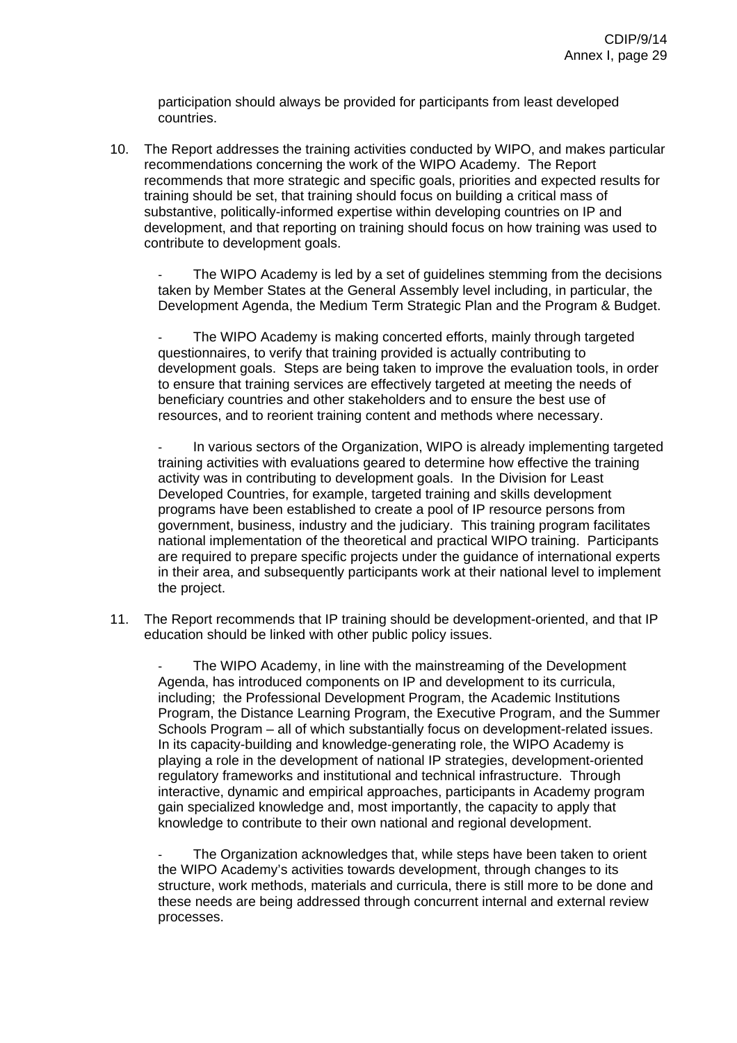participation should always be provided for participants from least developed countries.

10. The Report addresses the training activities conducted by WIPO, and makes particular recommendations concerning the work of the WIPO Academy. The Report recommends that more strategic and specific goals, priorities and expected results for training should be set, that training should focus on building a critical mass of substantive, politically-informed expertise within developing countries on IP and development, and that reporting on training should focus on how training was used to contribute to development goals.

   - The WIPO Academy is led by a set of guidelines stemming from the decisions taken by Member States at the General Assembly level including, in particular, the Development Agenda, the Medium Term Strategic Plan and the Program & Budget.

   - The WIPO Academy is making concerted efforts, mainly through targeted questionnaires, to verify that training provided is actually contributing to development goals. Steps are being taken to improve the evaluation tools, in order to ensure that training services are effectively targeted at meeting the needs of beneficiary countries and other stakeholders and to ensure the best use of resources, and to reorient training content and methods where necessary.

   - In various sectors of the Organization, WIPO is already implementing targeted training activities with evaluations geared to determine how effective the training activity was in contributing to development goals. In the Division for Least Developed Countries, for example, targeted training and skills development programs have been established to create a pool of IP resource persons from government, business, industry and the judiciary. This training program facilitates national implementation of the theoretical and practical WIPO training. Participants are required to prepare specific projects under the guidance of international experts in their area, and subsequently participants work at their national level to implement the project.

11. The Report recommends that IP training should be development-oriented, and that IP education should be linked with other public policy issues.

   - The WIPO Academy, in line with the mainstreaming of the Development Agenda, has introduced components on IP and development to its curricula, including; the Professional Development Program, the Academic Institutions Program, the Distance Learning Program, the Executive Program, and the Summer Schools Program – all of which substantially focus on development-related issues. In its capacity-building and knowledge-generating role, the WIPO Academy is playing a role in the development of national IP strategies, development-oriented regulatory frameworks and institutional and technical infrastructure. Through interactive, dynamic and empirical approaches, participants in Academy program gain specialized knowledge and, most importantly, the capacity to apply that knowledge to contribute to their own national and regional development.

   - The Organization acknowledges that, while steps have been taken to orient the WIPO Academy's activities towards development, through changes to its structure, work methods, materials and curricula, there is still more to be done and these needs are being addressed through concurrent internal and external review processes.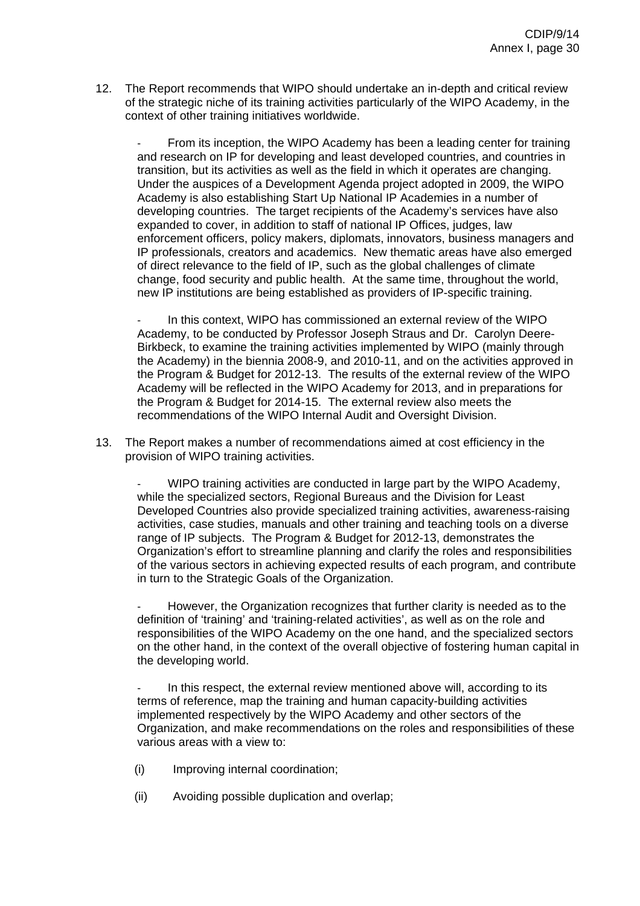12. The Report recommends that WIPO should undertake an in-depth and critical review of the strategic niche of its training activities particularly of the WIPO Academy, in the context of other training initiatives worldwide.

    - From its inception, the WIPO Academy has been a leading center for training and research on IP for developing and least developed countries, and countries in transition, but its activities as well as the field in which it operates are changing. Under the auspices of a Development Agenda project adopted in 2009, the WIPO Academy is also establishing Start Up National IP Academies in a number of developing countries. The target recipients of the Academy's services have also expanded to cover, in addition to staff of national IP Offices, judges, law enforcement officers, policy makers, diplomats, innovators, business managers and IP professionals, creators and academics. New thematic areas have also emerged of direct relevance to the field of IP, such as the global challenges of climate change, food security and public health. At the same time, throughout the world, new IP institutions are being established as providers of IP-specific training.

    - In this context, WIPO has commissioned an external review of the WIPO Academy, to be conducted by Professor Joseph Straus and Dr. Carolyn Deere-Birkbeck, to examine the training activities implemented by WIPO (mainly through the Academy) in the biennia 2008-9, and 2010-11, and on the activities approved in the Program & Budget for 2012-13. The results of the external review of the WIPO Academy will be reflected in the WIPO Academy for 2013, and in preparations for the Program & Budget for 2014-15. The external review also meets the recommendations of the WIPO Internal Audit and Oversight Division.

13. The Report makes a number of recommendations aimed at cost efficiency in the provision of WIPO training activities.

    - WIPO training activities are conducted in large part by the WIPO Academy, while the specialized sectors, Regional Bureaus and the Division for Least Developed Countries also provide specialized training activities, awareness-raising activities, case studies, manuals and other training and teaching tools on a diverse range of IP subjects. The Program & Budget for 2012-13, demonstrates the Organization's effort to streamline planning and clarify the roles and responsibilities of the various sectors in achieving expected results of each program, and contribute in turn to the Strategic Goals of the Organization.

    - However, the Organization recognizes that further clarity is needed as to the definition of 'training' and 'training-related activities', as well as on the role and responsibilities of the WIPO Academy on the one hand, and the specialized sectors on the other hand, in the context of the overall objective of fostering human capital in the developing world.

    - In this respect, the external review mentioned above will, according to its terms of reference, map the training and human capacity-building activities implemented respectively by the WIPO Academy and other sectors of the Organization, and make recommendations on the roles and responsibilities of these various areas with a view to:

      (i) Improving internal coordination;

      (ii) Avoiding possible duplication and overlap;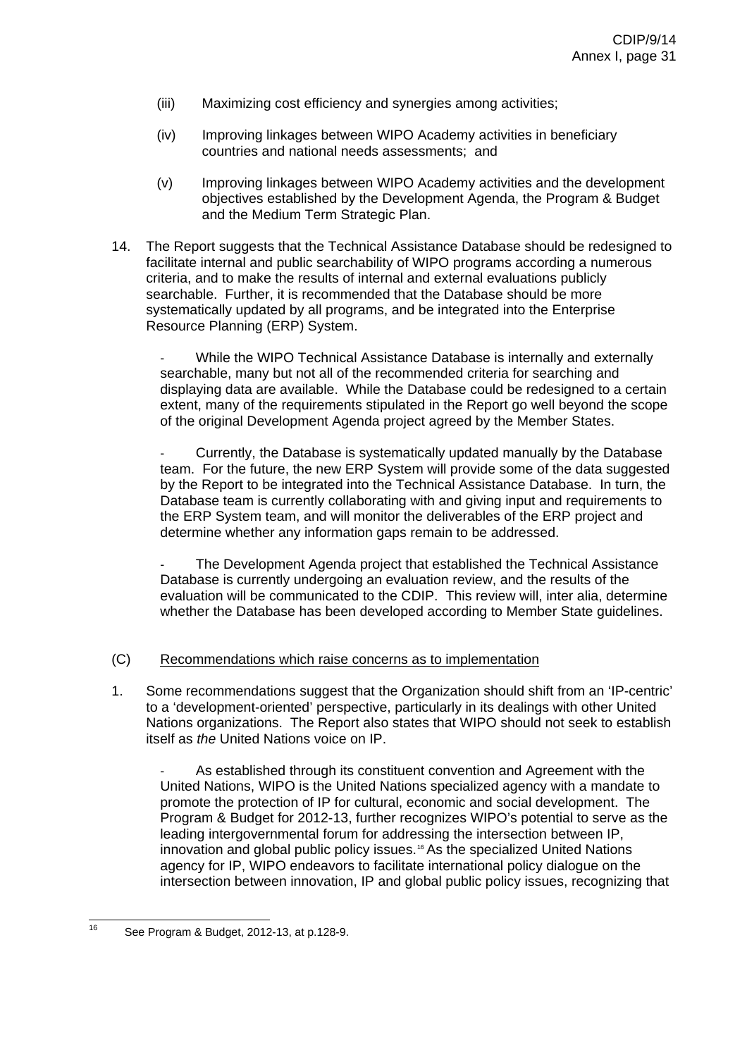(iii) Maximizing cost efficiency and synergies among activities;

(iv) Improving linkages between WIPO Academy activities in beneficiary countries and national needs assessments; and

(v) Improving linkages between WIPO Academy activities and the development objectives established by the Development Agenda, the Program & Budget and the Medium Term Strategic Plan.

14. The Report suggests that the Technical Assistance Database should be redesigned to facilitate internal and public searchability of WIPO programs according a numerous criteria, and to make the results of internal and external evaluations publicly searchable. Further, it is recommended that the Database should be more systematically updated by all programs, and be integrated into the Enterprise Resource Planning (ERP) System.

- While the WIPO Technical Assistance Database is internally and externally searchable, many but not all of the recommended criteria for searching and displaying data are available. While the Database could be redesigned to a certain extent, many of the requirements stipulated in the Report go well beyond the scope of the original Development Agenda project agreed by the Member States.

- Currently, the Database is systematically updated manually by the Database team. For the future, the new ERP System will provide some of the data suggested by the Report to be integrated into the Technical Assistance Database. In turn, the Database team is currently collaborating with and giving input and requirements to the ERP System team, and will monitor the deliverables of the ERP project and determine whether any information gaps remain to be addressed.

- The Development Agenda project that established the Technical Assistance Database is currently undergoing an evaluation review, and the results of the evaluation will be communicated to the CDIP. This review will, inter alia, determine whether the Database has been developed according to Member State guidelines.

(C) Recommendations which raise concerns as to implementation

1. Some recommendations suggest that the Organization should shift from an 'IP-centric' to a 'development-oriented' perspective, particularly in its dealings with other United Nations organizations. The Report also states that WIPO should not seek to establish itself as *the* United Nations voice on IP.

- As established through its constituent convention and Agreement with the United Nations, WIPO is the United Nations specialized agency with a mandate to promote the protection of IP for cultural, economic and social development. The Program & Budget for 2012-13, further recognizes WIPO's potential to serve as the leading intergovernmental forum for addressing the intersection between IP, innovation and global public policy issues.[16] As the specialized United Nations agency for IP, WIPO endeavors to facilitate international policy dialogue on the intersection between innovation, IP and global public policy issues, recognizing that

[16] See Program & Budget, 2012-13, at p.128-9.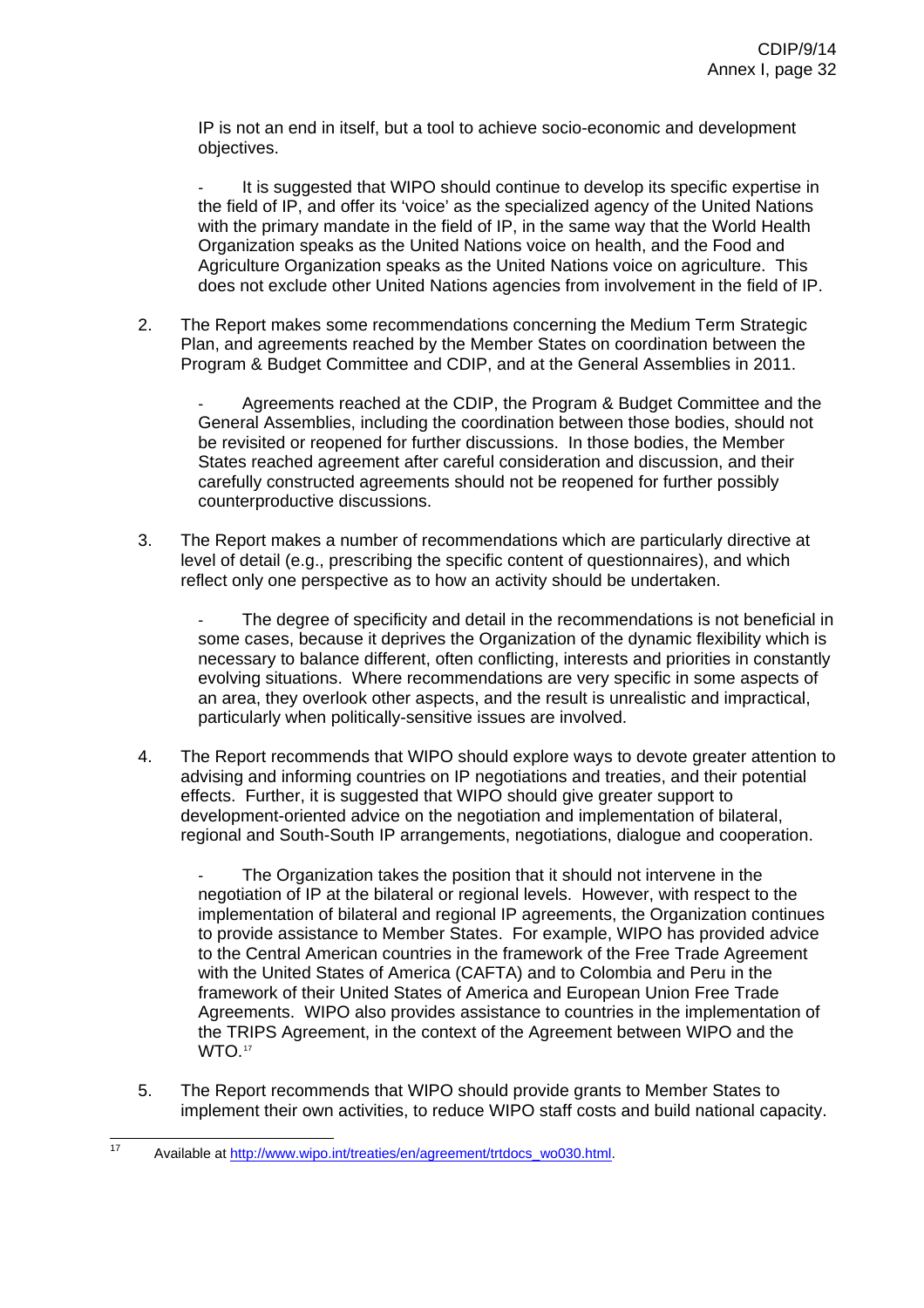IP is not an end in itself, but a tool to achieve socio-economic and development objectives.

- It is suggested that WIPO should continue to develop its specific expertise in the field of IP, and offer its 'voice' as the specialized agency of the United Nations with the primary mandate in the field of IP, in the same way that the World Health Organization speaks as the United Nations voice on health, and the Food and Agriculture Organization speaks as the United Nations voice on agriculture. This does not exclude other United Nations agencies from involvement in the field of IP.

2. The Report makes some recommendations concerning the Medium Term Strategic Plan, and agreements reached by the Member States on coordination between the Program & Budget Committee and CDIP, and at the General Assemblies in 2011.

   - Agreements reached at the CDIP, the Program & Budget Committee and the General Assemblies, including the coordination between those bodies, should not be revisited or reopened for further discussions. In those bodies, the Member States reached agreement after careful consideration and discussion, and their carefully constructed agreements should not be reopened for further possibly counterproductive discussions.

3. The Report makes a number of recommendations which are particularly directive at level of detail (e.g., prescribing the specific content of questionnaires), and which reflect only one perspective as to how an activity should be undertaken.

   - The degree of specificity and detail in the recommendations is not beneficial in some cases, because it deprives the Organization of the dynamic flexibility which is necessary to balance different, often conflicting, interests and priorities in constantly evolving situations. Where recommendations are very specific in some aspects of an area, they overlook other aspects, and the result is unrealistic and impractical, particularly when politically-sensitive issues are involved.

4. The Report recommends that WIPO should explore ways to devote greater attention to advising and informing countries on IP negotiations and treaties, and their potential effects. Further, it is suggested that WIPO should give greater support to development-oriented advice on the negotiation and implementation of bilateral, regional and South-South IP arrangements, negotiations, dialogue and cooperation.

   - The Organization takes the position that it should not intervene in the negotiation of IP at the bilateral or regional levels. However, with respect to the implementation of bilateral and regional IP agreements, the Organization continues to provide assistance to Member States. For example, WIPO has provided advice to the Central American countries in the framework of the Free Trade Agreement with the United States of America (CAFTA) and to Colombia and Peru in the framework of their United States of America and European Union Free Trade Agreements. WIPO also provides assistance to countries in the implementation of the TRIPS Agreement, in the context of the Agreement between WIPO and the WTO.[17]

5. The Report recommends that WIPO should provide grants to Member States to implement their own activities, to reduce WIPO staff costs and build national capacity.

---

[17] Available at http://www.wipo.int/treaties/en/agreement/trtdocs_wo030.html.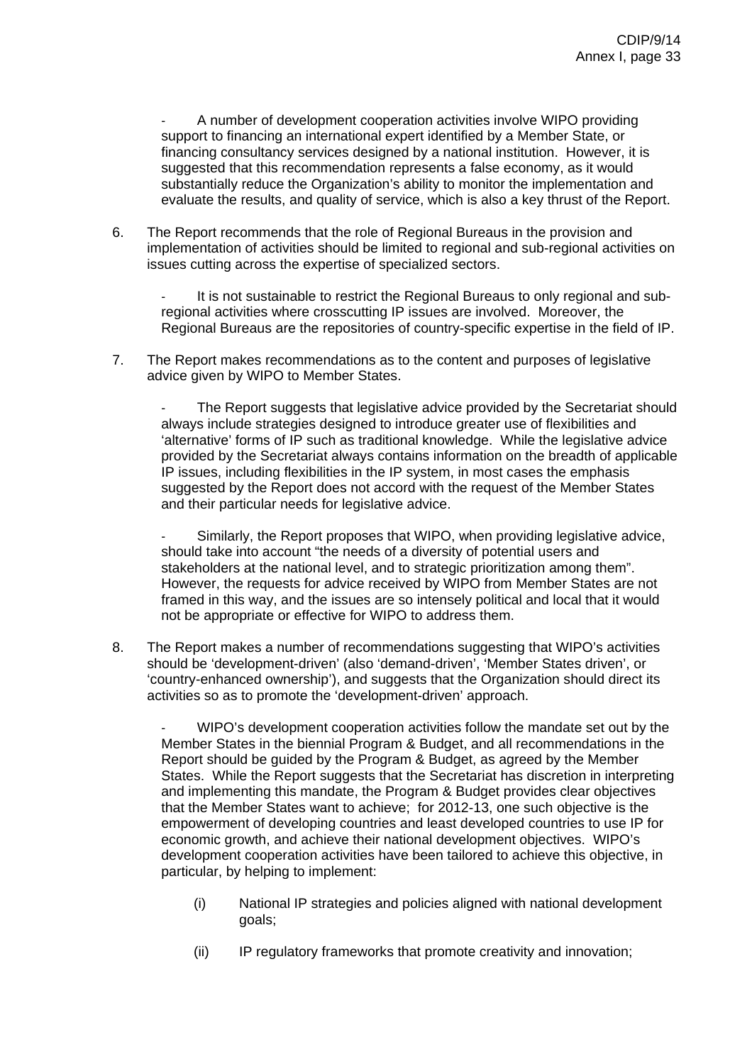- A number of development cooperation activities involve WIPO providing support to financing an international expert identified by a Member State, or financing consultancy services designed by a national institution. However, it is suggested that this recommendation represents a false economy, as it would substantially reduce the Organization's ability to monitor the implementation and evaluate the results, and quality of service, which is also a key thrust of the Report.

6. The Report recommends that the role of Regional Bureaus in the provision and implementation of activities should be limited to regional and sub-regional activities on issues cutting across the expertise of specialized sectors.

   - It is not sustainable to restrict the Regional Bureaus to only regional and sub-regional activities where crosscutting IP issues are involved. Moreover, the Regional Bureaus are the repositories of country-specific expertise in the field of IP.

7. The Report makes recommendations as to the content and purposes of legislative advice given by WIPO to Member States.

   - The Report suggests that legislative advice provided by the Secretariat should always include strategies designed to introduce greater use of flexibilities and 'alternative' forms of IP such as traditional knowledge. While the legislative advice provided by the Secretariat always contains information on the breadth of applicable IP issues, including flexibilities in the IP system, in most cases the emphasis suggested by the Report does not accord with the request of the Member States and their particular needs for legislative advice.

   - Similarly, the Report proposes that WIPO, when providing legislative advice, should take into account "the needs of a diversity of potential users and stakeholders at the national level, and to strategic prioritization among them". However, the requests for advice received by WIPO from Member States are not framed in this way, and the issues are so intensely political and local that it would not be appropriate or effective for WIPO to address them.

8. The Report makes a number of recommendations suggesting that WIPO's activities should be 'development-driven' (also 'demand-driven', 'Member States driven', or 'country-enhanced ownership'), and suggests that the Organization should direct its activities so as to promote the 'development-driven' approach.

   - WIPO's development cooperation activities follow the mandate set out by the Member States in the biennial Program & Budget, and all recommendations in the Report should be guided by the Program & Budget, as agreed by the Member States. While the Report suggests that the Secretariat has discretion in interpreting and implementing this mandate, the Program & Budget provides clear objectives that the Member States want to achieve; for 2012-13, one such objective is the empowerment of developing countries and least developed countries to use IP for economic growth, and achieve their national development objectives. WIPO's development cooperation activities have been tailored to achieve this objective, in particular, by helping to implement:

     (i) National IP strategies and policies aligned with national development goals;

     (ii) IP regulatory frameworks that promote creativity and innovation;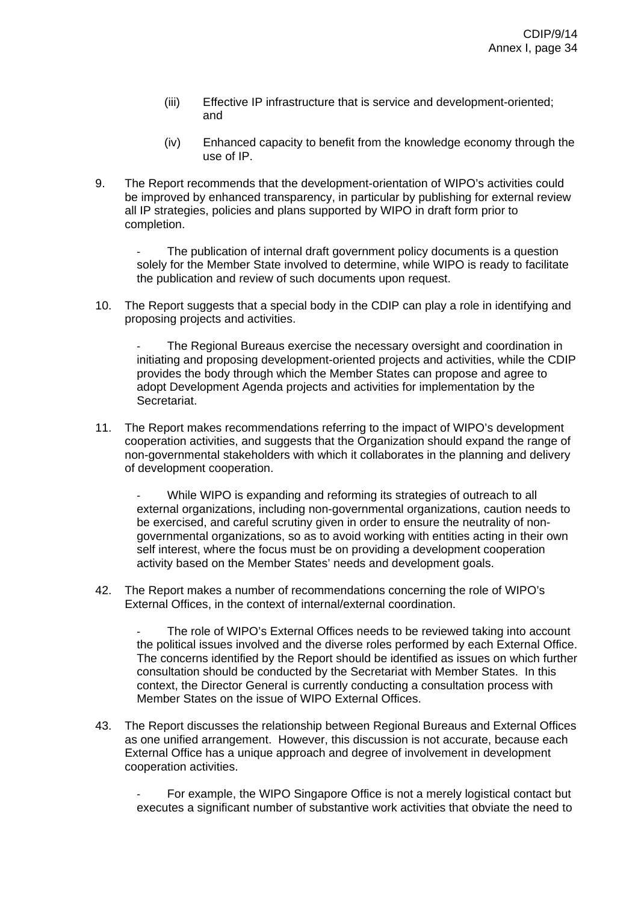(iii) Effective IP infrastructure that is service and development-oriented; and

(iv) Enhanced capacity to benefit from the knowledge economy through the use of IP.

9. The Report recommends that the development-orientation of WIPO's activities could be improved by enhanced transparency, in particular by publishing for external review all IP strategies, policies and plans supported by WIPO in draft form prior to completion.

   - The publication of internal draft government policy documents is a question solely for the Member State involved to determine, while WIPO is ready to facilitate the publication and review of such documents upon request.

10. The Report suggests that a special body in the CDIP can play a role in identifying and proposing projects and activities.

   - The Regional Bureaus exercise the necessary oversight and coordination in initiating and proposing development-oriented projects and activities, while the CDIP provides the body through which the Member States can propose and agree to adopt Development Agenda projects and activities for implementation by the Secretariat.

11. The Report makes recommendations referring to the impact of WIPO's development cooperation activities, and suggests that the Organization should expand the range of non-governmental stakeholders with which it collaborates in the planning and delivery of development cooperation.

   - While WIPO is expanding and reforming its strategies of outreach to all external organizations, including non-governmental organizations, caution needs to be exercised, and careful scrutiny given in order to ensure the neutrality of non-governmental organizations, so as to avoid working with entities acting in their own self interest, where the focus must be on providing a development cooperation activity based on the Member States' needs and development goals.

42. The Report makes a number of recommendations concerning the role of WIPO's External Offices, in the context of internal/external coordination.

   - The role of WIPO's External Offices needs to be reviewed taking into account the political issues involved and the diverse roles performed by each External Office. The concerns identified by the Report should be identified as issues on which further consultation should be conducted by the Secretariat with Member States. In this context, the Director General is currently conducting a consultation process with Member States on the issue of WIPO External Offices.

43. The Report discusses the relationship between Regional Bureaus and External Offices as one unified arrangement. However, this discussion is not accurate, because each External Office has a unique approach and degree of involvement in development cooperation activities.

   - For example, the WIPO Singapore Office is not a merely logistical contact but executes a significant number of substantive work activities that obviate the need to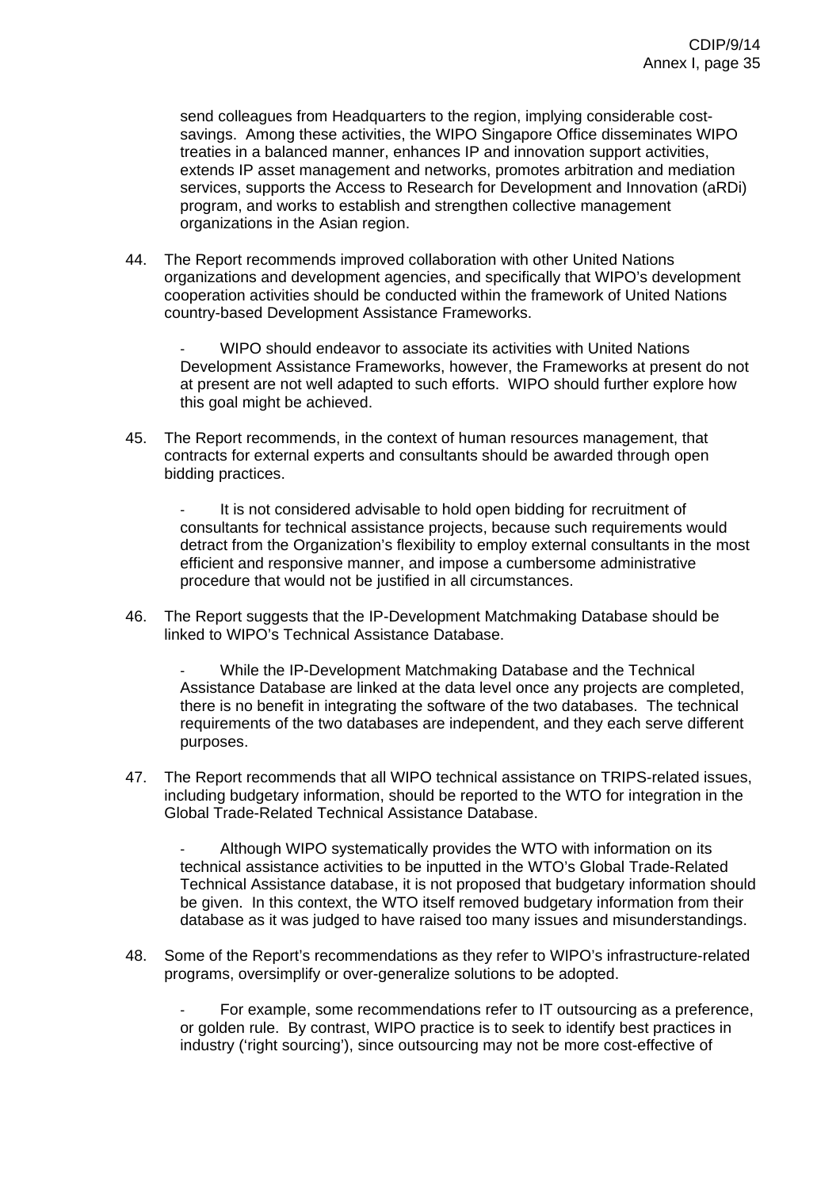send colleagues from Headquarters to the region, implying considerable cost-savings. Among these activities, the WIPO Singapore Office disseminates WIPO treaties in a balanced manner, enhances IP and innovation support activities, extends IP asset management and networks, promotes arbitration and mediation services, supports the Access to Research for Development and Innovation (aRDi) program, and works to establish and strengthen collective management organizations in the Asian region.

44. The Report recommends improved collaboration with other United Nations organizations and development agencies, and specifically that WIPO's development cooperation activities should be conducted within the framework of United Nations country-based Development Assistance Frameworks.

   - WIPO should endeavor to associate its activities with United Nations Development Assistance Frameworks, however, the Frameworks at present do not at present are not well adapted to such efforts. WIPO should further explore how this goal might be achieved.

45. The Report recommends, in the context of human resources management, that contracts for external experts and consultants should be awarded through open bidding practices.

   - It is not considered advisable to hold open bidding for recruitment of consultants for technical assistance projects, because such requirements would detract from the Organization's flexibility to employ external consultants in the most efficient and responsive manner, and impose a cumbersome administrative procedure that would not be justified in all circumstances.

46. The Report suggests that the IP-Development Matchmaking Database should be linked to WIPO's Technical Assistance Database.

   - While the IP-Development Matchmaking Database and the Technical Assistance Database are linked at the data level once any projects are completed, there is no benefit in integrating the software of the two databases. The technical requirements of the two databases are independent, and they each serve different purposes.

47. The Report recommends that all WIPO technical assistance on TRIPS-related issues, including budgetary information, should be reported to the WTO for integration in the Global Trade-Related Technical Assistance Database.

   - Although WIPO systematically provides the WTO with information on its technical assistance activities to be inputted in the WTO's Global Trade-Related Technical Assistance database, it is not proposed that budgetary information should be given. In this context, the WTO itself removed budgetary information from their database as it was judged to have raised too many issues and misunderstandings.

48. Some of the Report's recommendations as they refer to WIPO's infrastructure-related programs, oversimplify or over-generalize solutions to be adopted.

   - For example, some recommendations refer to IT outsourcing as a preference, or golden rule. By contrast, WIPO practice is to seek to identify best practices in industry ('right sourcing'), since outsourcing may not be more cost-effective of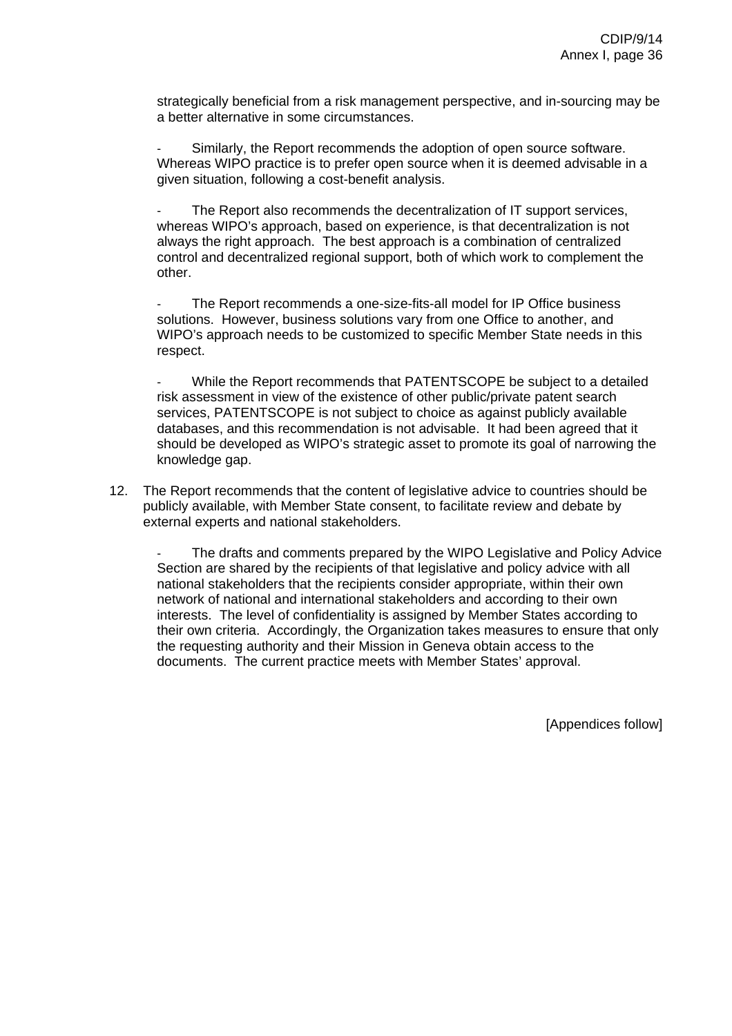strategically beneficial from a risk management perspective, and in-sourcing may be a better alternative in some circumstances.

- Similarly, the Report recommends the adoption of open source software. Whereas WIPO practice is to prefer open source when it is deemed advisable in a given situation, following a cost-benefit analysis.

- The Report also recommends the decentralization of IT support services, whereas WIPO's approach, based on experience, is that decentralization is not always the right approach. The best approach is a combination of centralized control and decentralized regional support, both of which work to complement the other.

- The Report recommends a one-size-fits-all model for IP Office business solutions. However, business solutions vary from one Office to another, and WIPO's approach needs to be customized to specific Member State needs in this respect.

- While the Report recommends that PATENTSCOPE be subject to a detailed risk assessment in view of the existence of other public/private patent search services, PATENTSCOPE is not subject to choice as against publicly available databases, and this recommendation is not advisable. It had been agreed that it should be developed as WIPO's strategic asset to promote its goal of narrowing the knowledge gap.

12. The Report recommends that the content of legislative advice to countries should be publicly available, with Member State consent, to facilitate review and debate by external experts and national stakeholders.

    - The drafts and comments prepared by the WIPO Legislative and Policy Advice Section are shared by the recipients of that legislative and policy advice with all national stakeholders that the recipients consider appropriate, within their own network of national and international stakeholders and according to their own interests. The level of confidentiality is assigned by Member States according to their own criteria. Accordingly, the Organization takes measures to ensure that only the requesting authority and their Mission in Geneva obtain access to the documents. The current practice meets with Member States' approval.

[Appendices follow]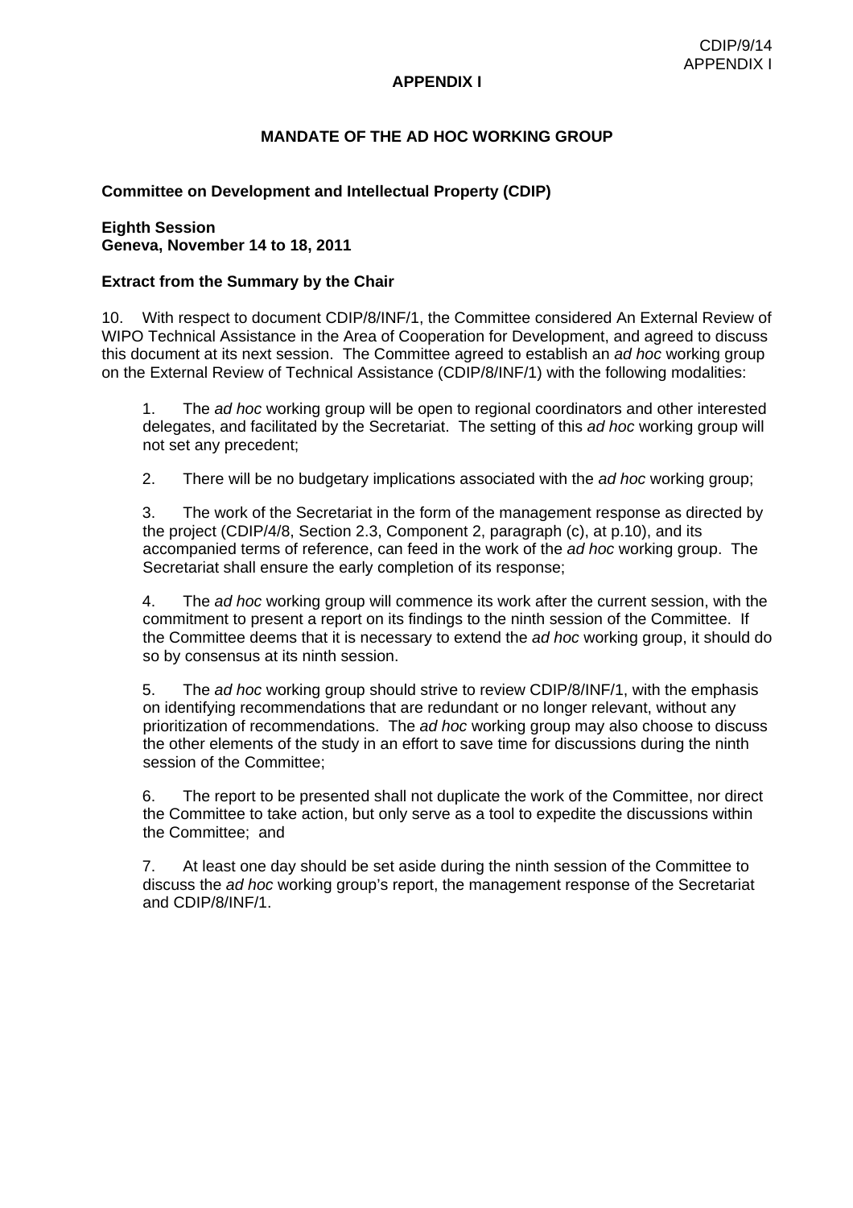## APPENDIX I

### MANDATE OF THE AD HOC WORKING GROUP

**Committee on Development and Intellectual Property (CDIP)**

**Eighth Session**
**Geneva, November 14 to 18, 2011**

**Extract from the Summary by the Chair**

10. With respect to document CDIP/8/INF/1, the Committee considered An External Review of WIPO Technical Assistance in the Area of Cooperation for Development, and agreed to discuss this document at its next session. The Committee agreed to establish an *ad hoc* working group on the External Review of Technical Assistance (CDIP/8/INF/1) with the following modalities:

1. The *ad hoc* working group will be open to regional coordinators and other interested delegates, and facilitated by the Secretariat. The setting of this *ad hoc* working group will not set any precedent;

2. There will be no budgetary implications associated with the *ad hoc* working group;

3. The work of the Secretariat in the form of the management response as directed by the project (CDIP/4/8, Section 2.3, Component 2, paragraph (c), at p.10), and its accompanied terms of reference, can feed in the work of the *ad hoc* working group. The Secretariat shall ensure the early completion of its response;

4. The *ad hoc* working group will commence its work after the current session, with the commitment to present a report on its findings to the ninth session of the Committee. If the Committee deems that it is necessary to extend the *ad hoc* working group, it should do so by consensus at its ninth session.

5. The *ad hoc* working group should strive to review CDIP/8/INF/1, with the emphasis on identifying recommendations that are redundant or no longer relevant, without any prioritization of recommendations. The *ad hoc* working group may also choose to discuss the other elements of the study in an effort to save time for discussions during the ninth session of the Committee;

6. The report to be presented shall not duplicate the work of the Committee, nor direct the Committee to take action, but only serve as a tool to expedite the discussions within the Committee; and

7. At least one day should be set aside during the ninth session of the Committee to discuss the *ad hoc* working group's report, the management response of the Secretariat and CDIP/8/INF/1.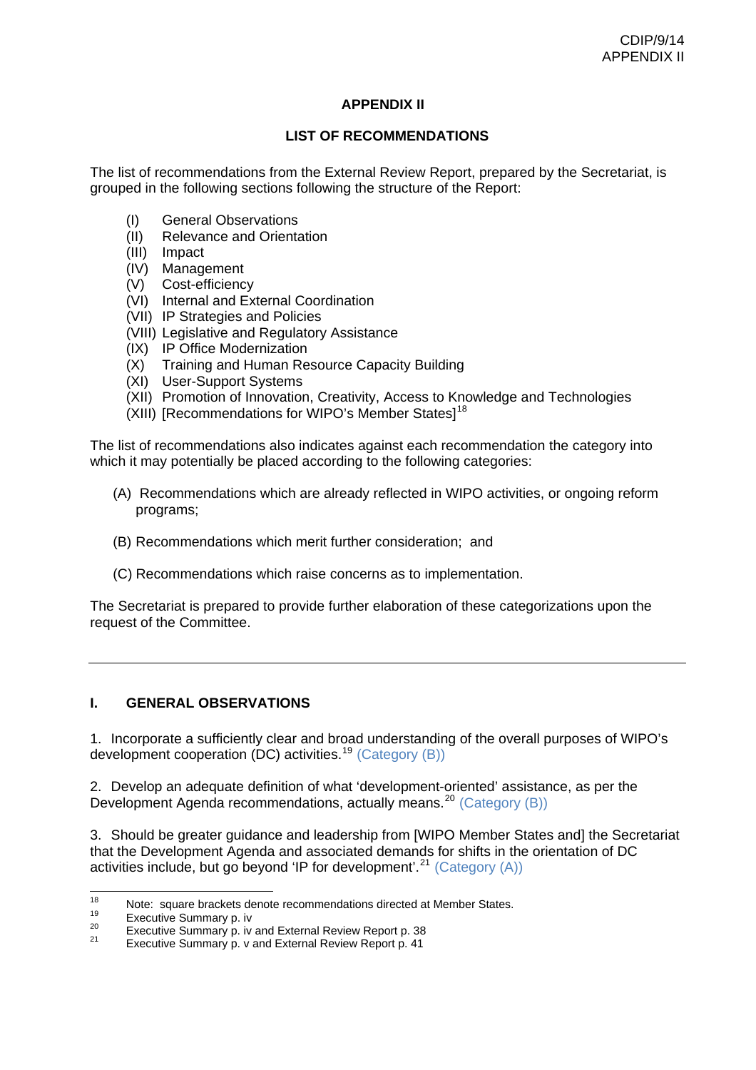## APPENDIX II

## LIST OF RECOMMENDATIONS

The list of recommendations from the External Review Report, prepared by the Secretariat, is grouped in the following sections following the structure of the Report:

(I) General Observations
(II) Relevance and Orientation
(III) Impact
(IV) Management
(V) Cost-efficiency
(VI) Internal and External Coordination
(VII) IP Strategies and Policies
(VIII) Legislative and Regulatory Assistance
(IX) IP Office Modernization
(X) Training and Human Resource Capacity Building
(XI) User-Support Systems
(XII) Promotion of Innovation, Creativity, Access to Knowledge and Technologies
(XIII) [Recommendations for WIPO's Member States][18]

The list of recommendations also indicates against each recommendation the category into which it may potentially be placed according to the following categories:

(A) Recommendations which are already reflected in WIPO activities, or ongoing reform programs;

(B) Recommendations which merit further consideration; and

(C) Recommendations which raise concerns as to implementation.

The Secretariat is prepared to provide further elaboration of these categorizations upon the request of the Committee.

---

### I. GENERAL OBSERVATIONS

1. Incorporate a sufficiently clear and broad understanding of the overall purposes of WIPO's development cooperation (DC) activities.[19] (Category (B))

2. Develop an adequate definition of what 'development-oriented' assistance, as per the Development Agenda recommendations, actually means.[20] (Category (B))

3. Should be greater guidance and leadership from [WIPO Member States and] the Secretariat that the Development Agenda and associated demands for shifts in the orientation of DC activities include, but go beyond 'IP for development'.[21] (Category (A))

---

[18] Note: square brackets denote recommendations directed at Member States.
[19] Executive Summary p. iv
[20] Executive Summary p. iv and External Review Report p. 38
[21] Executive Summary p. v and External Review Report p. 41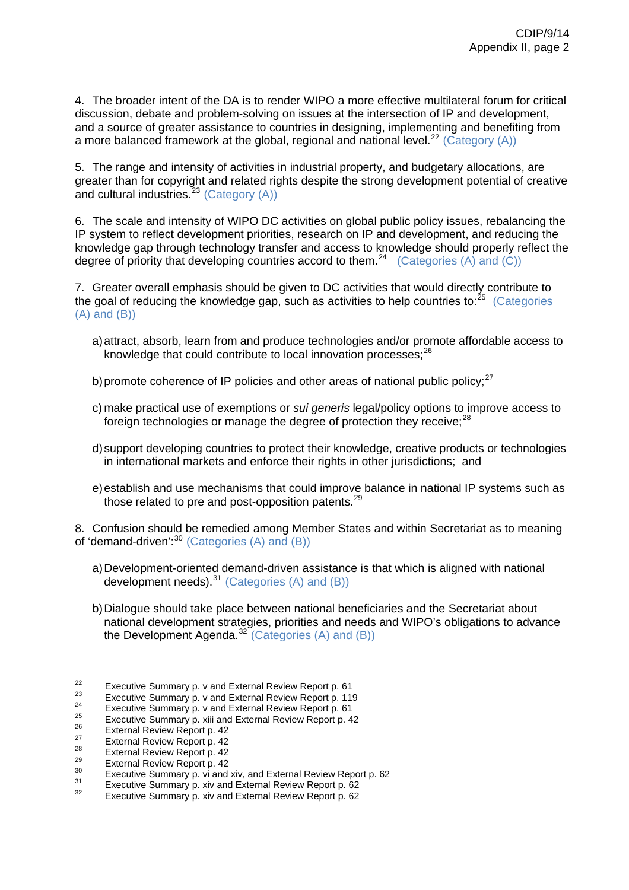4. The broader intent of the DA is to render WIPO a more effective multilateral forum for critical discussion, debate and problem-solving on issues at the intersection of IP and development, and a source of greater assistance to countries in designing, implementing and benefiting from a more balanced framework at the global, regional and national level.[22] (Category (A))

5. The range and intensity of activities in industrial property, and budgetary allocations, are greater than for copyright and related rights despite the strong development potential of creative and cultural industries.[23] (Category (A))

6. The scale and intensity of WIPO DC activities on global public policy issues, rebalancing the IP system to reflect development priorities, research on IP and development, and reducing the knowledge gap through technology transfer and access to knowledge should properly reflect the degree of priority that developing countries accord to them.[24] (Categories (A) and (C))

7. Greater overall emphasis should be given to DC activities that would directly contribute to the goal of reducing the knowledge gap, such as activities to help countries to:[25] (Categories (A) and (B))

a) attract, absorb, learn from and produce technologies and/or promote affordable access to knowledge that could contribute to local innovation processes;[26]

b) promote coherence of IP policies and other areas of national public policy;[27]

c) make practical use of exemptions or *sui generis* legal/policy options to improve access to foreign technologies or manage the degree of protection they receive;[28]

d) support developing countries to protect their knowledge, creative products or technologies in international markets and enforce their rights in other jurisdictions; and

e) establish and use mechanisms that could improve balance in national IP systems such as those related to pre and post-opposition patents.[29]

8. Confusion should be remedied among Member States and within Secretariat as to meaning of 'demand-driven':[30] (Categories (A) and (B))

a) Development-oriented demand-driven assistance is that which is aligned with national development needs).[31] (Categories (A) and (B))

b) Dialogue should take place between national beneficiaries and the Secretariat about national development strategies, priorities and needs and WIPO's obligations to advance the Development Agenda.[32] (Categories (A) and (B))

---

[22] Executive Summary p. v and External Review Report p. 61
[23] Executive Summary p. v and External Review Report p. 119
[24] Executive Summary p. v and External Review Report p. 61
[25] Executive Summary p. xiii and External Review Report p. 42
[26] External Review Report p. 42
[27] External Review Report p. 42
[28] External Review Report p. 42
[29] External Review Report p. 42
[30] Executive Summary p. vi and xiv, and External Review Report p. 62
[31] Executive Summary p. xiv and External Review Report p. 62
[32] Executive Summary p. xiv and External Review Report p. 62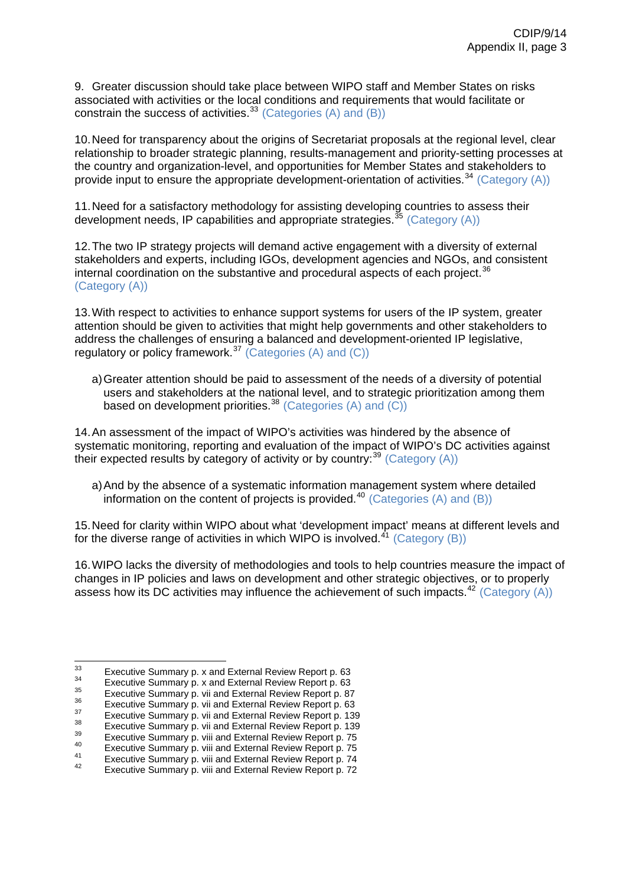9. Greater discussion should take place between WIPO staff and Member States on risks associated with activities or the local conditions and requirements that would facilitate or constrain the success of activities.[33] (Categories (A) and (B))

10. Need for transparency about the origins of Secretariat proposals at the regional level, clear relationship to broader strategic planning, results-management and priority-setting processes at the country and organization-level, and opportunities for Member States and stakeholders to provide input to ensure the appropriate development-orientation of activities.[34] (Category (A))

11. Need for a satisfactory methodology for assisting developing countries to assess their development needs, IP capabilities and appropriate strategies.[35] (Category (A))

12. The two IP strategy projects will demand active engagement with a diversity of external stakeholders and experts, including IGOs, development agencies and NGOs, and consistent internal coordination on the substantive and procedural aspects of each project.[36] (Category (A))

13. With respect to activities to enhance support systems for users of the IP system, greater attention should be given to activities that might help governments and other stakeholders to address the challenges of ensuring a balanced and development-oriented IP legislative, regulatory or policy framework.[37] (Categories (A) and (C))

   a) Greater attention should be paid to assessment of the needs of a diversity of potential users and stakeholders at the national level, and to strategic prioritization among them based on development priorities.[38] (Categories (A) and (C))

14. An assessment of the impact of WIPO's activities was hindered by the absence of systematic monitoring, reporting and evaluation of the impact of WIPO's DC activities against their expected results by category of activity or by country:[39] (Category (A))

   a) And by the absence of a systematic information management system where detailed information on the content of projects is provided.[40] (Categories (A) and (B))

15. Need for clarity within WIPO about what 'development impact' means at different levels and for the diverse range of activities in which WIPO is involved.[41] (Category (B))

16. WIPO lacks the diversity of methodologies and tools to help countries measure the impact of changes in IP policies and laws on development and other strategic objectives, or to properly assess how its DC activities may influence the achievement of such impacts.[42] (Category (A))

---

[33] Executive Summary p. x and External Review Report p. 63
[34] Executive Summary p. x and External Review Report p. 63
[35] Executive Summary p. vii and External Review Report p. 87
[36] Executive Summary p. vii and External Review Report p. 63
[37] Executive Summary p. vii and External Review Report p. 139
[38] Executive Summary p. vii and External Review Report p. 139
[39] Executive Summary p. viii and External Review Report p. 75
[40] Executive Summary p. viii and External Review Report p. 75
[41] Executive Summary p. viii and External Review Report p. 74
[42] Executive Summary p. viii and External Review Report p. 72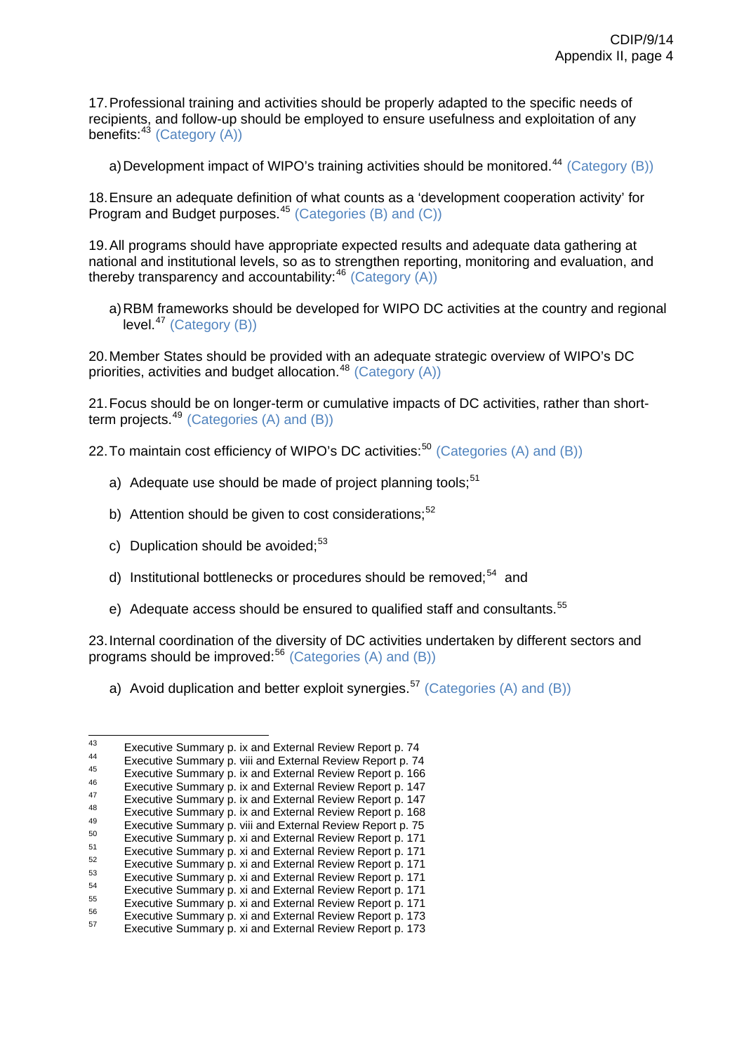17. Professional training and activities should be properly adapted to the specific needs of recipients, and follow-up should be employed to ensure usefulness and exploitation of any benefits:[43] (Category (A))

a) Development impact of WIPO's training activities should be monitored.[44] (Category (B))

18. Ensure an adequate definition of what counts as a 'development cooperation activity' for Program and Budget purposes.[45] (Categories (B) and (C))

19. All programs should have appropriate expected results and adequate data gathering at national and institutional levels, so as to strengthen reporting, monitoring and evaluation, and thereby transparency and accountability:[46] (Category (A))

a) RBM frameworks should be developed for WIPO DC activities at the country and regional level.[47] (Category (B))

20. Member States should be provided with an adequate strategic overview of WIPO's DC priorities, activities and budget allocation.[48] (Category (A))

21. Focus should be on longer-term or cumulative impacts of DC activities, rather than short-term projects.[49] (Categories (A) and (B))

22. To maintain cost efficiency of WIPO's DC activities:[50] (Categories (A) and (B))

a) Adequate use should be made of project planning tools;[51]

b) Attention should be given to cost considerations;[52]

c) Duplication should be avoided;[53]

d) Institutional bottlenecks or procedures should be removed;[54] and

e) Adequate access should be ensured to qualified staff and consultants.[55]

23. Internal coordination of the diversity of DC activities undertaken by different sectors and programs should be improved:[56] (Categories (A) and (B))

a) Avoid duplication and better exploit synergies.[57] (Categories (A) and (B))

---

[43] Executive Summary p. ix and External Review Report p. 74
[44] Executive Summary p. viii and External Review Report p. 74
[45] Executive Summary p. ix and External Review Report p. 166
[46] Executive Summary p. ix and External Review Report p. 147
[47] Executive Summary p. ix and External Review Report p. 147
[48] Executive Summary p. ix and External Review Report p. 168
[49] Executive Summary p. viii and External Review Report p. 75
[50] Executive Summary p. xi and External Review Report p. 171
[51] Executive Summary p. xi and External Review Report p. 171
[52] Executive Summary p. xi and External Review Report p. 171
[53] Executive Summary p. xi and External Review Report p. 171
[54] Executive Summary p. xi and External Review Report p. 171
[55] Executive Summary p. xi and External Review Report p. 171
[56] Executive Summary p. xi and External Review Report p. 173
[57] Executive Summary p. xi and External Review Report p. 173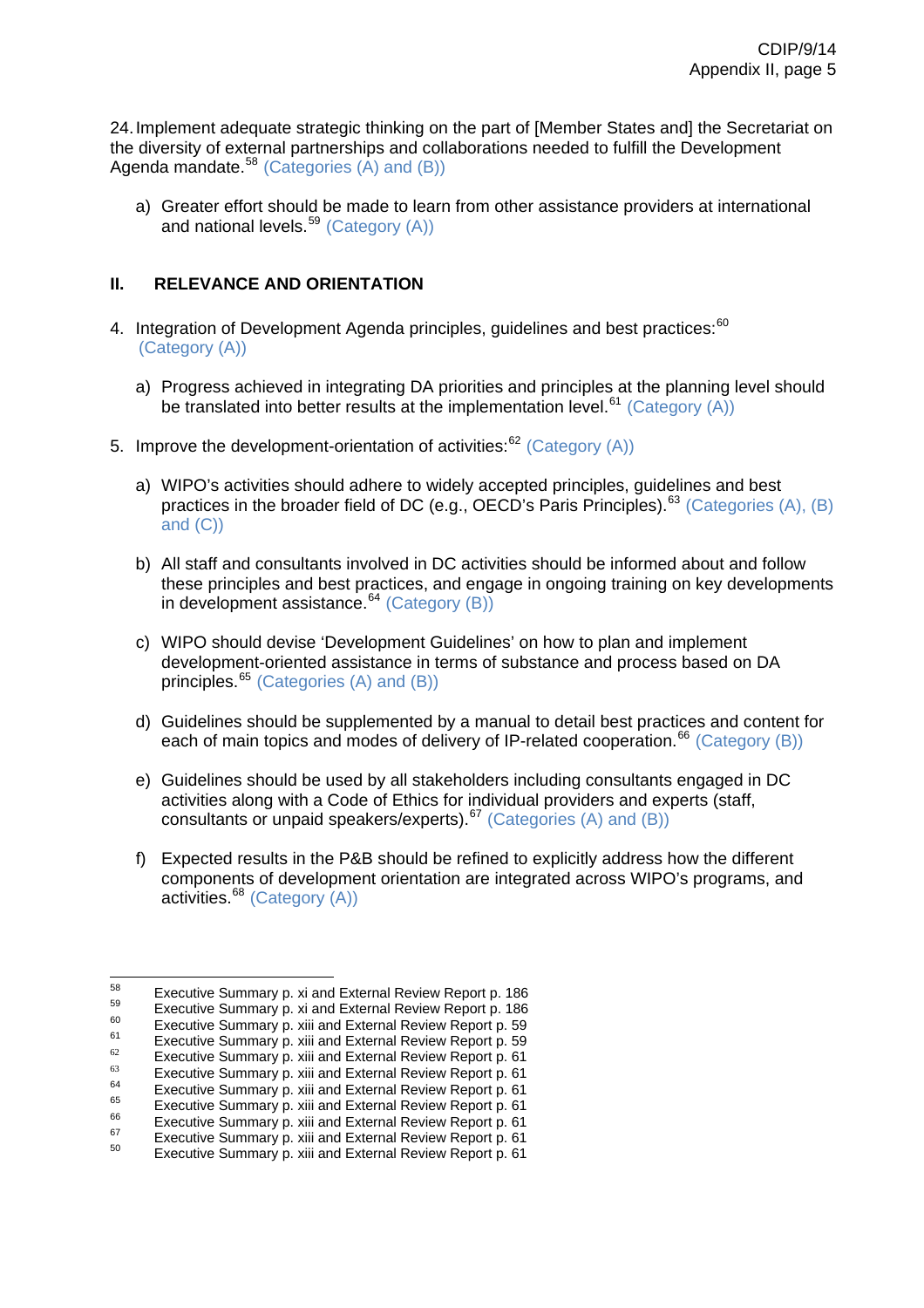24. Implement adequate strategic thinking on the part of [Member States and] the Secretariat on the diversity of external partnerships and collaborations needed to fulfill the Development Agenda mandate.[58] (Categories (A) and (B))

   a) Greater effort should be made to learn from other assistance providers at international and national levels.[59] (Category (A))

## II. RELEVANCE AND ORIENTATION

4. Integration of Development Agenda principles, guidelines and best practices:[60] (Category (A))

   a) Progress achieved in integrating DA priorities and principles at the planning level should be translated into better results at the implementation level.[61] (Category (A))

5. Improve the development-orientation of activities:[62] (Category (A))

   a) WIPO's activities should adhere to widely accepted principles, guidelines and best practices in the broader field of DC (e.g., OECD's Paris Principles).[63] (Categories (A), (B) and (C))

   b) All staff and consultants involved in DC activities should be informed about and follow these principles and best practices, and engage in ongoing training on key developments in development assistance.[64] (Category (B))

   c) WIPO should devise 'Development Guidelines' on how to plan and implement development-oriented assistance in terms of substance and process based on DA principles.[65] (Categories (A) and (B))

   d) Guidelines should be supplemented by a manual to detail best practices and content for each of main topics and modes of delivery of IP-related cooperation.[66] (Category (B))

   e) Guidelines should be used by all stakeholders including consultants engaged in DC activities along with a Code of Ethics for individual providers and experts (staff, consultants or unpaid speakers/experts).[67] (Categories (A) and (B))

   f) Expected results in the P&B should be refined to explicitly address how the different components of development orientation are integrated across WIPO's programs, and activities.[68] (Category (A))

---

[58] Executive Summary p. xi and External Review Report p. 186
[59] Executive Summary p. xi and External Review Report p. 186
[60] Executive Summary p. xiii and External Review Report p. 59
[61] Executive Summary p. xiii and External Review Report p. 59
[62] Executive Summary p. xiii and External Review Report p. 61
[63] Executive Summary p. xiii and External Review Report p. 61
[64] Executive Summary p. xiii and External Review Report p. 61
[65] Executive Summary p. xiii and External Review Report p. 61
[66] Executive Summary p. xiii and External Review Report p. 61
[67] Executive Summary p. xiii and External Review Report p. 61
[50] Executive Summary p. xiii and External Review Report p. 61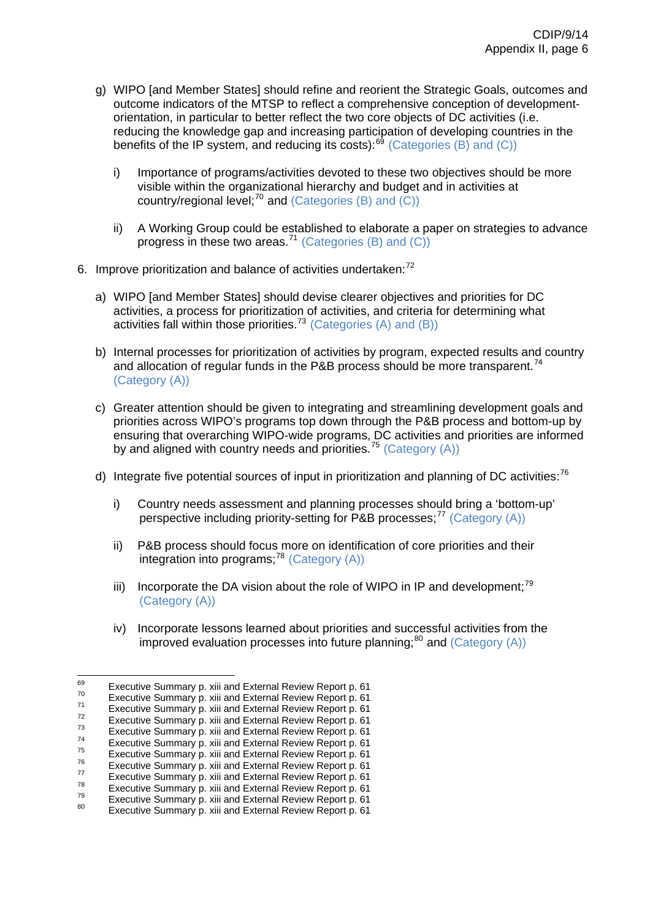g) WIPO [and Member States] should refine and reorient the Strategic Goals, outcomes and outcome indicators of the MTSP to reflect a comprehensive conception of development-orientation, in particular to better reflect the two core objects of DC activities (i.e. reducing the knowledge gap and increasing participation of developing countries in the benefits of the IP system, and reducing its costs):[69] (Categories (B) and (C))

   i) Importance of programs/activities devoted to these two objectives should be more visible within the organizational hierarchy and budget and in activities at country/regional level;[70] and (Categories (B) and (C))

   ii) A Working Group could be established to elaborate a paper on strategies to advance progress in these two areas.[71] (Categories (B) and (C))

6. Improve prioritization and balance of activities undertaken:[72]

   a) WIPO [and Member States] should devise clearer objectives and priorities for DC activities, a process for prioritization of activities, and criteria for determining what activities fall within those priorities.[73] (Categories (A) and (B))

   b) Internal processes for prioritization of activities by program, expected results and country and allocation of regular funds in the P&B process should be more transparent.[74] (Category (A))

   c) Greater attention should be given to integrating and streamlining development goals and priorities across WIPO's programs top down through the P&B process and bottom-up by ensuring that overarching WIPO-wide programs, DC activities and priorities are informed by and aligned with country needs and priorities.[75] (Category (A))

   d) Integrate five potential sources of input in prioritization and planning of DC activities:[76]

      i) Country needs assessment and planning processes should bring a 'bottom-up' perspective including priority-setting for P&B processes;[77] (Category (A))

      ii) P&B process should focus more on identification of core priorities and their integration into programs;[78] (Category (A))

      iii) Incorporate the DA vision about the role of WIPO in IP and development;[79] (Category (A))

      iv) Incorporate lessons learned about priorities and successful activities from the improved evaluation processes into future planning;[80] and (Category (A))

---

[69] Executive Summary p. xiii and External Review Report p. 61
[70] Executive Summary p. xiii and External Review Report p. 61
[71] Executive Summary p. xiii and External Review Report p. 61
[72] Executive Summary p. xiii and External Review Report p. 61
[73] Executive Summary p. xiii and External Review Report p. 61
[74] Executive Summary p. xiii and External Review Report p. 61
[75] Executive Summary p. xiii and External Review Report p. 61
[76] Executive Summary p. xiii and External Review Report p. 61
[77] Executive Summary p. xiii and External Review Report p. 61
[78] Executive Summary p. xiii and External Review Report p. 61
[79] Executive Summary p. xiii and External Review Report p. 61
[80] Executive Summary p. xiii and External Review Report p. 61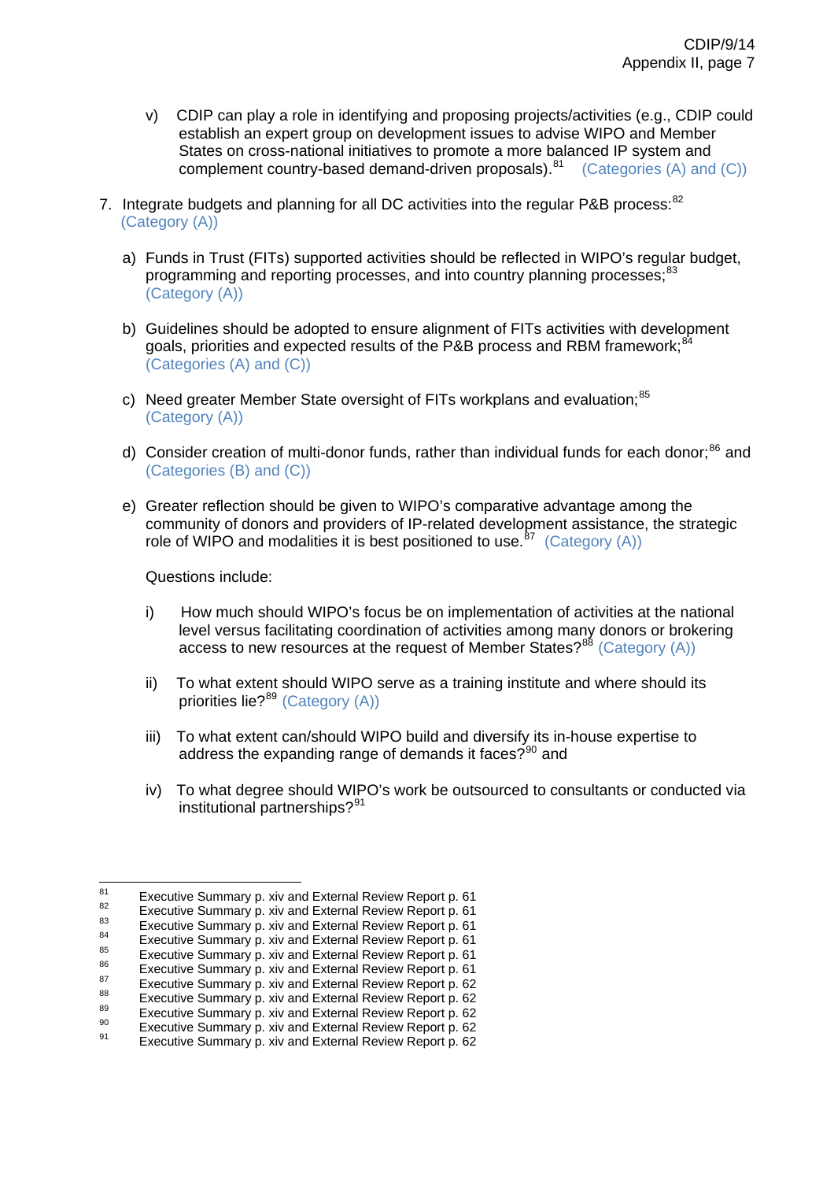v) CDIP can play a role in identifying and proposing projects/activities (e.g., CDIP could establish an expert group on development issues to advise WIPO and Member States on cross-national initiatives to promote a more balanced IP system and complement country-based demand-driven proposals).[81] (Categories (A) and (C))

7. Integrate budgets and planning for all DC activities into the regular P&B process:[82] (Category (A))

   a) Funds in Trust (FITs) supported activities should be reflected in WIPO's regular budget, programming and reporting processes, and into country planning processes;[83] (Category (A))

   b) Guidelines should be adopted to ensure alignment of FITs activities with development goals, priorities and expected results of the P&B process and RBM framework;[84] (Categories (A) and (C))

   c) Need greater Member State oversight of FITs workplans and evaluation;[85] (Category (A))

   d) Consider creation of multi-donor funds, rather than individual funds for each donor;[86] and (Categories (B) and (C))

   e) Greater reflection should be given to WIPO's comparative advantage among the community of donors and providers of IP-related development assistance, the strategic role of WIPO and modalities it is best positioned to use.[87] (Category (A))

   Questions include:

   i) How much should WIPO's focus be on implementation of activities at the national level versus facilitating coordination of activities among many donors or brokering access to new resources at the request of Member States?[88] (Category (A))

   ii) To what extent should WIPO serve as a training institute and where should its priorities lie?[89] (Category (A))

   iii) To what extent can/should WIPO build and diversify its in-house expertise to address the expanding range of demands it faces?[90] and

   iv) To what degree should WIPO's work be outsourced to consultants or conducted via institutional partnerships?[91]

---

[81] Executive Summary p. xiv and External Review Report p. 61
[82] Executive Summary p. xiv and External Review Report p. 61
[83] Executive Summary p. xiv and External Review Report p. 61
[84] Executive Summary p. xiv and External Review Report p. 61
[85] Executive Summary p. xiv and External Review Report p. 61
[86] Executive Summary p. xiv and External Review Report p. 61
[87] Executive Summary p. xiv and External Review Report p. 62
[88] Executive Summary p. xiv and External Review Report p. 62
[89] Executive Summary p. xiv and External Review Report p. 62
[90] Executive Summary p. xiv and External Review Report p. 62
[91] Executive Summary p. xiv and External Review Report p. 62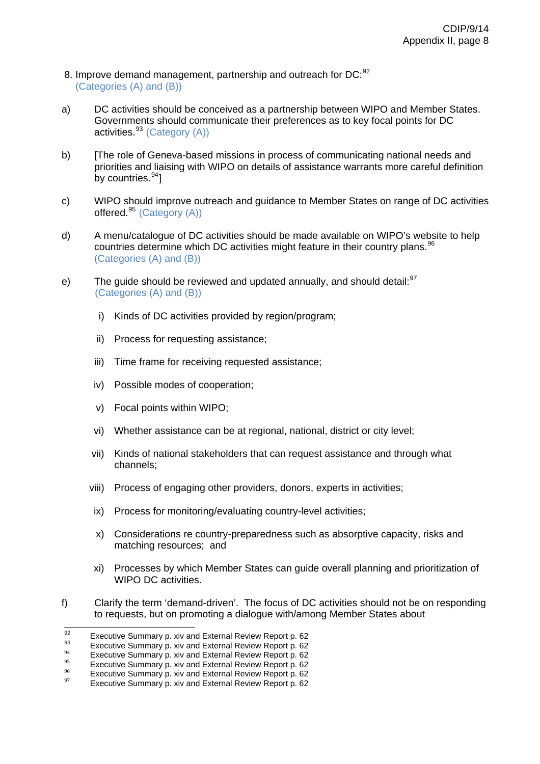8. Improve demand management, partnership and outreach for DC:[92]
(Categories (A) and (B))

a) DC activities should be conceived as a partnership between WIPO and Member States. Governments should communicate their preferences as to key focal points for DC activities.[93] (Category (A))

b) [The role of Geneva-based missions in process of communicating national needs and priorities and liaising with WIPO on details of assistance warrants more careful definition by countries.[94]]

c) WIPO should improve outreach and guidance to Member States on range of DC activities offered.[95] (Category (A))

d) A menu/catalogue of DC activities should be made available on WIPO's website to help countries determine which DC activities might feature in their country plans.[96] (Categories (A) and (B))

e) The guide should be reviewed and updated annually, and should detail:[97] (Categories (A) and (B))

   i) Kinds of DC activities provided by region/program;

   ii) Process for requesting assistance;

   iii) Time frame for receiving requested assistance;

   iv) Possible modes of cooperation;

   v) Focal points within WIPO;

   vi) Whether assistance can be at regional, national, district or city level;

   vii) Kinds of national stakeholders that can request assistance and through what channels;

   viii) Process of engaging other providers, donors, experts in activities;

   ix) Process for monitoring/evaluating country-level activities;

   x) Considerations re country-preparedness such as absorptive capacity, risks and matching resources; and

   xi) Processes by which Member States can guide overall planning and prioritization of WIPO DC activities.

f) Clarify the term 'demand-driven'. The focus of DC activities should not be on responding to requests, but on promoting a dialogue with/among Member States about

---

[92] Executive Summary p. xiv and External Review Report p. 62
[93] Executive Summary p. xiv and External Review Report p. 62
[94] Executive Summary p. xiv and External Review Report p. 62
[95] Executive Summary p. xiv and External Review Report p. 62
[96] Executive Summary p. xiv and External Review Report p. 62
[97] Executive Summary p. xiv and External Review Report p. 62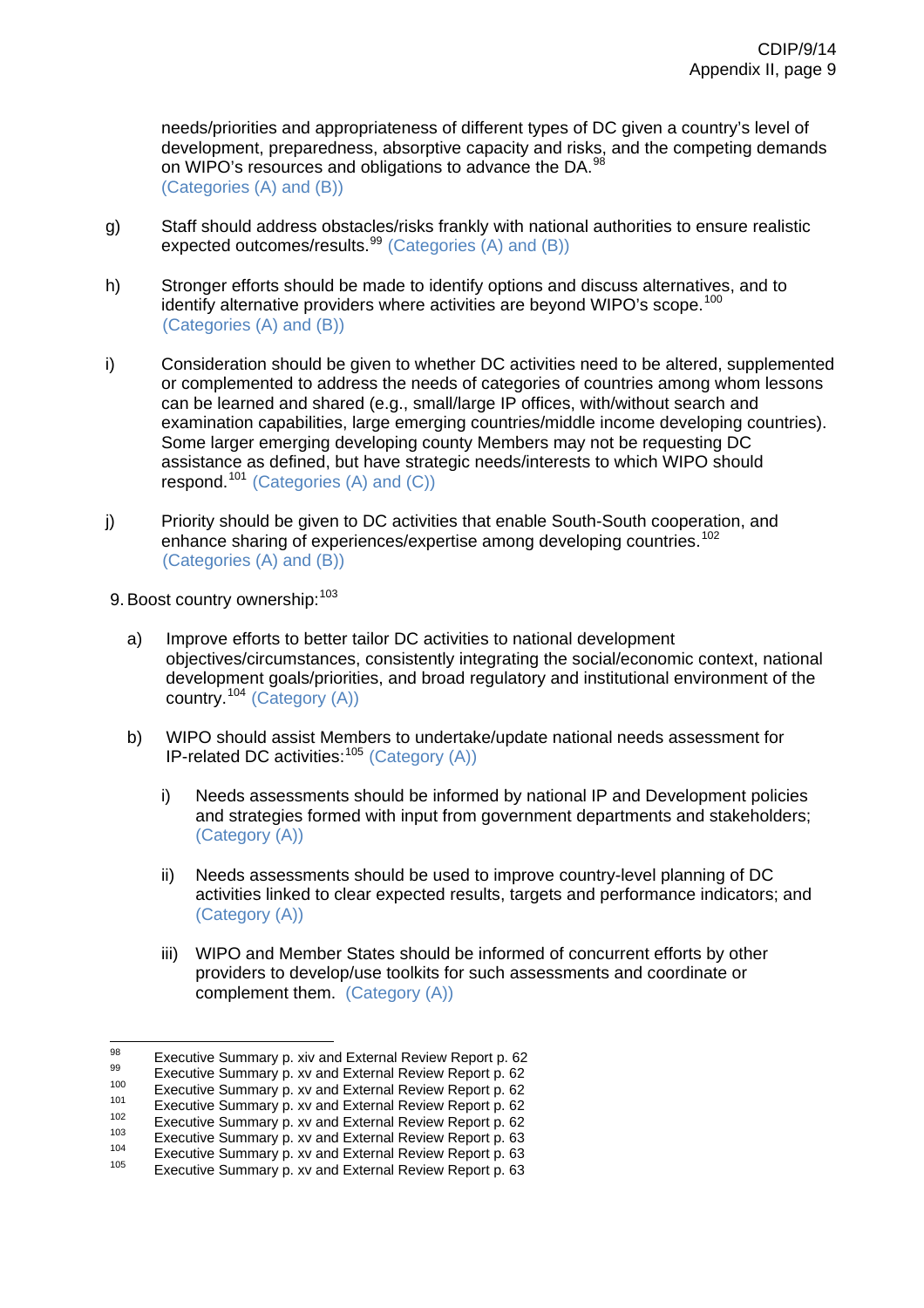needs/priorities and appropriateness of different types of DC given a country's level of development, preparedness, absorptive capacity and risks, and the competing demands on WIPO's resources and obligations to advance the DA.[98] (Categories (A) and (B))

g) Staff should address obstacles/risks frankly with national authorities to ensure realistic expected outcomes/results.[99] (Categories (A) and (B))

h) Stronger efforts should be made to identify options and discuss alternatives, and to identify alternative providers where activities are beyond WIPO's scope.[100] (Categories (A) and (B))

i) Consideration should be given to whether DC activities need to be altered, supplemented or complemented to address the needs of categories of countries among whom lessons can be learned and shared (e.g., small/large IP offices, with/without search and examination capabilities, large emerging countries/middle income developing countries). Some larger emerging developing county Members may not be requesting DC assistance as defined, but have strategic needs/interests to which WIPO should respond.[101] (Categories (A) and (C))

j) Priority should be given to DC activities that enable South-South cooperation, and enhance sharing of experiences/expertise among developing countries.[102] (Categories (A) and (B))

9. Boost country ownership:[103]

   a) Improve efforts to better tailor DC activities to national development objectives/circumstances, consistently integrating the social/economic context, national development goals/priorities, and broad regulatory and institutional environment of the country.[104] (Category (A))

   b) WIPO should assist Members to undertake/update national needs assessment for IP-related DC activities:[105] (Category (A))

      i) Needs assessments should be informed by national IP and Development policies and strategies formed with input from government departments and stakeholders; (Category (A))

      ii) Needs assessments should be used to improve country-level planning of DC activities linked to clear expected results, targets and performance indicators; and (Category (A))

      iii) WIPO and Member States should be informed of concurrent efforts by other providers to develop/use toolkits for such assessments and coordinate or complement them. (Category (A))

---

[98] Executive Summary p. xiv and External Review Report p. 62
[99] Executive Summary p. xv and External Review Report p. 62
[100] Executive Summary p. xv and External Review Report p. 62
[101] Executive Summary p. xv and External Review Report p. 62
[102] Executive Summary p. xv and External Review Report p. 62
[103] Executive Summary p. xv and External Review Report p. 63
[104] Executive Summary p. xv and External Review Report p. 63
[105] Executive Summary p. xv and External Review Report p. 63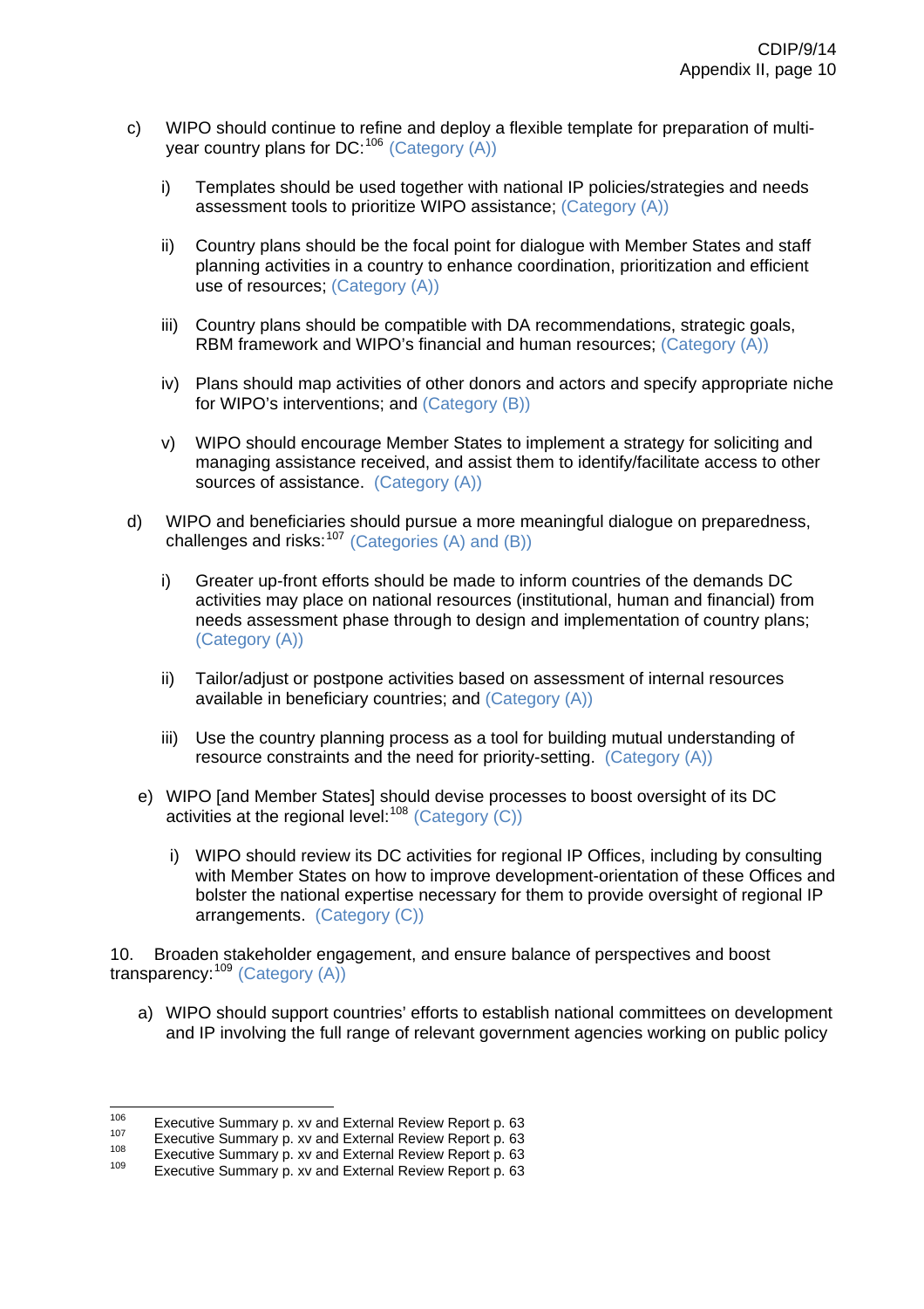c) WIPO should continue to refine and deploy a flexible template for preparation of multi-year country plans for DC:[106] (Category (A))

   i) Templates should be used together with national IP policies/strategies and needs assessment tools to prioritize WIPO assistance; (Category (A))

   ii) Country plans should be the focal point for dialogue with Member States and staff planning activities in a country to enhance coordination, prioritization and efficient use of resources; (Category (A))

   iii) Country plans should be compatible with DA recommendations, strategic goals, RBM framework and WIPO's financial and human resources; (Category (A))

   iv) Plans should map activities of other donors and actors and specify appropriate niche for WIPO's interventions; and (Category (B))

   v) WIPO should encourage Member States to implement a strategy for soliciting and managing assistance received, and assist them to identify/facilitate access to other sources of assistance. (Category (A))

d) WIPO and beneficiaries should pursue a more meaningful dialogue on preparedness, challenges and risks:[107] (Categories (A) and (B))

   i) Greater up-front efforts should be made to inform countries of the demands DC activities may place on national resources (institutional, human and financial) from needs assessment phase through to design and implementation of country plans; (Category (A))

   ii) Tailor/adjust or postpone activities based on assessment of internal resources available in beneficiary countries; and (Category (A))

   iii) Use the country planning process as a tool for building mutual understanding of resource constraints and the need for priority-setting. (Category (A))

e) WIPO [and Member States] should devise processes to boost oversight of its DC activities at the regional level:[108] (Category (C))

   i) WIPO should review its DC activities for regional IP Offices, including by consulting with Member States on how to improve development-orientation of these Offices and bolster the national expertise necessary for them to provide oversight of regional IP arrangements. (Category (C))

10. Broaden stakeholder engagement, and ensure balance of perspectives and boost transparency:[109] (Category (A))

   a) WIPO should support countries' efforts to establish national committees on development and IP involving the full range of relevant government agencies working on public policy

---

[106] Executive Summary p. xv and External Review Report p. 63
[107] Executive Summary p. xv and External Review Report p. 63
[108] Executive Summary p. xv and External Review Report p. 63
[109] Executive Summary p. xv and External Review Report p. 63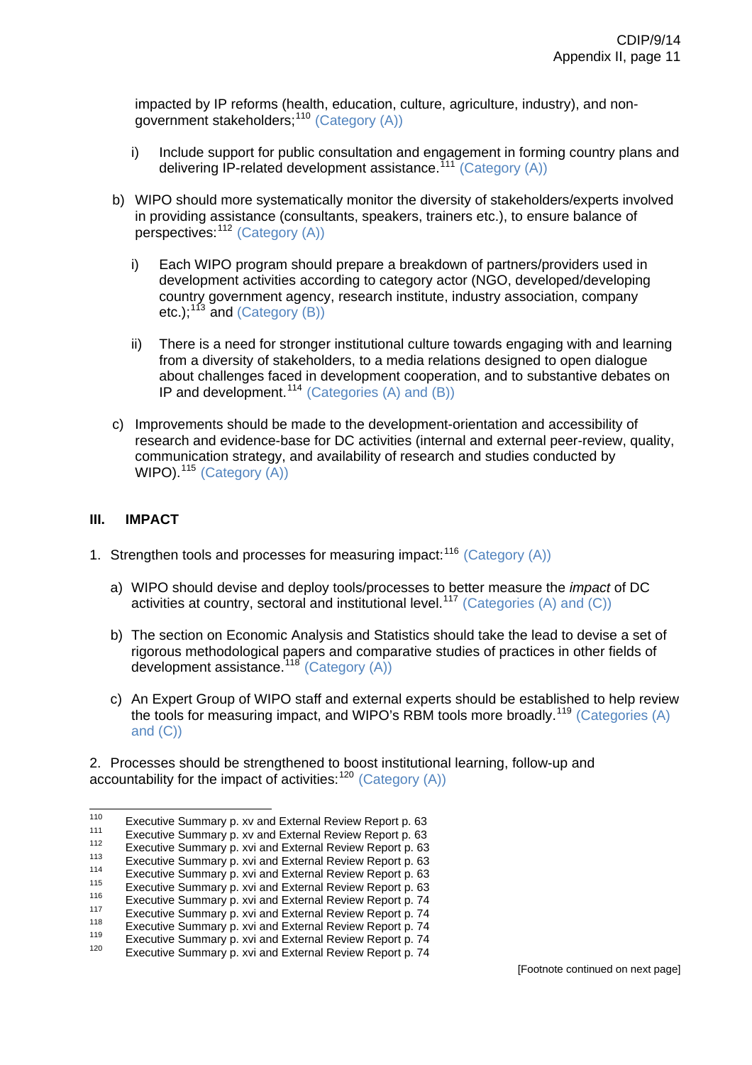impacted by IP reforms (health, education, culture, agriculture, industry), and non-government stakeholders;[110] (Category (A))

  i) Include support for public consultation and engagement in forming country plans and delivering IP-related development assistance.[111] (Category (A))

b) WIPO should more systematically monitor the diversity of stakeholders/experts involved in providing assistance (consultants, speakers, trainers etc.), to ensure balance of perspectives:[112] (Category (A))

  i) Each WIPO program should prepare a breakdown of partners/providers used in development activities according to category actor (NGO, developed/developing country government agency, research institute, industry association, company etc.);[113] and (Category (B))

  ii) There is a need for stronger institutional culture towards engaging with and learning from a diversity of stakeholders, to a media relations designed to open dialogue about challenges faced in development cooperation, and to substantive debates on IP and development.[114] (Categories (A) and (B))

c) Improvements should be made to the development-orientation and accessibility of research and evidence-base for DC activities (internal and external peer-review, quality, communication strategy, and availability of research and studies conducted by WIPO).[115] (Category (A))

## III. IMPACT

1. Strengthen tools and processes for measuring impact:[116] (Category (A))

   a) WIPO should devise and deploy tools/processes to better measure the *impact* of DC activities at country, sectoral and institutional level.[117] (Categories (A) and (C))

   b) The section on Economic Analysis and Statistics should take the lead to devise a set of rigorous methodological papers and comparative studies of practices in other fields of development assistance.[118] (Category (A))

   c) An Expert Group of WIPO staff and external experts should be established to help review the tools for measuring impact, and WIPO's RBM tools more broadly.[119] (Categories (A) and (C))

2. Processes should be strengthened to boost institutional learning, follow-up and accountability for the impact of activities:[120] (Category (A))

---

[110] Executive Summary p. xv and External Review Report p. 63
[111] Executive Summary p. xv and External Review Report p. 63
[112] Executive Summary p. xvi and External Review Report p. 63
[113] Executive Summary p. xvi and External Review Report p. 63
[114] Executive Summary p. xvi and External Review Report p. 63
[115] Executive Summary p. xvi and External Review Report p. 63
[116] Executive Summary p. xvi and External Review Report p. 74
[117] Executive Summary p. xvi and External Review Report p. 74
[118] Executive Summary p. xvi and External Review Report p. 74
[119] Executive Summary p. xvi and External Review Report p. 74
[120] Executive Summary p. xvi and External Review Report p. 74

[Footnote continued on next page]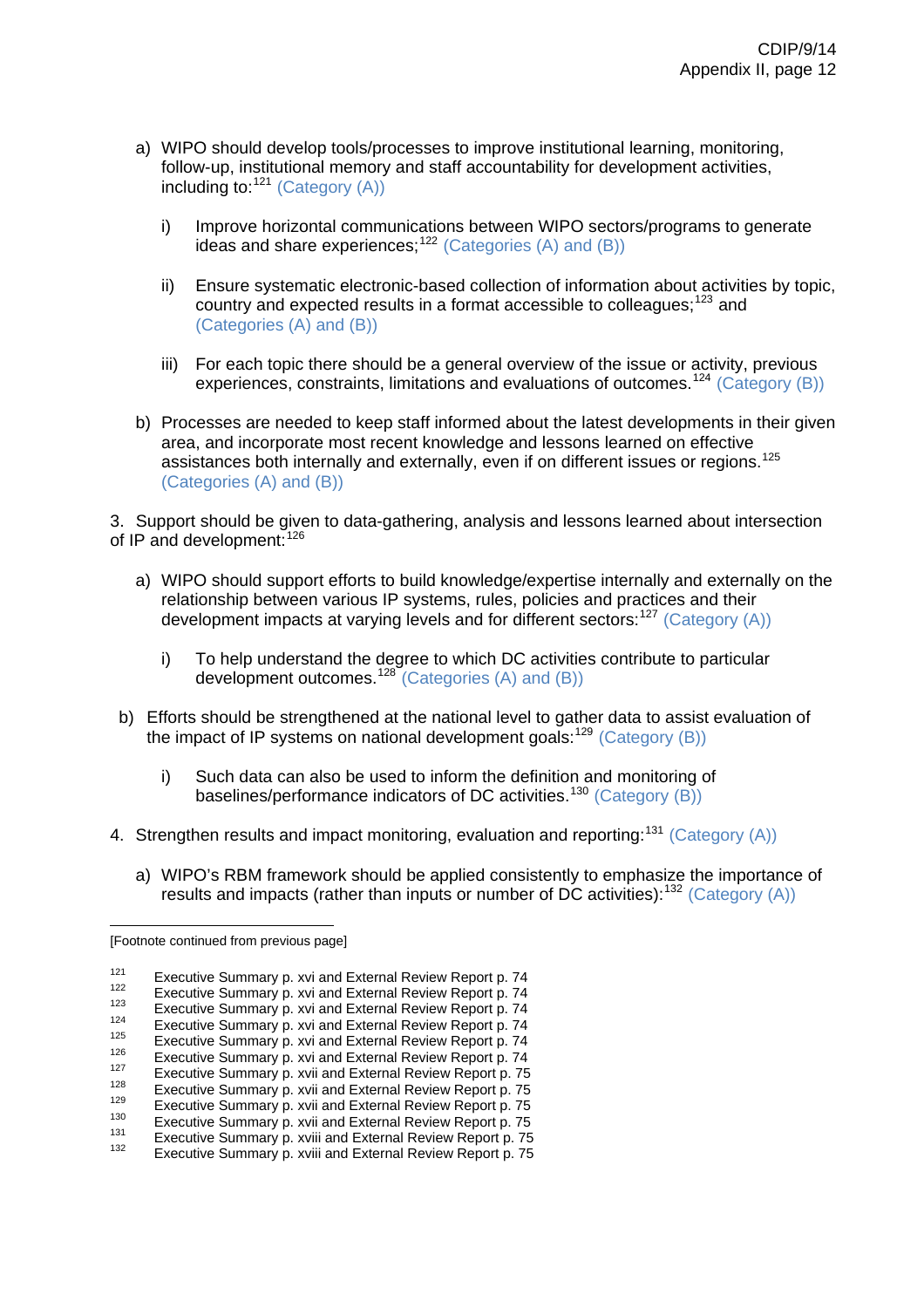a) WIPO should develop tools/processes to improve institutional learning, monitoring, follow-up, institutional memory and staff accountability for development activities, including to:[121] (Category (A))

   i) Improve horizontal communications between WIPO sectors/programs to generate ideas and share experiences;[122] (Categories (A) and (B))

   ii) Ensure systematic electronic-based collection of information about activities by topic, country and expected results in a format accessible to colleagues;[123] and (Categories (A) and (B))

   iii) For each topic there should be a general overview of the issue or activity, previous experiences, constraints, limitations and evaluations of outcomes.[124] (Category (B))

b) Processes are needed to keep staff informed about the latest developments in their given area, and incorporate most recent knowledge and lessons learned on effective assistances both internally and externally, even if on different issues or regions.[125] (Categories (A) and (B))

3. Support should be given to data-gathering, analysis and lessons learned about intersection of IP and development:[126]

a) WIPO should support efforts to build knowledge/expertise internally and externally on the relationship between various IP systems, rules, policies and practices and their development impacts at varying levels and for different sectors:[127] (Category (A))

   i) To help understand the degree to which DC activities contribute to particular development outcomes.[128] (Categories (A) and (B))

b) Efforts should be strengthened at the national level to gather data to assist evaluation of the impact of IP systems on national development goals:[129] (Category (B))

   i) Such data can also be used to inform the definition and monitoring of baselines/performance indicators of DC activities.[130] (Category (B))

4. Strengthen results and impact monitoring, evaluation and reporting:[131] (Category (A))

a) WIPO's RBM framework should be applied consistently to emphasize the importance of results and impacts (rather than inputs or number of DC activities):[132] (Category (A))

---

[Footnote continued from previous page]

[121] Executive Summary p. xvi and External Review Report p. 74
[122] Executive Summary p. xvi and External Review Report p. 74
[123] Executive Summary p. xvi and External Review Report p. 74
[124] Executive Summary p. xvi and External Review Report p. 74
[125] Executive Summary p. xvi and External Review Report p. 74
[126] Executive Summary p. xvi and External Review Report p. 74
[127] Executive Summary p. xvii and External Review Report p. 75
[128] Executive Summary p. xvii and External Review Report p. 75
[129] Executive Summary p. xvii and External Review Report p. 75
[130] Executive Summary p. xvii and External Review Report p. 75
[131] Executive Summary p. xviii and External Review Report p. 75
[132] Executive Summary p. xviii and External Review Report p. 75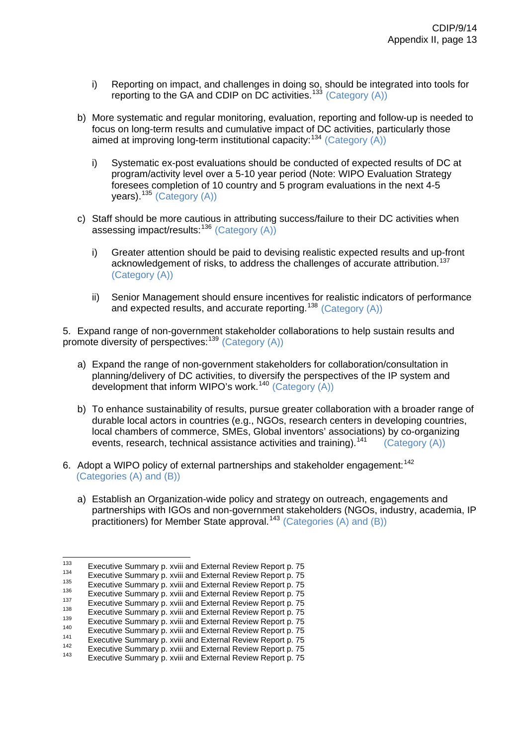i) Reporting on impact, and challenges in doing so, should be integrated into tools for reporting to the GA and CDIP on DC activities.[133] (Category (A))

b) More systematic and regular monitoring, evaluation, reporting and follow-up is needed to focus on long-term results and cumulative impact of DC activities, particularly those aimed at improving long-term institutional capacity:[134] (Category (A))

i) Systematic ex-post evaluations should be conducted of expected results of DC at program/activity level over a 5-10 year period (Note: WIPO Evaluation Strategy foresees completion of 10 country and 5 program evaluations in the next 4-5 years).[135] (Category (A))

c) Staff should be more cautious in attributing success/failure to their DC activities when assessing impact/results:[136] (Category (A))

i) Greater attention should be paid to devising realistic expected results and up-front acknowledgement of risks, to address the challenges of accurate attribution.[137] (Category (A))

ii) Senior Management should ensure incentives for realistic indicators of performance and expected results, and accurate reporting.[138] (Category (A))

5. Expand range of non-government stakeholder collaborations to help sustain results and promote diversity of perspectives:[139] (Category (A))

a) Expand the range of non-government stakeholders for collaboration/consultation in planning/delivery of DC activities, to diversify the perspectives of the IP system and development that inform WIPO's work.[140] (Category (A))

b) To enhance sustainability of results, pursue greater collaboration with a broader range of durable local actors in countries (e.g., NGOs, research centers in developing countries, local chambers of commerce, SMEs, Global inventors' associations) by co-organizing events, research, technical assistance activities and training).[141] (Category (A))

6. Adopt a WIPO policy of external partnerships and stakeholder engagement:[142] (Categories (A) and (B))

a) Establish an Organization-wide policy and strategy on outreach, engagements and partnerships with IGOs and non-government stakeholders (NGOs, industry, academia, IP practitioners) for Member State approval.[143] (Categories (A) and (B))

---

[133] Executive Summary p. xviii and External Review Report p. 75
[134] Executive Summary p. xviii and External Review Report p. 75
[135] Executive Summary p. xviii and External Review Report p. 75
[136] Executive Summary p. xviii and External Review Report p. 75
[137] Executive Summary p. xviii and External Review Report p. 75
[138] Executive Summary p. xviii and External Review Report p. 75
[139] Executive Summary p. xviii and External Review Report p. 75
[140] Executive Summary p. xviii and External Review Report p. 75
[141] Executive Summary p. xviii and External Review Report p. 75
[142] Executive Summary p. xviii and External Review Report p. 75
[143] Executive Summary p. xviii and External Review Report p. 75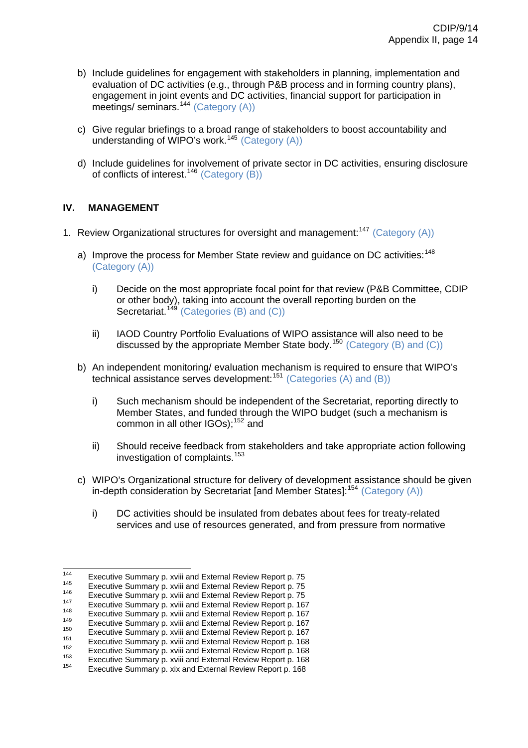b) Include guidelines for engagement with stakeholders in planning, implementation and evaluation of DC activities (e.g., through P&B process and in forming country plans), engagement in joint events and DC activities, financial support for participation in meetings/ seminars.[144] (Category (A))

c) Give regular briefings to a broad range of stakeholders to boost accountability and understanding of WIPO's work.[145] (Category (A))

d) Include guidelines for involvement of private sector in DC activities, ensuring disclosure of conflicts of interest.[146] (Category (B))

## IV. MANAGEMENT

1. Review Organizational structures for oversight and management:[147] (Category (A))

   a) Improve the process for Member State review and guidance on DC activities:[148] (Category (A))

      i) Decide on the most appropriate focal point for that review (P&B Committee, CDIP or other body), taking into account the overall reporting burden on the Secretariat.[149] (Categories (B) and (C))

      ii) IAOD Country Portfolio Evaluations of WIPO assistance will also need to be discussed by the appropriate Member State body.[150] (Category (B) and (C))

   b) An independent monitoring/ evaluation mechanism is required to ensure that WIPO's technical assistance serves development:[151] (Categories (A) and (B))

      i) Such mechanism should be independent of the Secretariat, reporting directly to Member States, and funded through the WIPO budget (such a mechanism is common in all other IGOs);[152] and

      ii) Should receive feedback from stakeholders and take appropriate action following investigation of complaints.[153]

   c) WIPO's Organizational structure for delivery of development assistance should be given in-depth consideration by Secretariat [and Member States]:[154] (Category (A))

      i) DC activities should be insulated from debates about fees for treaty-related services and use of resources generated, and from pressure from normative

---

[144] Executive Summary p. xviii and External Review Report p. 75
[145] Executive Summary p. xviii and External Review Report p. 75
[146] Executive Summary p. xviii and External Review Report p. 75
[147] Executive Summary p. xviii and External Review Report p. 167
[148] Executive Summary p. xviii and External Review Report p. 167
[149] Executive Summary p. xviii and External Review Report p. 167
[150] Executive Summary p. xviii and External Review Report p. 167
[151] Executive Summary p. xviii and External Review Report p. 168
[152] Executive Summary p. xviii and External Review Report p. 168
[153] Executive Summary p. xviii and External Review Report p. 168
[154] Executive Summary p. xix and External Review Report p. 168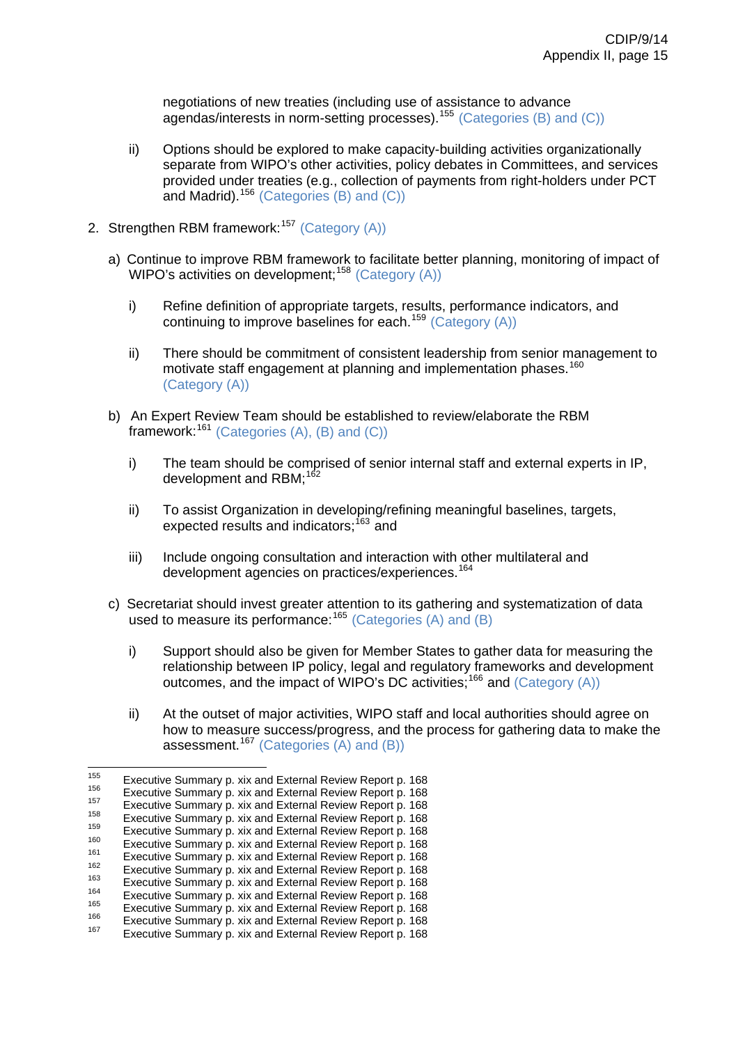negotiations of new treaties (including use of assistance to advance agendas/interests in norm-setting processes).[155] (Categories (B) and (C))

ii) Options should be explored to make capacity-building activities organizationally separate from WIPO's other activities, policy debates in Committees, and services provided under treaties (e.g., collection of payments from right-holders under PCT and Madrid).[156] (Categories (B) and (C))

2. Strengthen RBM framework:[157] (Category (A))

a) Continue to improve RBM framework to facilitate better planning, monitoring of impact of WIPO's activities on development;[158] (Category (A))

i) Refine definition of appropriate targets, results, performance indicators, and continuing to improve baselines for each.[159] (Category (A))

ii) There should be commitment of consistent leadership from senior management to motivate staff engagement at planning and implementation phases.[160] (Category (A))

b) An Expert Review Team should be established to review/elaborate the RBM framework:[161] (Categories (A), (B) and (C))

i) The team should be comprised of senior internal staff and external experts in IP, development and RBM;[162]

ii) To assist Organization in developing/refining meaningful baselines, targets, expected results and indicators;[163] and

iii) Include ongoing consultation and interaction with other multilateral and development agencies on practices/experiences.[164]

c) Secretariat should invest greater attention to its gathering and systematization of data used to measure its performance:[165] (Categories (A) and (B)

i) Support should also be given for Member States to gather data for measuring the relationship between IP policy, legal and regulatory frameworks and development outcomes, and the impact of WIPO's DC activities;[166] and (Category (A))

ii) At the outset of major activities, WIPO staff and local authorities should agree on how to measure success/progress, and the process for gathering data to make the assessment.[167] (Categories (A) and (B))

---

[155] Executive Summary p. xix and External Review Report p. 168
[156] Executive Summary p. xix and External Review Report p. 168
[157] Executive Summary p. xix and External Review Report p. 168
[158] Executive Summary p. xix and External Review Report p. 168
[159] Executive Summary p. xix and External Review Report p. 168
[160] Executive Summary p. xix and External Review Report p. 168
[161] Executive Summary p. xix and External Review Report p. 168
[162] Executive Summary p. xix and External Review Report p. 168
[163] Executive Summary p. xix and External Review Report p. 168
[164] Executive Summary p. xix and External Review Report p. 168
[165] Executive Summary p. xix and External Review Report p. 168
[166] Executive Summary p. xix and External Review Report p. 168
[167] Executive Summary p. xix and External Review Report p. 168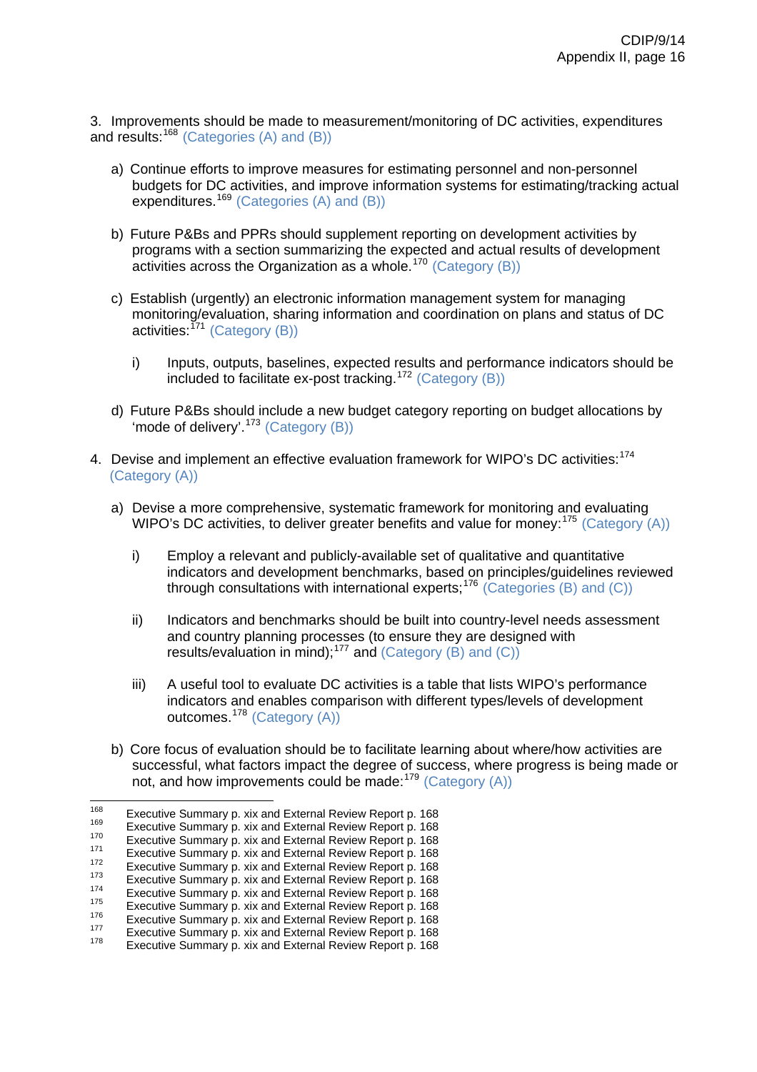3. Improvements should be made to measurement/monitoring of DC activities, expenditures and results:[168] (Categories (A) and (B))

a) Continue efforts to improve measures for estimating personnel and non-personnel budgets for DC activities, and improve information systems for estimating/tracking actual expenditures.[169] (Categories (A) and (B))

b) Future P&Bs and PPRs should supplement reporting on development activities by programs with a section summarizing the expected and actual results of development activities across the Organization as a whole.[170] (Category (B))

c) Establish (urgently) an electronic information management system for managing monitoring/evaluation, sharing information and coordination on plans and status of DC activities:[171] (Category (B))

  i) Inputs, outputs, baselines, expected results and performance indicators should be included to facilitate ex-post tracking.[172] (Category (B))

d) Future P&Bs should include a new budget category reporting on budget allocations by 'mode of delivery'.[173] (Category (B))

4. Devise and implement an effective evaluation framework for WIPO's DC activities:[174] (Category (A))

a) Devise a more comprehensive, systematic framework for monitoring and evaluating WIPO's DC activities, to deliver greater benefits and value for money:[175] (Category (A))

  i) Employ a relevant and publicly-available set of qualitative and quantitative indicators and development benchmarks, based on principles/guidelines reviewed through consultations with international experts;[176] (Categories (B) and (C))

  ii) Indicators and benchmarks should be built into country-level needs assessment and country planning processes (to ensure they are designed with results/evaluation in mind);[177] and (Category (B) and (C))

  iii) A useful tool to evaluate DC activities is a table that lists WIPO's performance indicators and enables comparison with different types/levels of development outcomes.[178] (Category (A))

b) Core focus of evaluation should be to facilitate learning about where/how activities are successful, what factors impact the degree of success, where progress is being made or not, and how improvements could be made:[179] (Category (A))

---

[168] Executive Summary p. xix and External Review Report p. 168
[169] Executive Summary p. xix and External Review Report p. 168
[170] Executive Summary p. xix and External Review Report p. 168
[171] Executive Summary p. xix and External Review Report p. 168
[172] Executive Summary p. xix and External Review Report p. 168
[173] Executive Summary p. xix and External Review Report p. 168
[174] Executive Summary p. xix and External Review Report p. 168
[175] Executive Summary p. xix and External Review Report p. 168
[176] Executive Summary p. xix and External Review Report p. 168
[177] Executive Summary p. xix and External Review Report p. 168
[178] Executive Summary p. xix and External Review Report p. 168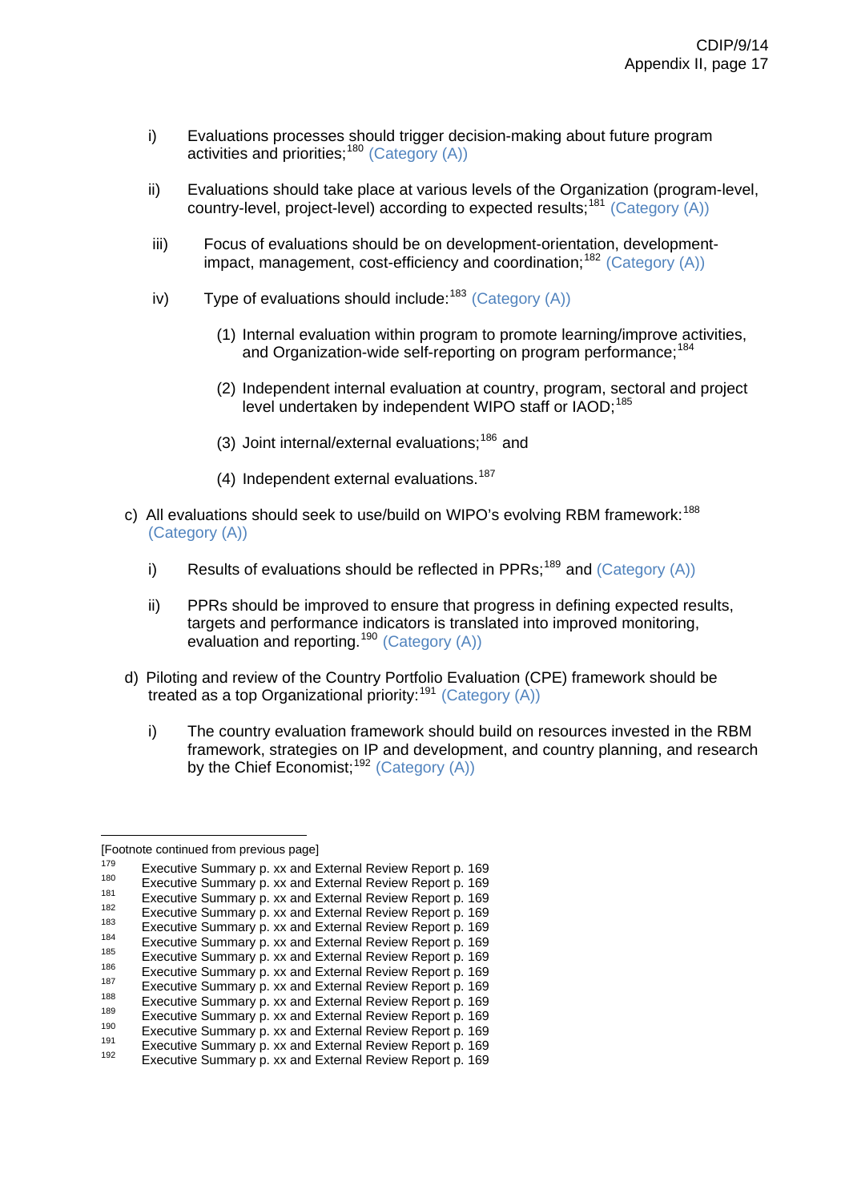i) Evaluations processes should trigger decision-making about future program activities and priorities;[180] (Category (A))

ii) Evaluations should take place at various levels of the Organization (program-level, country-level, project-level) according to expected results;[181] (Category (A))

iii) Focus of evaluations should be on development-orientation, development-impact, management, cost-efficiency and coordination;[182] (Category (A))

iv) Type of evaluations should include:[183] (Category (A))

(1) Internal evaluation within program to promote learning/improve activities, and Organization-wide self-reporting on program performance;[184]

(2) Independent internal evaluation at country, program, sectoral and project level undertaken by independent WIPO staff or IAOD;[185]

(3) Joint internal/external evaluations;[186] and

(4) Independent external evaluations.[187]

c) All evaluations should seek to use/build on WIPO's evolving RBM framework:[188] (Category (A))

i) Results of evaluations should be reflected in PPRs;[189] and (Category (A))

ii) PPRs should be improved to ensure that progress in defining expected results, targets and performance indicators is translated into improved monitoring, evaluation and reporting.[190] (Category (A))

d) Piloting and review of the Country Portfolio Evaluation (CPE) framework should be treated as a top Organizational priority:[191] (Category (A))

i) The country evaluation framework should build on resources invested in the RBM framework, strategies on IP and development, and country planning, and research by the Chief Economist;[192] (Category (A))

---

[Footnote continued from previous page]

[179] Executive Summary p. xx and External Review Report p. 169
[180] Executive Summary p. xx and External Review Report p. 169
[181] Executive Summary p. xx and External Review Report p. 169
[182] Executive Summary p. xx and External Review Report p. 169
[183] Executive Summary p. xx and External Review Report p. 169
[184] Executive Summary p. xx and External Review Report p. 169
[185] Executive Summary p. xx and External Review Report p. 169
[186] Executive Summary p. xx and External Review Report p. 169
[187] Executive Summary p. xx and External Review Report p. 169
[188] Executive Summary p. xx and External Review Report p. 169
[189] Executive Summary p. xx and External Review Report p. 169
[190] Executive Summary p. xx and External Review Report p. 169
[191] Executive Summary p. xx and External Review Report p. 169
[192] Executive Summary p. xx and External Review Report p. 169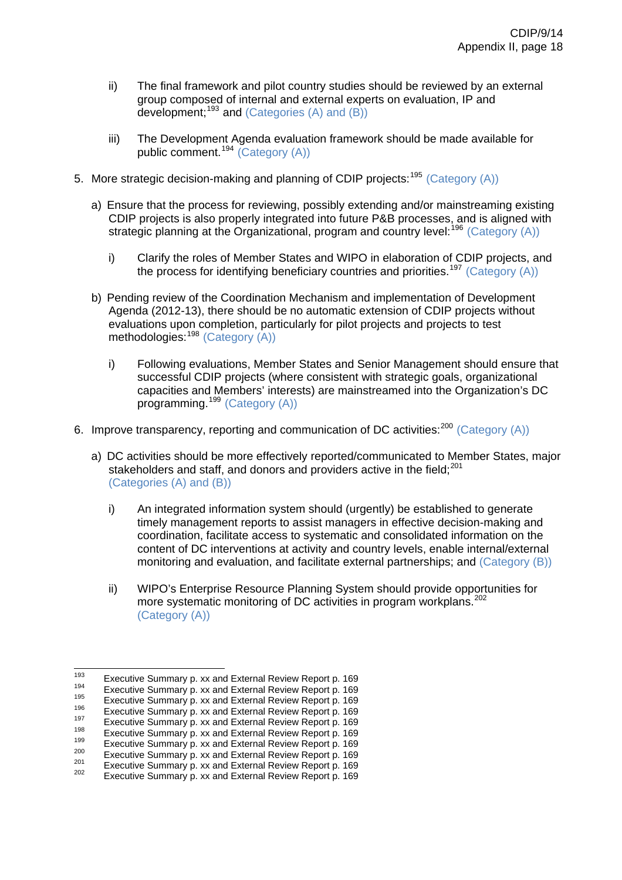ii) The final framework and pilot country studies should be reviewed by an external group composed of internal and external experts on evaluation, IP and development;[193] and (Categories (A) and (B))

iii) The Development Agenda evaluation framework should be made available for public comment.[194] (Category (A))

5. More strategic decision-making and planning of CDIP projects:[195] (Category (A))

   a) Ensure that the process for reviewing, possibly extending and/or mainstreaming existing CDIP projects is also properly integrated into future P&B processes, and is aligned with strategic planning at the Organizational, program and country level:[196] (Category (A))

      i) Clarify the roles of Member States and WIPO in elaboration of CDIP projects, and the process for identifying beneficiary countries and priorities.[197] (Category (A))

   b) Pending review of the Coordination Mechanism and implementation of Development Agenda (2012-13), there should be no automatic extension of CDIP projects without evaluations upon completion, particularly for pilot projects and projects to test methodologies:[198] (Category (A))

      i) Following evaluations, Member States and Senior Management should ensure that successful CDIP projects (where consistent with strategic goals, organizational capacities and Members' interests) are mainstreamed into the Organization's DC programming.[199] (Category (A))

6. Improve transparency, reporting and communication of DC activities:[200] (Category (A))

   a) DC activities should be more effectively reported/communicated to Member States, major stakeholders and staff, and donors and providers active in the field;[201] (Categories (A) and (B))

      i) An integrated information system should (urgently) be established to generate timely management reports to assist managers in effective decision-making and coordination, facilitate access to systematic and consolidated information on the content of DC interventions at activity and country levels, enable internal/external monitoring and evaluation, and facilitate external partnerships; and (Category (B))

      ii) WIPO's Enterprise Resource Planning System should provide opportunities for more systematic monitoring of DC activities in program workplans.[202] (Category (A))

---

[193] Executive Summary p. xx and External Review Report p. 169
[194] Executive Summary p. xx and External Review Report p. 169
[195] Executive Summary p. xx and External Review Report p. 169
[196] Executive Summary p. xx and External Review Report p. 169
[197] Executive Summary p. xx and External Review Report p. 169
[198] Executive Summary p. xx and External Review Report p. 169
[199] Executive Summary p. xx and External Review Report p. 169
[200] Executive Summary p. xx and External Review Report p. 169
[201] Executive Summary p. xx and External Review Report p. 169
[202] Executive Summary p. xx and External Review Report p. 169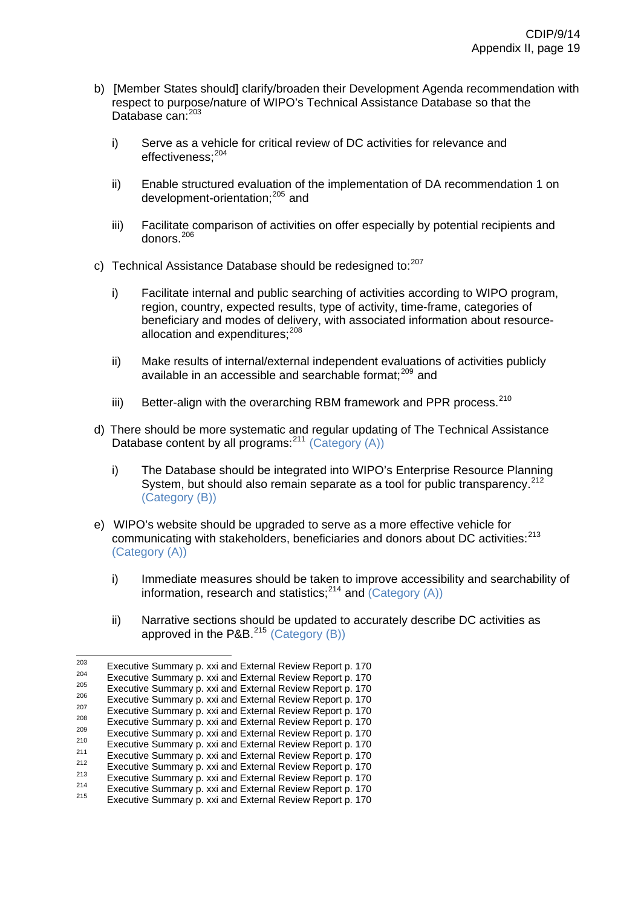b) [Member States should] clarify/broaden their Development Agenda recommendation with respect to purpose/nature of WIPO's Technical Assistance Database so that the Database can:[203]

   i) Serve as a vehicle for critical review of DC activities for relevance and effectiveness;[204]

   ii) Enable structured evaluation of the implementation of DA recommendation 1 on development-orientation;[205] and

   iii) Facilitate comparison of activities on offer especially by potential recipients and donors.[206]

c) Technical Assistance Database should be redesigned to:[207]

   i) Facilitate internal and public searching of activities according to WIPO program, region, country, expected results, type of activity, time-frame, categories of beneficiary and modes of delivery, with associated information about resource-allocation and expenditures;[208]

   ii) Make results of internal/external independent evaluations of activities publicly available in an accessible and searchable format;[209] and

   iii) Better-align with the overarching RBM framework and PPR process.[210]

d) There should be more systematic and regular updating of The Technical Assistance Database content by all programs:[211] (Category (A))

   i) The Database should be integrated into WIPO's Enterprise Resource Planning System, but should also remain separate as a tool for public transparency.[212] (Category (B))

e) WIPO's website should be upgraded to serve as a more effective vehicle for communicating with stakeholders, beneficiaries and donors about DC activities:[213] (Category (A))

   i) Immediate measures should be taken to improve accessibility and searchability of information, research and statistics;[214] and (Category (A))

   ii) Narrative sections should be updated to accurately describe DC activities as approved in the P&B.[215] (Category (B))

---

[203] Executive Summary p. xxi and External Review Report p. 170
[204] Executive Summary p. xxi and External Review Report p. 170
[205] Executive Summary p. xxi and External Review Report p. 170
[206] Executive Summary p. xxi and External Review Report p. 170
[207] Executive Summary p. xxi and External Review Report p. 170
[208] Executive Summary p. xxi and External Review Report p. 170
[209] Executive Summary p. xxi and External Review Report p. 170
[210] Executive Summary p. xxi and External Review Report p. 170
[211] Executive Summary p. xxi and External Review Report p. 170
[212] Executive Summary p. xxi and External Review Report p. 170
[213] Executive Summary p. xxi and External Review Report p. 170
[214] Executive Summary p. xxi and External Review Report p. 170
[215] Executive Summary p. xxi and External Review Report p. 170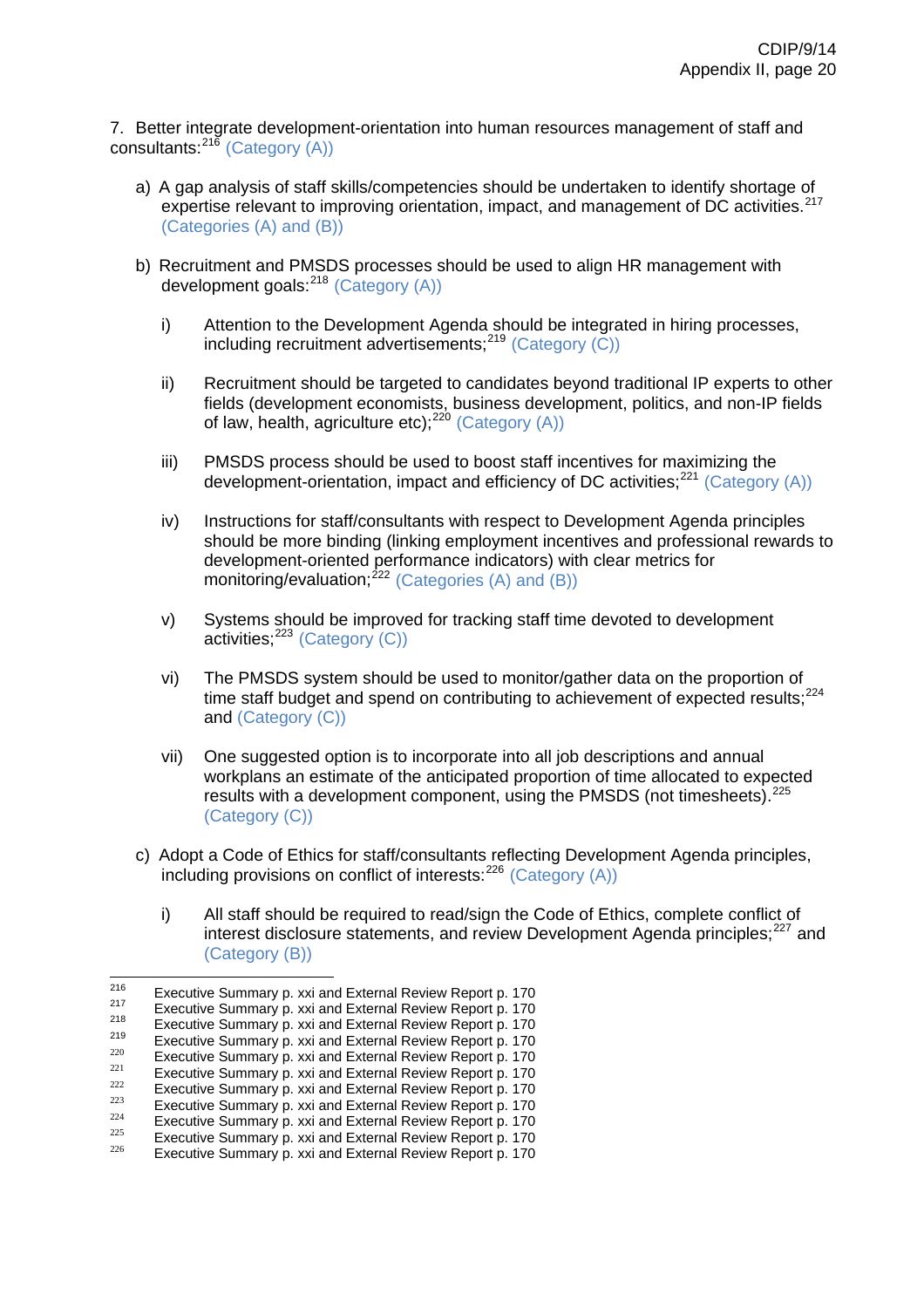7. Better integrate development-orientation into human resources management of staff and consultants:[216] (Category (A))

a) A gap analysis of staff skills/competencies should be undertaken to identify shortage of expertise relevant to improving orientation, impact, and management of DC activities.[217] (Categories (A) and (B))

b) Recruitment and PMSDS processes should be used to align HR management with development goals:[218] (Category (A))

   i) Attention to the Development Agenda should be integrated in hiring processes, including recruitment advertisements;[219] (Category (C))

   ii) Recruitment should be targeted to candidates beyond traditional IP experts to other fields (development economists, business development, politics, and non-IP fields of law, health, agriculture etc);[220] (Category (A))

   iii) PMSDS process should be used to boost staff incentives for maximizing the development-orientation, impact and efficiency of DC activities;[221] (Category (A))

   iv) Instructions for staff/consultants with respect to Development Agenda principles should be more binding (linking employment incentives and professional rewards to development-oriented performance indicators) with clear metrics for monitoring/evaluation;[222] (Categories (A) and (B))

   v) Systems should be improved for tracking staff time devoted to development activities;[223] (Category (C))

   vi) The PMSDS system should be used to monitor/gather data on the proportion of time staff budget and spend on contributing to achievement of expected results;[224] and (Category (C))

   vii) One suggested option is to incorporate into all job descriptions and annual workplans an estimate of the anticipated proportion of time allocated to expected results with a development component, using the PMSDS (not timesheets).[225] (Category (C))

c) Adopt a Code of Ethics for staff/consultants reflecting Development Agenda principles, including provisions on conflict of interests:[226] (Category (A))

   i) All staff should be required to read/sign the Code of Ethics, complete conflict of interest disclosure statements, and review Development Agenda principles;[227] and (Category (B))

---

[216] Executive Summary p. xxi and External Review Report p. 170
[217] Executive Summary p. xxi and External Review Report p. 170
[218] Executive Summary p. xxi and External Review Report p. 170
[219] Executive Summary p. xxi and External Review Report p. 170
[220] Executive Summary p. xxi and External Review Report p. 170
[221] Executive Summary p. xxi and External Review Report p. 170
[222] Executive Summary p. xxi and External Review Report p. 170
[223] Executive Summary p. xxi and External Review Report p. 170
[224] Executive Summary p. xxi and External Review Report p. 170
[225] Executive Summary p. xxi and External Review Report p. 170
[226] Executive Summary p. xxi and External Review Report p. 170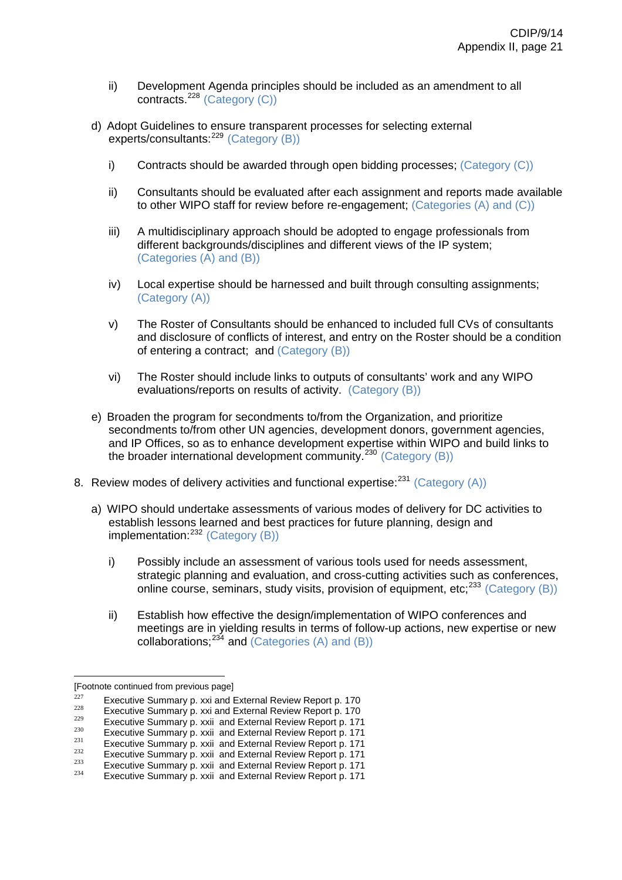ii) Development Agenda principles should be included as an amendment to all contracts.[228] (Category (C))

d) Adopt Guidelines to ensure transparent processes for selecting external experts/consultants:[229] (Category (B))

i) Contracts should be awarded through open bidding processes; (Category (C))

ii) Consultants should be evaluated after each assignment and reports made available to other WIPO staff for review before re-engagement; (Categories (A) and (C))

iii) A multidisciplinary approach should be adopted to engage professionals from different backgrounds/disciplines and different views of the IP system; (Categories (A) and (B))

iv) Local expertise should be harnessed and built through consulting assignments; (Category (A))

v) The Roster of Consultants should be enhanced to included full CVs of consultants and disclosure of conflicts of interest, and entry on the Roster should be a condition of entering a contract; and (Category (B))

vi) The Roster should include links to outputs of consultants' work and any WIPO evaluations/reports on results of activity. (Category (B))

e) Broaden the program for secondments to/from the Organization, and prioritize secondments to/from other UN agencies, development donors, government agencies, and IP Offices, so as to enhance development expertise within WIPO and build links to the broader international development community.[230] (Category (B))

8. Review modes of delivery activities and functional expertise:[231] (Category (A))

a) WIPO should undertake assessments of various modes of delivery for DC activities to establish lessons learned and best practices for future planning, design and implementation:[232] (Category (B))

i) Possibly include an assessment of various tools used for needs assessment, strategic planning and evaluation, and cross-cutting activities such as conferences, online course, seminars, study visits, provision of equipment, etc;[233] (Category (B))

ii) Establish how effective the design/implementation of WIPO conferences and meetings are in yielding results in terms of follow-up actions, new expertise or new collaborations;[234] and (Categories (A) and (B))

---

[Footnote continued from previous page]

[227] Executive Summary p. xxi and External Review Report p. 170

[228] Executive Summary p. xxi and External Review Report p. 170

[229] Executive Summary p. xxii and External Review Report p. 171

[230] Executive Summary p. xxii and External Review Report p. 171

[231] Executive Summary p. xxii and External Review Report p. 171

[232] Executive Summary p. xxii and External Review Report p. 171

[233] Executive Summary p. xxii and External Review Report p. 171

[234] Executive Summary p. xxii and External Review Report p. 171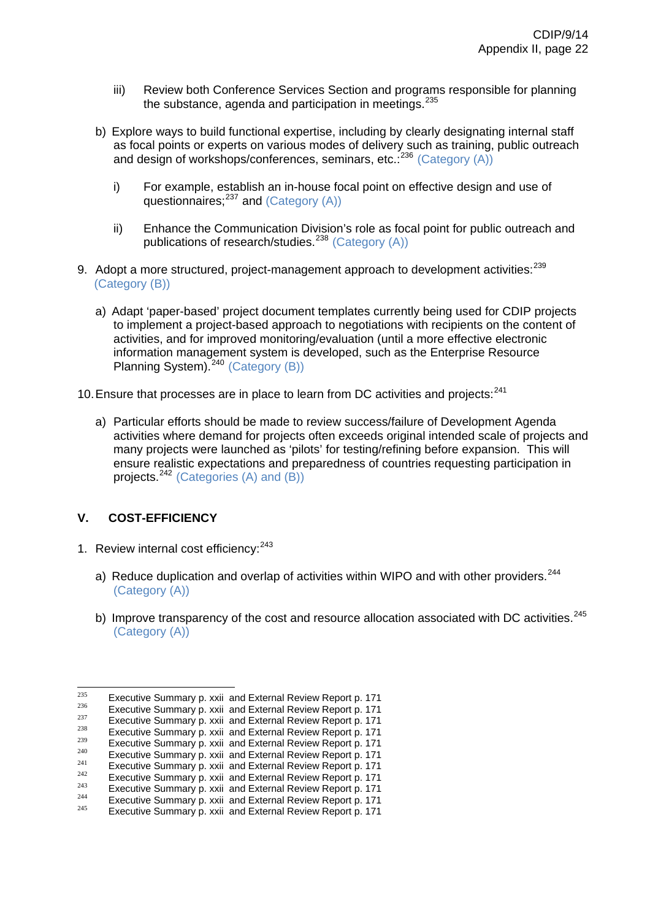iii) Review both Conference Services Section and programs responsible for planning the substance, agenda and participation in meetings.[235]

b) Explore ways to build functional expertise, including by clearly designating internal staff as focal points or experts on various modes of delivery such as training, public outreach and design of workshops/conferences, seminars, etc.:[236] (Category (A))

i) For example, establish an in-house focal point on effective design and use of questionnaires;[237] and (Category (A))

ii) Enhance the Communication Division's role as focal point for public outreach and publications of research/studies.[238] (Category (A))

9. Adopt a more structured, project-management approach to development activities:[239] (Category (B))

a) Adapt 'paper-based' project document templates currently being used for CDIP projects to implement a project-based approach to negotiations with recipients on the content of activities, and for improved monitoring/evaluation (until a more effective electronic information management system is developed, such as the Enterprise Resource Planning System).[240] (Category (B))

10. Ensure that processes are in place to learn from DC activities and projects:[241]

a) Particular efforts should be made to review success/failure of Development Agenda activities where demand for projects often exceeds original intended scale of projects and many projects were launched as 'pilots' for testing/refining before expansion. This will ensure realistic expectations and preparedness of countries requesting participation in projects.[242] (Categories (A) and (B))

## V. COST-EFFICIENCY

1. Review internal cost efficiency:[243]

a) Reduce duplication and overlap of activities within WIPO and with other providers.[244] (Category (A))

b) Improve transparency of the cost and resource allocation associated with DC activities.[245] (Category (A))

---

[235] Executive Summary p. xxii and External Review Report p. 171
[236] Executive Summary p. xxii and External Review Report p. 171
[237] Executive Summary p. xxii and External Review Report p. 171
[238] Executive Summary p. xxii and External Review Report p. 171
[239] Executive Summary p. xxii and External Review Report p. 171
[240] Executive Summary p. xxii and External Review Report p. 171
[241] Executive Summary p. xxii and External Review Report p. 171
[242] Executive Summary p. xxii and External Review Report p. 171
[243] Executive Summary p. xxii and External Review Report p. 171
[244] Executive Summary p. xxii and External Review Report p. 171
[245] Executive Summary p. xxii and External Review Report p. 171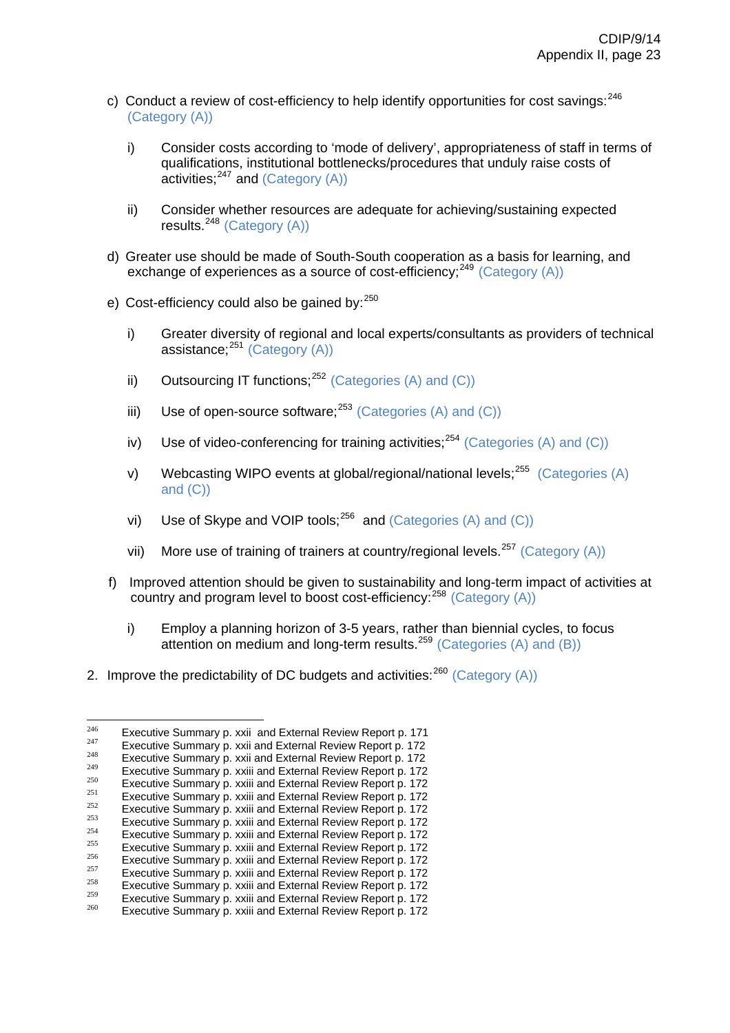c) Conduct a review of cost-efficiency to help identify opportunities for cost savings:[246] (Category (A))

   i) Consider costs according to 'mode of delivery', appropriateness of staff in terms of qualifications, institutional bottlenecks/procedures that unduly raise costs of activities;[247] and (Category (A))

   ii) Consider whether resources are adequate for achieving/sustaining expected results.[248] (Category (A))

d) Greater use should be made of South-South cooperation as a basis for learning, and exchange of experiences as a source of cost-efficiency;[249] (Category (A))

e) Cost-efficiency could also be gained by:[250]

   i) Greater diversity of regional and local experts/consultants as providers of technical assistance;[251] (Category (A))

   ii) Outsourcing IT functions;[252] (Categories (A) and (C))

   iii) Use of open-source software;[253] (Categories (A) and (C))

   iv) Use of video-conferencing for training activities;[254] (Categories (A) and (C))

   v) Webcasting WIPO events at global/regional/national levels;[255] (Categories (A) and (C))

   vi) Use of Skype and VOIP tools;[256] and (Categories (A) and (C))

   vii) More use of training of trainers at country/regional levels.[257] (Category (A))

f) Improved attention should be given to sustainability and long-term impact of activities at country and program level to boost cost-efficiency:[258] (Category (A))

   i) Employ a planning horizon of 3-5 years, rather than biennial cycles, to focus attention on medium and long-term results.[259] (Categories (A) and (B))

2. Improve the predictability of DC budgets and activities:[260] (Category (A))

---

[246] Executive Summary p. xxii and External Review Report p. 171
[247] Executive Summary p. xxii and External Review Report p. 172
[248] Executive Summary p. xxii and External Review Report p. 172
[249] Executive Summary p. xxiii and External Review Report p. 172
[250] Executive Summary p. xxiii and External Review Report p. 172
[251] Executive Summary p. xxiii and External Review Report p. 172
[252] Executive Summary p. xxiii and External Review Report p. 172
[253] Executive Summary p. xxiii and External Review Report p. 172
[254] Executive Summary p. xxiii and External Review Report p. 172
[255] Executive Summary p. xxiii and External Review Report p. 172
[256] Executive Summary p. xxiii and External Review Report p. 172
[257] Executive Summary p. xxiii and External Review Report p. 172
[258] Executive Summary p. xxiii and External Review Report p. 172
[259] Executive Summary p. xxiii and External Review Report p. 172
[260] Executive Summary p. xxiii and External Review Report p. 172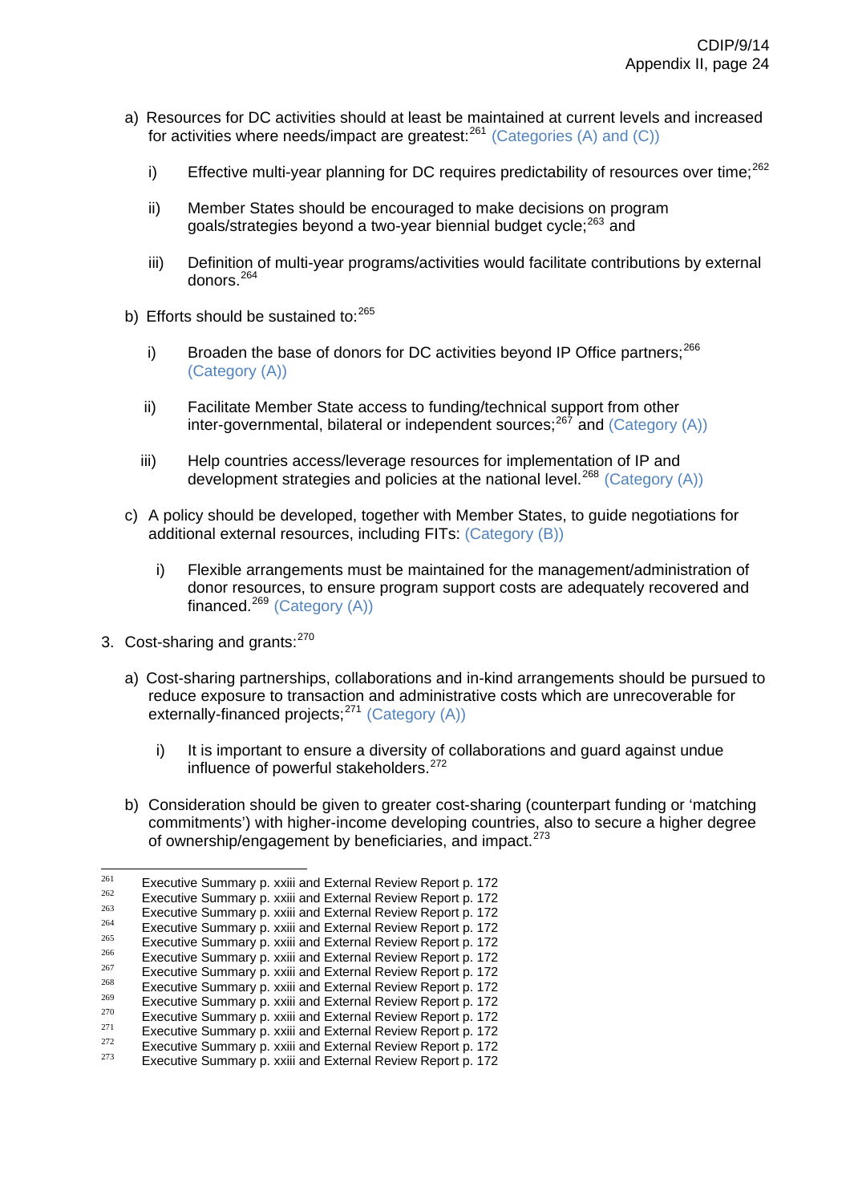a) Resources for DC activities should at least be maintained at current levels and increased for activities where needs/impact are greatest:[261] (Categories (A) and (C))

   i) Effective multi-year planning for DC requires predictability of resources over time;[262]

   ii) Member States should be encouraged to make decisions on program goals/strategies beyond a two-year biennial budget cycle;[263] and

   iii) Definition of multi-year programs/activities would facilitate contributions by external donors.[264]

b) Efforts should be sustained to:[265]

   i) Broaden the base of donors for DC activities beyond IP Office partners;[266] (Category (A))

   ii) Facilitate Member State access to funding/technical support from other inter-governmental, bilateral or independent sources;[267] and (Category (A))

   iii) Help countries access/leverage resources for implementation of IP and development strategies and policies at the national level.[268] (Category (A))

c) A policy should be developed, together with Member States, to guide negotiations for additional external resources, including FITs: (Category (B))

   i) Flexible arrangements must be maintained for the management/administration of donor resources, to ensure program support costs are adequately recovered and financed.[269] (Category (A))

3. Cost-sharing and grants:[270]

   a) Cost-sharing partnerships, collaborations and in-kind arrangements should be pursued to reduce exposure to transaction and administrative costs which are unrecoverable for externally-financed projects;[271] (Category (A))

      i) It is important to ensure a diversity of collaborations and guard against undue influence of powerful stakeholders.[272]

   b) Consideration should be given to greater cost-sharing (counterpart funding or 'matching commitments') with higher-income developing countries, also to secure a higher degree of ownership/engagement by beneficiaries, and impact.[273]

---

[261] Executive Summary p. xxiii and External Review Report p. 172
[262] Executive Summary p. xxiii and External Review Report p. 172
[263] Executive Summary p. xxiii and External Review Report p. 172
[264] Executive Summary p. xxiii and External Review Report p. 172
[265] Executive Summary p. xxiii and External Review Report p. 172
[266] Executive Summary p. xxiii and External Review Report p. 172
[267] Executive Summary p. xxiii and External Review Report p. 172
[268] Executive Summary p. xxiii and External Review Report p. 172
[269] Executive Summary p. xxiii and External Review Report p. 172
[270] Executive Summary p. xxiii and External Review Report p. 172
[271] Executive Summary p. xxiii and External Review Report p. 172
[272] Executive Summary p. xxiii and External Review Report p. 172
[273] Executive Summary p. xxiii and External Review Report p. 172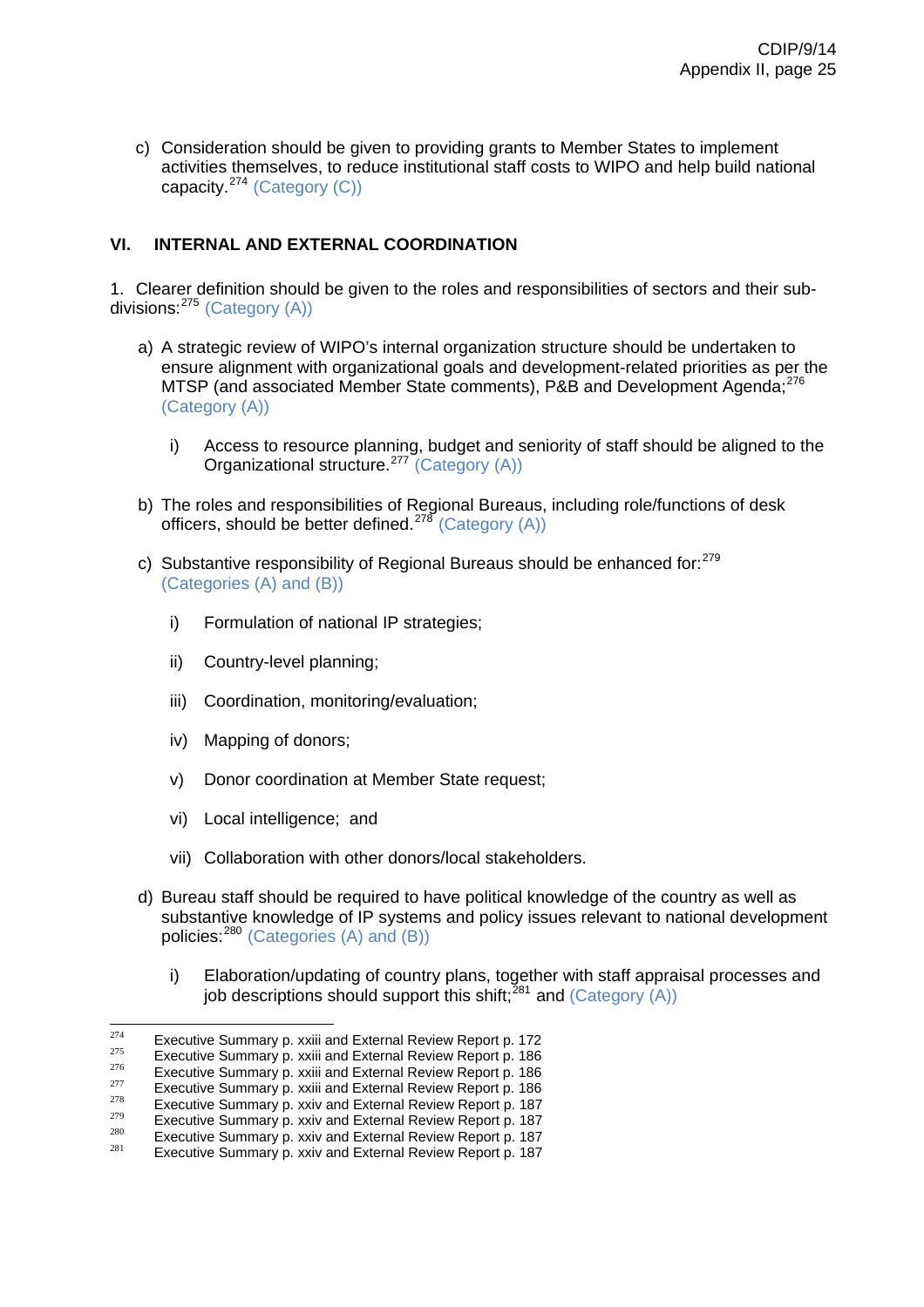c) Consideration should be given to providing grants to Member States to implement activities themselves, to reduce institutional staff costs to WIPO and help build national capacity.[274] (Category (C))

## VI. INTERNAL AND EXTERNAL COORDINATION

1. Clearer definition should be given to the roles and responsibilities of sectors and their sub-divisions:[275] (Category (A))

a) A strategic review of WIPO's internal organization structure should be undertaken to ensure alignment with organizational goals and development-related priorities as per the MTSP (and associated Member State comments), P&B and Development Agenda;[276] (Category (A))

i) Access to resource planning, budget and seniority of staff should be aligned to the Organizational structure.[277] (Category (A))

b) The roles and responsibilities of Regional Bureaus, including role/functions of desk officers, should be better defined.[278] (Category (A))

c) Substantive responsibility of Regional Bureaus should be enhanced for:[279] (Categories (A) and (B))

i) Formulation of national IP strategies;

ii) Country-level planning;

iii) Coordination, monitoring/evaluation;

iv) Mapping of donors;

v) Donor coordination at Member State request;

vi) Local intelligence; and

vii) Collaboration with other donors/local stakeholders.

d) Bureau staff should be required to have political knowledge of the country as well as substantive knowledge of IP systems and policy issues relevant to national development policies:[280] (Categories (A) and (B))

i) Elaboration/updating of country plans, together with staff appraisal processes and job descriptions should support this shift;[281] and (Category (A))

---

[274] Executive Summary p. xxiii and External Review Report p. 172
[275] Executive Summary p. xxiii and External Review Report p. 186
[276] Executive Summary p. xxiii and External Review Report p. 186
[277] Executive Summary p. xxiii and External Review Report p. 186
[278] Executive Summary p. xxiv and External Review Report p. 187
[279] Executive Summary p. xxiv and External Review Report p. 187
[280] Executive Summary p. xxiv and External Review Report p. 187
[281] Executive Summary p. xxiv and External Review Report p. 187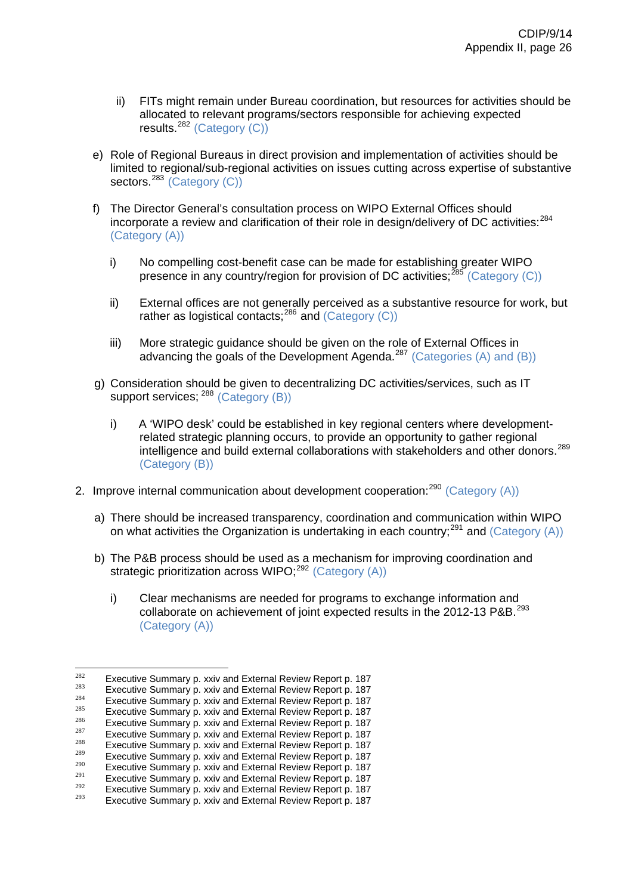ii) FITs might remain under Bureau coordination, but resources for activities should be allocated to relevant programs/sectors responsible for achieving expected results.[282] (Category (C))

e) Role of Regional Bureaus in direct provision and implementation of activities should be limited to regional/sub-regional activities on issues cutting across expertise of substantive sectors.[283] (Category (C))

f) The Director General's consultation process on WIPO External Offices should incorporate a review and clarification of their role in design/delivery of DC activities:[284] (Category (A))

i) No compelling cost-benefit case can be made for establishing greater WIPO presence in any country/region for provision of DC activities;[285] (Category (C))

ii) External offices are not generally perceived as a substantive resource for work, but rather as logistical contacts;[286] and (Category (C))

iii) More strategic guidance should be given on the role of External Offices in advancing the goals of the Development Agenda.[287] (Categories (A) and (B))

g) Consideration should be given to decentralizing DC activities/services, such as IT support services; [288] (Category (B))

i) A 'WIPO desk' could be established in key regional centers where development-related strategic planning occurs, to provide an opportunity to gather regional intelligence and build external collaborations with stakeholders and other donors.[289] (Category (B))

2. Improve internal communication about development cooperation:[290] (Category (A))

a) There should be increased transparency, coordination and communication within WIPO on what activities the Organization is undertaking in each country;[291] and (Category (A))

b) The P&B process should be used as a mechanism for improving coordination and strategic prioritization across WIPO;[292] (Category (A))

i) Clear mechanisms are needed for programs to exchange information and collaborate on achievement of joint expected results in the 2012-13 P&B.[293] (Category (A))

---

[282] Executive Summary p. xxiv and External Review Report p. 187
[283] Executive Summary p. xxiv and External Review Report p. 187
[284] Executive Summary p. xxiv and External Review Report p. 187
[285] Executive Summary p. xxiv and External Review Report p. 187
[286] Executive Summary p. xxiv and External Review Report p. 187
[287] Executive Summary p. xxiv and External Review Report p. 187
[288] Executive Summary p. xxiv and External Review Report p. 187
[289] Executive Summary p. xxiv and External Review Report p. 187
[290] Executive Summary p. xxiv and External Review Report p. 187
[291] Executive Summary p. xxiv and External Review Report p. 187
[292] Executive Summary p. xxiv and External Review Report p. 187
[293] Executive Summary p. xxiv and External Review Report p. 187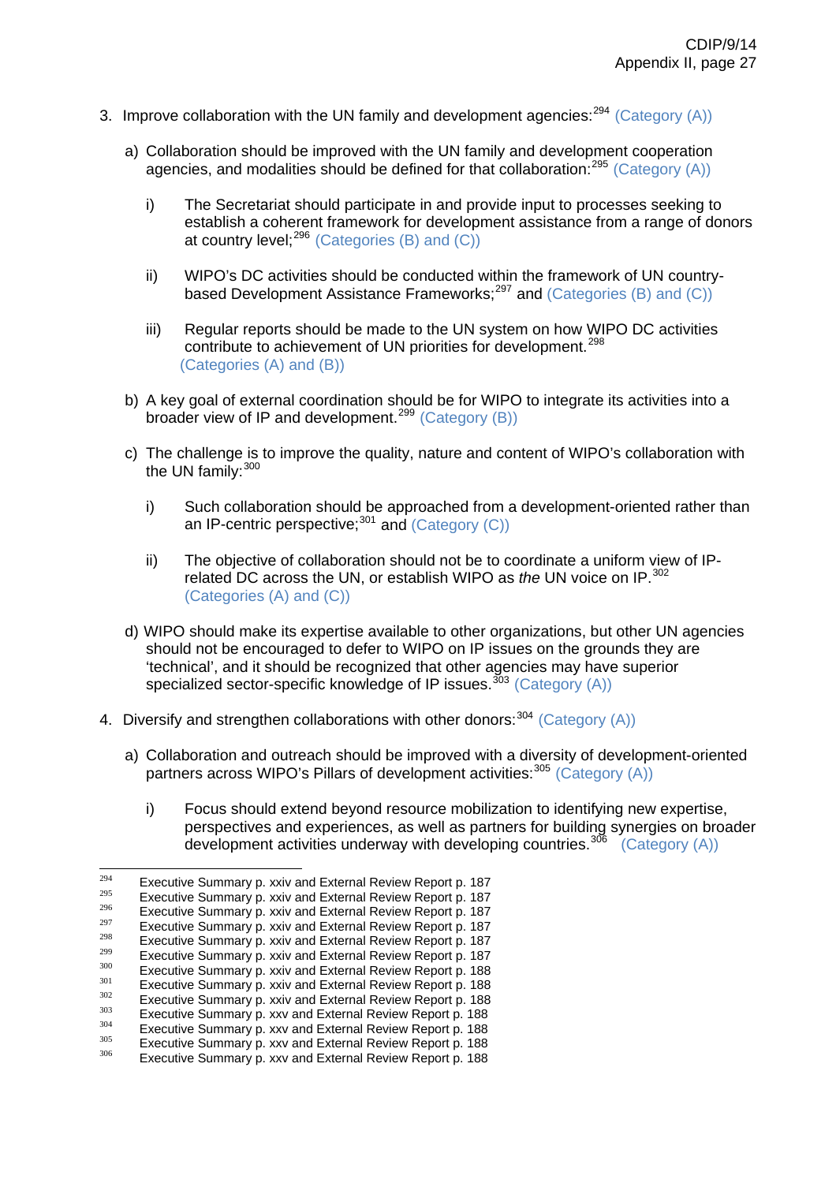3. Improve collaboration with the UN family and development agencies:[294] (Category (A))

   a) Collaboration should be improved with the UN family and development cooperation agencies, and modalities should be defined for that collaboration:[295] (Category (A))

      i) The Secretariat should participate in and provide input to processes seeking to establish a coherent framework for development assistance from a range of donors at country level;[296] (Categories (B) and (C))

      ii) WIPO's DC activities should be conducted within the framework of UN country-based Development Assistance Frameworks;[297] and (Categories (B) and (C))

      iii) Regular reports should be made to the UN system on how WIPO DC activities contribute to achievement of UN priorities for development.[298] (Categories (A) and (B))

   b) A key goal of external coordination should be for WIPO to integrate its activities into a broader view of IP and development.[299] (Category (B))

   c) The challenge is to improve the quality, nature and content of WIPO's collaboration with the UN family:[300]

      i) Such collaboration should be approached from a development-oriented rather than an IP-centric perspective;[301] and (Category (C))

      ii) The objective of collaboration should not be to coordinate a uniform view of IP-related DC across the UN, or establish WIPO as *the* UN voice on IP.[302] (Categories (A) and (C))

   d) WIPO should make its expertise available to other organizations, but other UN agencies should not be encouraged to defer to WIPO on IP issues on the grounds they are 'technical', and it should be recognized that other agencies may have superior specialized sector-specific knowledge of IP issues.[303] (Category (A))

4. Diversify and strengthen collaborations with other donors:[304] (Category (A))

   a) Collaboration and outreach should be improved with a diversity of development-oriented partners across WIPO's Pillars of development activities:[305] (Category (A))

      i) Focus should extend beyond resource mobilization to identifying new expertise, perspectives and experiences, as well as partners for building synergies on broader development activities underway with developing countries.[306] (Category (A))

---

[294] Executive Summary p. xxiv and External Review Report p. 187
[295] Executive Summary p. xxiv and External Review Report p. 187
[296] Executive Summary p. xxiv and External Review Report p. 187
[297] Executive Summary p. xxiv and External Review Report p. 187
[298] Executive Summary p. xxiv and External Review Report p. 187
[299] Executive Summary p. xxiv and External Review Report p. 187
[300] Executive Summary p. xxiv and External Review Report p. 188
[301] Executive Summary p. xxiv and External Review Report p. 188
[302] Executive Summary p. xxiv and External Review Report p. 188
[303] Executive Summary p. xxv and External Review Report p. 188
[304] Executive Summary p. xxv and External Review Report p. 188
[305] Executive Summary p. xxv and External Review Report p. 188
[306] Executive Summary p. xxv and External Review Report p. 188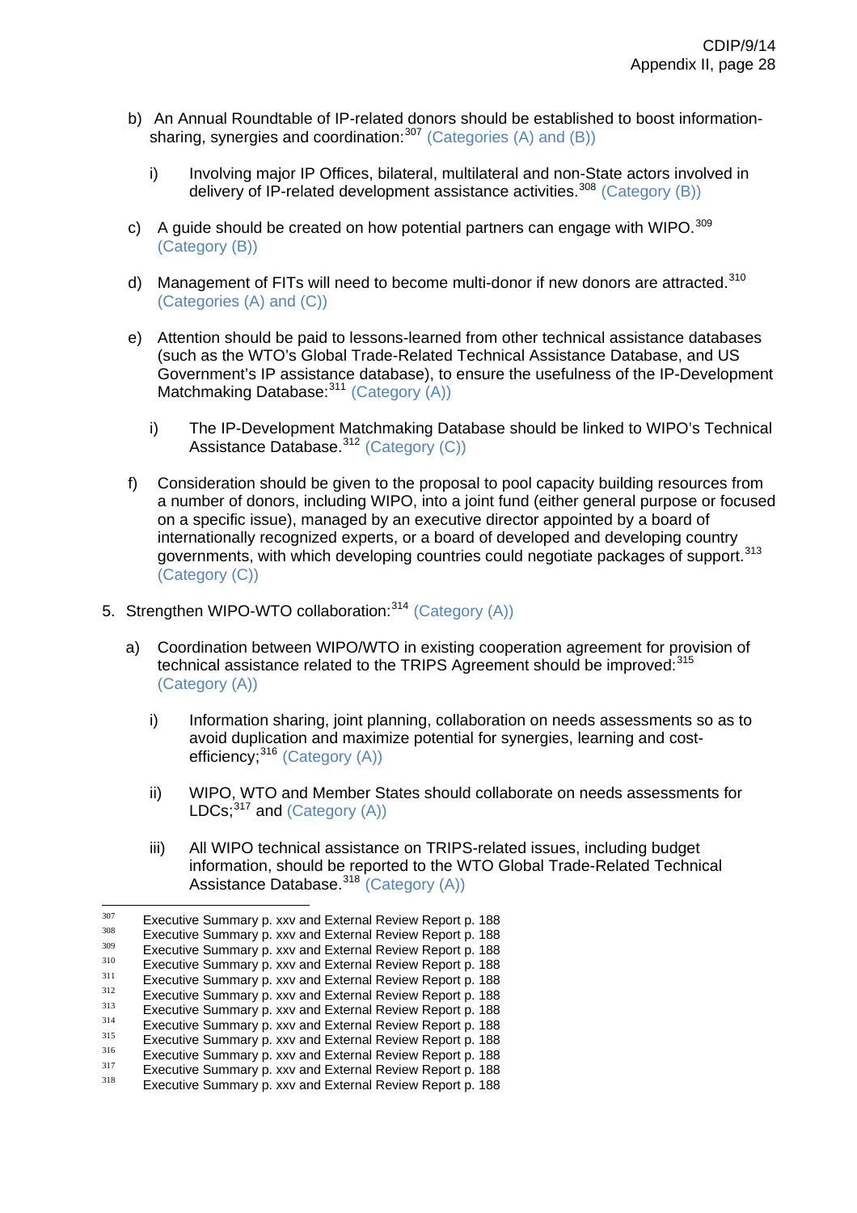b) An Annual Roundtable of IP-related donors should be established to boost information-sharing, synergies and coordination:[307] (Categories (A) and (B))

   i) Involving major IP Offices, bilateral, multilateral and non-State actors involved in delivery of IP-related development assistance activities.[308] (Category (B))

c) A guide should be created on how potential partners can engage with WIPO.[309] (Category (B))

d) Management of FITs will need to become multi-donor if new donors are attracted.[310] (Categories (A) and (C))

e) Attention should be paid to lessons-learned from other technical assistance databases (such as the WTO's Global Trade-Related Technical Assistance Database, and US Government's IP assistance database), to ensure the usefulness of the IP-Development Matchmaking Database:[311] (Category (A))

   i) The IP-Development Matchmaking Database should be linked to WIPO's Technical Assistance Database.[312] (Category (C))

f) Consideration should be given to the proposal to pool capacity building resources from a number of donors, including WIPO, into a joint fund (either general purpose or focused on a specific issue), managed by an executive director appointed by a board of internationally recognized experts, or a board of developed and developing country governments, with which developing countries could negotiate packages of support.[313] (Category (C))

5. Strengthen WIPO-WTO collaboration:[314] (Category (A))

   a) Coordination between WIPO/WTO in existing cooperation agreement for provision of technical assistance related to the TRIPS Agreement should be improved:[315] (Category (A))

      i) Information sharing, joint planning, collaboration on needs assessments so as to avoid duplication and maximize potential for synergies, learning and cost-efficiency;[316] (Category (A))

      ii) WIPO, WTO and Member States should collaborate on needs assessments for LDCs;[317] and (Category (A))

      iii) All WIPO technical assistance on TRIPS-related issues, including budget information, should be reported to the WTO Global Trade-Related Technical Assistance Database.[318] (Category (A))

---

[307] Executive Summary p. xxv and External Review Report p. 188
[308] Executive Summary p. xxv and External Review Report p. 188
[309] Executive Summary p. xxv and External Review Report p. 188
[310] Executive Summary p. xxv and External Review Report p. 188
[311] Executive Summary p. xxv and External Review Report p. 188
[312] Executive Summary p. xxv and External Review Report p. 188
[313] Executive Summary p. xxv and External Review Report p. 188
[314] Executive Summary p. xxv and External Review Report p. 188
[315] Executive Summary p. xxv and External Review Report p. 188
[316] Executive Summary p. xxv and External Review Report p. 188
[317] Executive Summary p. xxv and External Review Report p. 188
[318] Executive Summary p. xxv and External Review Report p. 188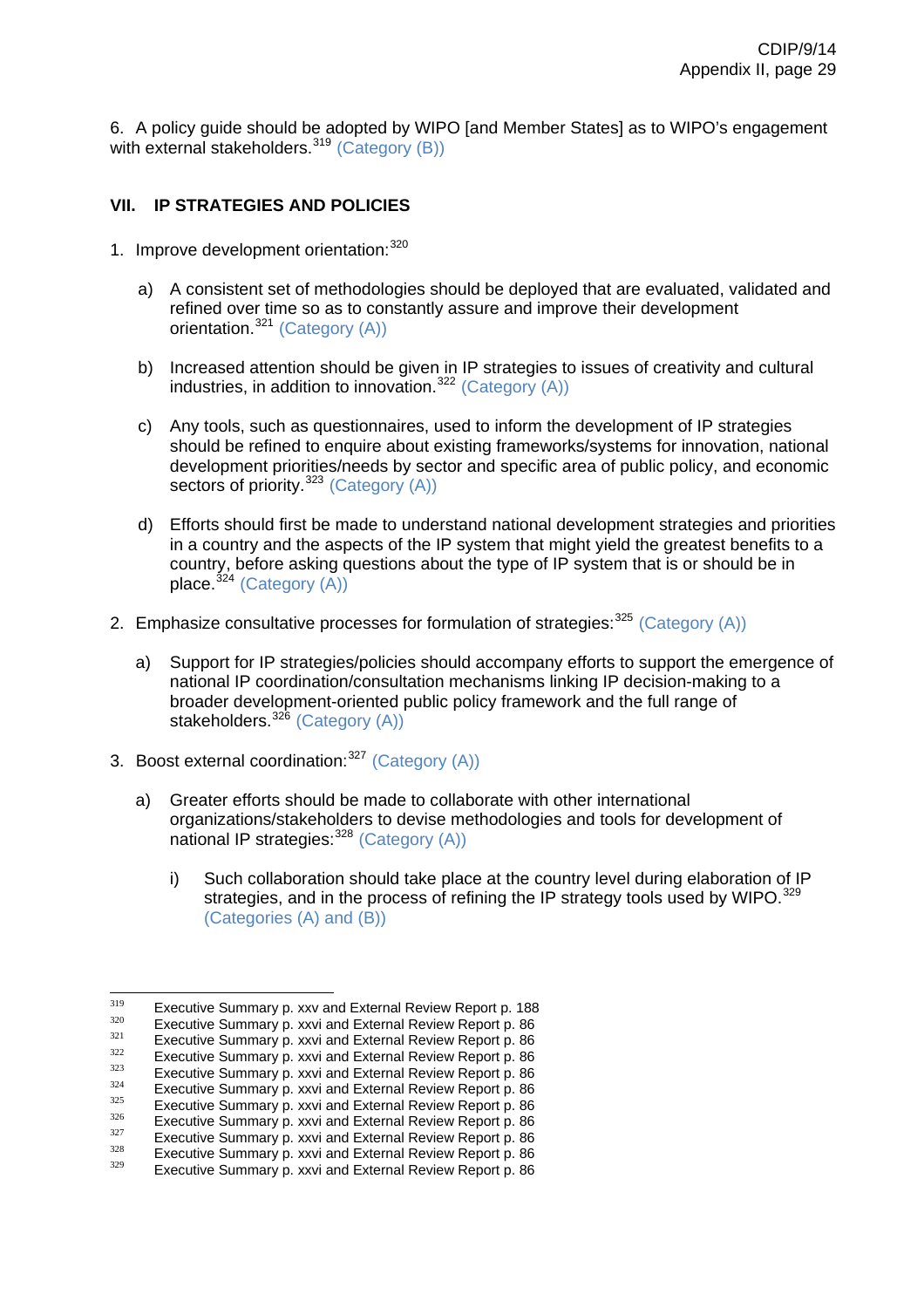6. A policy guide should be adopted by WIPO [and Member States] as to WIPO's engagement with external stakeholders.[319] (Category (B))

### VII. IP STRATEGIES AND POLICIES

1. Improve development orientation:[320]

   a) A consistent set of methodologies should be deployed that are evaluated, validated and refined over time so as to constantly assure and improve their development orientation.[321] (Category (A))

   b) Increased attention should be given in IP strategies to issues of creativity and cultural industries, in addition to innovation.[322] (Category (A))

   c) Any tools, such as questionnaires, used to inform the development of IP strategies should be refined to enquire about existing frameworks/systems for innovation, national development priorities/needs by sector and specific area of public policy, and economic sectors of priority.[323] (Category (A))

   d) Efforts should first be made to understand national development strategies and priorities in a country and the aspects of the IP system that might yield the greatest benefits to a country, before asking questions about the type of IP system that is or should be in place.[324] (Category (A))

2. Emphasize consultative processes for formulation of strategies:[325] (Category (A))

   a) Support for IP strategies/policies should accompany efforts to support the emergence of national IP coordination/consultation mechanisms linking IP decision-making to a broader development-oriented public policy framework and the full range of stakeholders.[326] (Category (A))

3. Boost external coordination:[327] (Category (A))

   a) Greater efforts should be made to collaborate with other international organizations/stakeholders to devise methodologies and tools for development of national IP strategies:[328] (Category (A))

      i) Such collaboration should take place at the country level during elaboration of IP strategies, and in the process of refining the IP strategy tools used by WIPO.[329] (Categories (A) and (B))

---

[319] Executive Summary p. xxv and External Review Report p. 188
[320] Executive Summary p. xxvi and External Review Report p. 86
[321] Executive Summary p. xxvi and External Review Report p. 86
[322] Executive Summary p. xxvi and External Review Report p. 86
[323] Executive Summary p. xxvi and External Review Report p. 86
[324] Executive Summary p. xxvi and External Review Report p. 86
[325] Executive Summary p. xxvi and External Review Report p. 86
[326] Executive Summary p. xxvi and External Review Report p. 86
[327] Executive Summary p. xxvi and External Review Report p. 86
[328] Executive Summary p. xxvi and External Review Report p. 86
[329] Executive Summary p. xxvi and External Review Report p. 86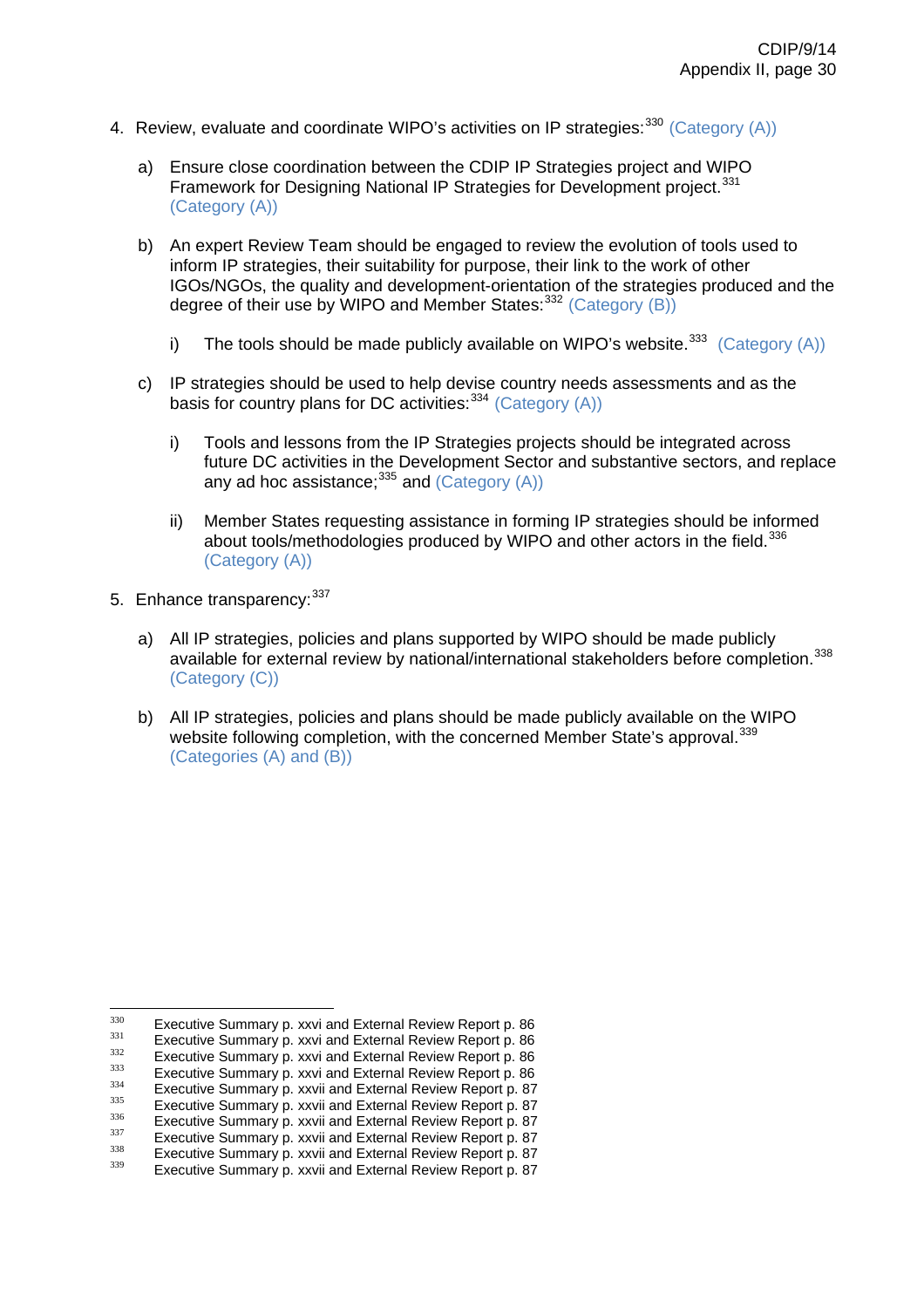4. Review, evaluate and coordinate WIPO's activities on IP strategies:[330] (Category (A))

   a) Ensure close coordination between the CDIP IP Strategies project and WIPO Framework for Designing National IP Strategies for Development project.[331] (Category (A))

   b) An expert Review Team should be engaged to review the evolution of tools used to inform IP strategies, their suitability for purpose, their link to the work of other IGOs/NGOs, the quality and development-orientation of the strategies produced and the degree of their use by WIPO and Member States:[332] (Category (B))

      i) The tools should be made publicly available on WIPO's website.[333] (Category (A))

   c) IP strategies should be used to help devise country needs assessments and as the basis for country plans for DC activities:[334] (Category (A))

      i) Tools and lessons from the IP Strategies projects should be integrated across future DC activities in the Development Sector and substantive sectors, and replace any ad hoc assistance;[335] and (Category (A))

      ii) Member States requesting assistance in forming IP strategies should be informed about tools/methodologies produced by WIPO and other actors in the field.[336] (Category (A))

5. Enhance transparency:[337]

   a) All IP strategies, policies and plans supported by WIPO should be made publicly available for external review by national/international stakeholders before completion.[338] (Category (C))

   b) All IP strategies, policies and plans should be made publicly available on the WIPO website following completion, with the concerned Member State's approval.[339] (Categories (A) and (B))

---

[330] Executive Summary p. xxvi and External Review Report p. 86
[331] Executive Summary p. xxvi and External Review Report p. 86
[332] Executive Summary p. xxvi and External Review Report p. 86
[333] Executive Summary p. xxvi and External Review Report p. 86
[334] Executive Summary p. xxvii and External Review Report p. 87
[335] Executive Summary p. xxvii and External Review Report p. 87
[336] Executive Summary p. xxvii and External Review Report p. 87
[337] Executive Summary p. xxvii and External Review Report p. 87
[338] Executive Summary p. xxvii and External Review Report p. 87
[339] Executive Summary p. xxvii and External Review Report p. 87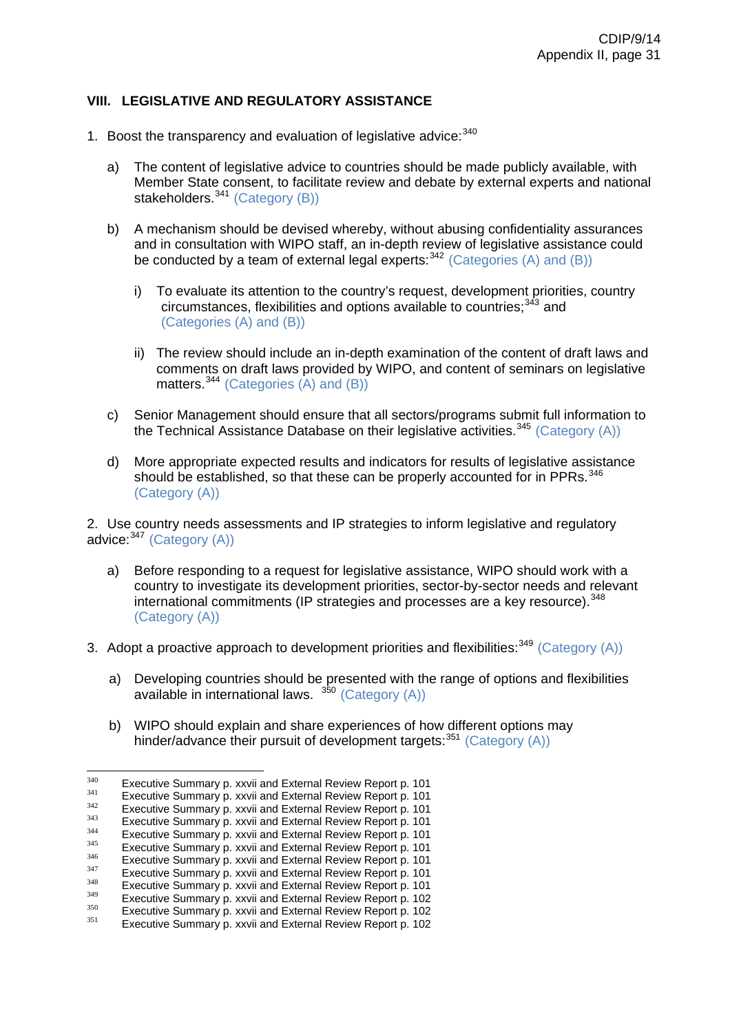## VIII. LEGISLATIVE AND REGULATORY ASSISTANCE

1. Boost the transparency and evaluation of legislative advice:[340]

   a) The content of legislative advice to countries should be made publicly available, with Member State consent, to facilitate review and debate by external experts and national stakeholders.[341] (Category (B))

   b) A mechanism should be devised whereby, without abusing confidentiality assurances and in consultation with WIPO staff, an in-depth review of legislative assistance could be conducted by a team of external legal experts:[342] (Categories (A) and (B))

      i) To evaluate its attention to the country's request, development priorities, country circumstances, flexibilities and options available to countries;[343] and (Categories (A) and (B))

      ii) The review should include an in-depth examination of the content of draft laws and comments on draft laws provided by WIPO, and content of seminars on legislative matters.[344] (Categories (A) and (B))

   c) Senior Management should ensure that all sectors/programs submit full information to the Technical Assistance Database on their legislative activities.[345] (Category (A))

   d) More appropriate expected results and indicators for results of legislative assistance should be established, so that these can be properly accounted for in PPRs.[346] (Category (A))

2. Use country needs assessments and IP strategies to inform legislative and regulatory advice:[347] (Category (A))

   a) Before responding to a request for legislative assistance, WIPO should work with a country to investigate its development priorities, sector-by-sector needs and relevant international commitments (IP strategies and processes are a key resource).[348] (Category (A))

3. Adopt a proactive approach to development priorities and flexibilities:[349] (Category (A))

   a) Developing countries should be presented with the range of options and flexibilities available in international laws. [350] (Category (A))

   b) WIPO should explain and share experiences of how different options may hinder/advance their pursuit of development targets:[351] (Category (A))

---

[340] Executive Summary p. xxvii and External Review Report p. 101
[341] Executive Summary p. xxvii and External Review Report p. 101
[342] Executive Summary p. xxvii and External Review Report p. 101
[343] Executive Summary p. xxvii and External Review Report p. 101
[344] Executive Summary p. xxvii and External Review Report p. 101
[345] Executive Summary p. xxvii and External Review Report p. 101
[346] Executive Summary p. xxvii and External Review Report p. 101
[347] Executive Summary p. xxvii and External Review Report p. 101
[348] Executive Summary p. xxvii and External Review Report p. 101
[349] Executive Summary p. xxvii and External Review Report p. 102
[350] Executive Summary p. xxvii and External Review Report p. 102
[351] Executive Summary p. xxvii and External Review Report p. 102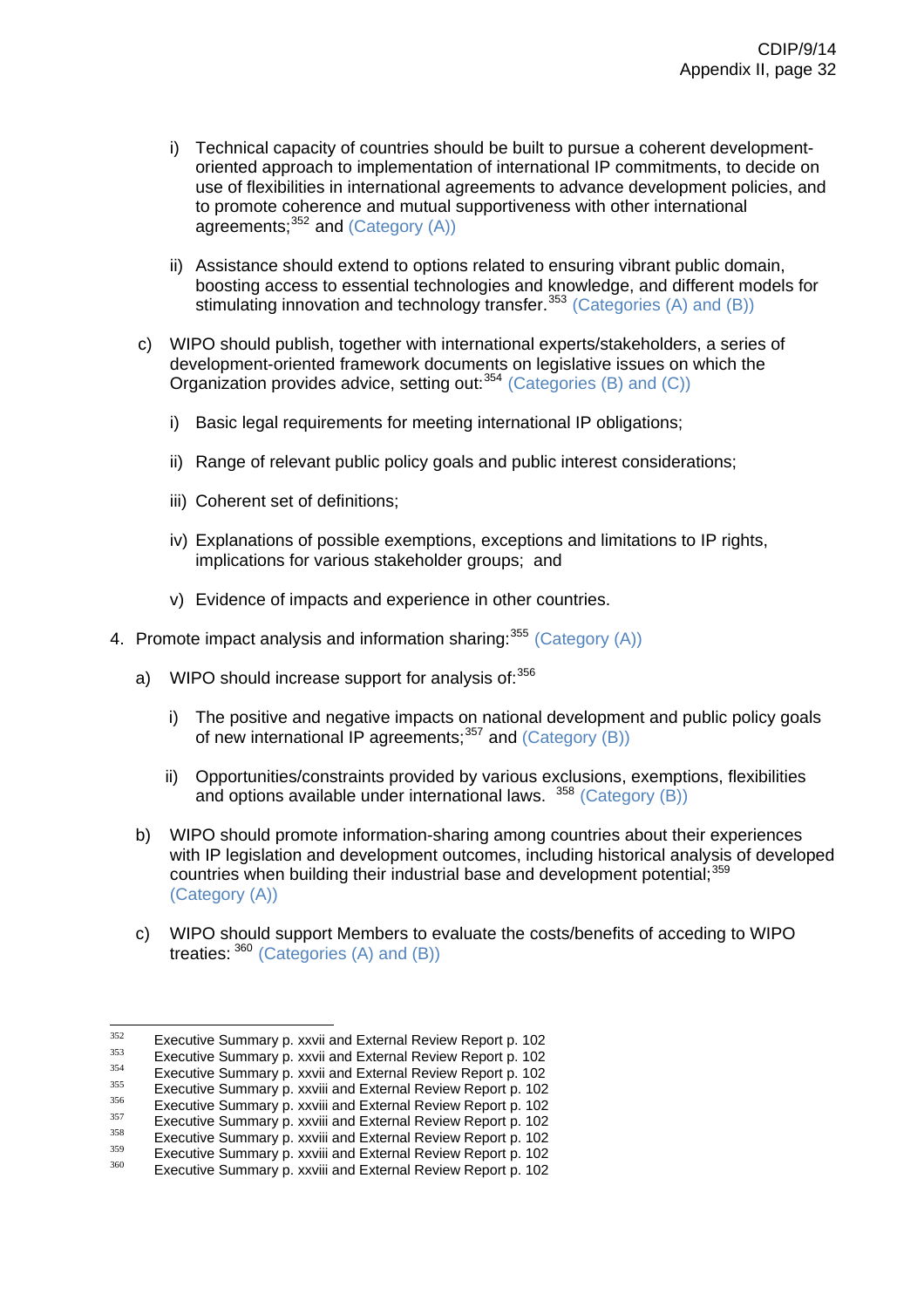i) Technical capacity of countries should be built to pursue a coherent development-oriented approach to implementation of international IP commitments, to decide on use of flexibilities in international agreements to advance development policies, and to promote coherence and mutual supportiveness with other international agreements;[352] and (Category (A))

ii) Assistance should extend to options related to ensuring vibrant public domain, boosting access to essential technologies and knowledge, and different models for stimulating innovation and technology transfer.[353] (Categories (A) and (B))

c) WIPO should publish, together with international experts/stakeholders, a series of development-oriented framework documents on legislative issues on which the Organization provides advice, setting out:[354] (Categories (B) and (C))

i) Basic legal requirements for meeting international IP obligations;

ii) Range of relevant public policy goals and public interest considerations;

iii) Coherent set of definitions;

iv) Explanations of possible exemptions, exceptions and limitations to IP rights, implications for various stakeholder groups; and

v) Evidence of impacts and experience in other countries.

4. Promote impact analysis and information sharing:[355] (Category (A))

a) WIPO should increase support for analysis of:[356]

i) The positive and negative impacts on national development and public policy goals of new international IP agreements;[357] and (Category (B))

ii) Opportunities/constraints provided by various exclusions, exemptions, flexibilities and options available under international laws. [358] (Category (B))

b) WIPO should promote information-sharing among countries about their experiences with IP legislation and development outcomes, including historical analysis of developed countries when building their industrial base and development potential;[359] (Category (A))

c) WIPO should support Members to evaluate the costs/benefits of acceding to WIPO treaties: [360] (Categories (A) and (B))

---

[352] Executive Summary p. xxvii and External Review Report p. 102
[353] Executive Summary p. xxvii and External Review Report p. 102
[354] Executive Summary p. xxvii and External Review Report p. 102
[355] Executive Summary p. xxviii and External Review Report p. 102
[356] Executive Summary p. xxviii and External Review Report p. 102
[357] Executive Summary p. xxviii and External Review Report p. 102
[358] Executive Summary p. xxviii and External Review Report p. 102
[359] Executive Summary p. xxviii and External Review Report p. 102
[360] Executive Summary p. xxviii and External Review Report p. 102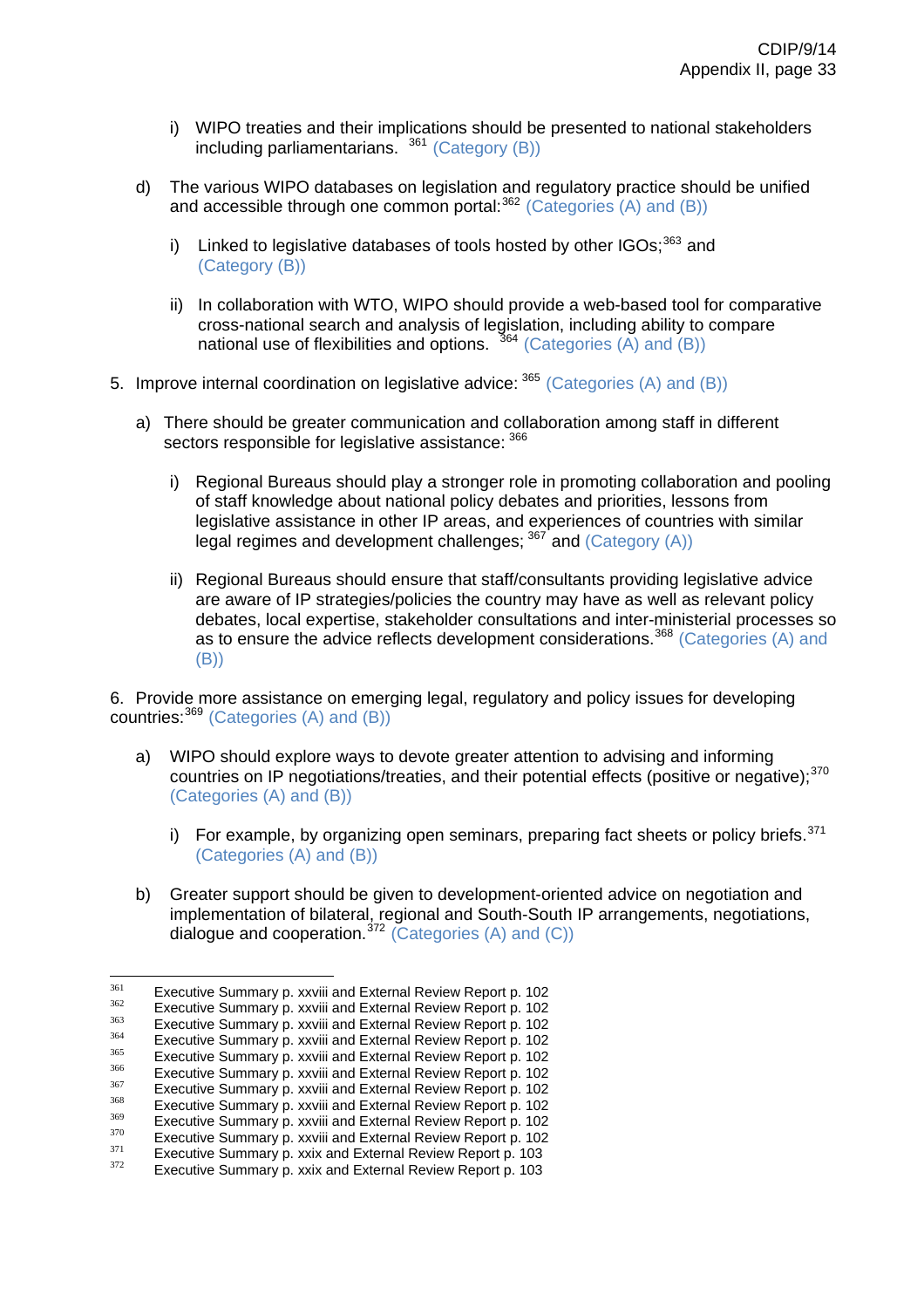i) WIPO treaties and their implications should be presented to national stakeholders including parliamentarians. [361] (Category (B))

d) The various WIPO databases on legislation and regulatory practice should be unified and accessible through one common portal:[362] (Categories (A) and (B))

i) Linked to legislative databases of tools hosted by other IGOs;[363] and (Category (B))

ii) In collaboration with WTO, WIPO should provide a web-based tool for comparative cross-national search and analysis of legislation, including ability to compare national use of flexibilities and options. [364] (Categories (A) and (B))

5. Improve internal coordination on legislative advice: [365] (Categories (A) and (B))

a) There should be greater communication and collaboration among staff in different sectors responsible for legislative assistance: [366]

i) Regional Bureaus should play a stronger role in promoting collaboration and pooling of staff knowledge about national policy debates and priorities, lessons from legislative assistance in other IP areas, and experiences of countries with similar legal regimes and development challenges; [367] and (Category (A))

ii) Regional Bureaus should ensure that staff/consultants providing legislative advice are aware of IP strategies/policies the country may have as well as relevant policy debates, local expertise, stakeholder consultations and inter-ministerial processes so as to ensure the advice reflects development considerations.[368] (Categories (A) and (B))

6. Provide more assistance on emerging legal, regulatory and policy issues for developing countries:[369] (Categories (A) and (B))

a) WIPO should explore ways to devote greater attention to advising and informing countries on IP negotiations/treaties, and their potential effects (positive or negative);[370] (Categories (A) and (B))

i) For example, by organizing open seminars, preparing fact sheets or policy briefs.[371] (Categories (A) and (B))

b) Greater support should be given to development-oriented advice on negotiation and implementation of bilateral, regional and South-South IP arrangements, negotiations, dialogue and cooperation.[372] (Categories (A) and (C))

---

[361] Executive Summary p. xxviii and External Review Report p. 102
[362] Executive Summary p. xxviii and External Review Report p. 102
[363] Executive Summary p. xxviii and External Review Report p. 102
[364] Executive Summary p. xxviii and External Review Report p. 102
[365] Executive Summary p. xxviii and External Review Report p. 102
[366] Executive Summary p. xxviii and External Review Report p. 102
[367] Executive Summary p. xxviii and External Review Report p. 102
[368] Executive Summary p. xxviii and External Review Report p. 102
[369] Executive Summary p. xxviii and External Review Report p. 102
[370] Executive Summary p. xxviii and External Review Report p. 102
[371] Executive Summary p. xxix and External Review Report p. 103
[372] Executive Summary p. xxix and External Review Report p. 103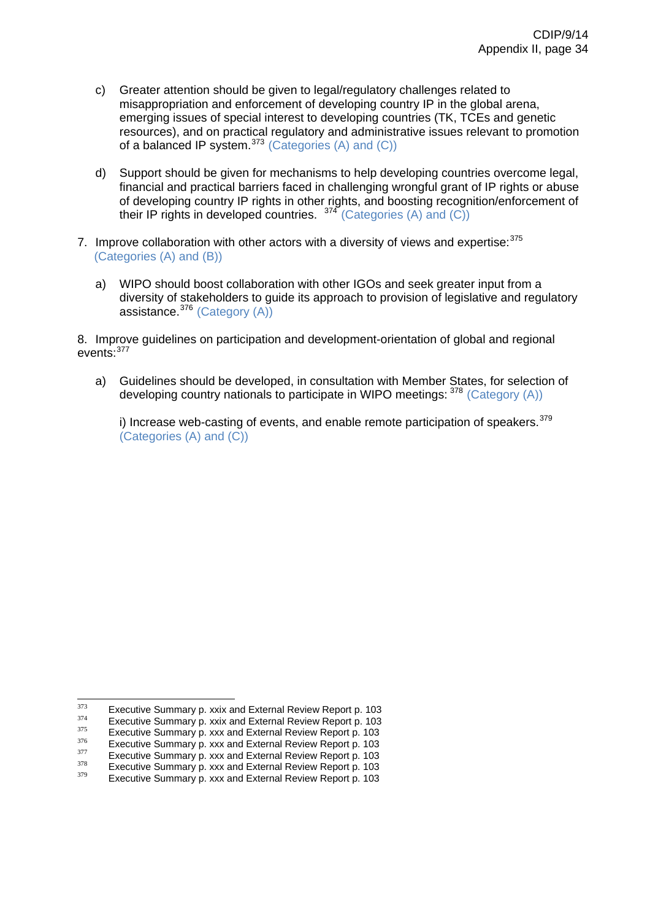c) Greater attention should be given to legal/regulatory challenges related to misappropriation and enforcement of developing country IP in the global arena, emerging issues of special interest to developing countries (TK, TCEs and genetic resources), and on practical regulatory and administrative issues relevant to promotion of a balanced IP system.[373] (Categories (A) and (C))

d) Support should be given for mechanisms to help developing countries overcome legal, financial and practical barriers faced in challenging wrongful grant of IP rights or abuse of developing country IP rights in other rights, and boosting recognition/enforcement of their IP rights in developed countries. [374] (Categories (A) and (C))

7. Improve collaboration with other actors with a diversity of views and expertise:[375] (Categories (A) and (B))

a) WIPO should boost collaboration with other IGOs and seek greater input from a diversity of stakeholders to guide its approach to provision of legislative and regulatory assistance.[376] (Category (A))

8. Improve guidelines on participation and development-orientation of global and regional events:[377]

a) Guidelines should be developed, in consultation with Member States, for selection of developing country nationals to participate in WIPO meetings: [378] (Category (A))

i) Increase web-casting of events, and enable remote participation of speakers.[379] (Categories (A) and (C))

---

[373] Executive Summary p. xxix and External Review Report p. 103

[374] Executive Summary p. xxix and External Review Report p. 103

[375] Executive Summary p. xxx and External Review Report p. 103

[376] Executive Summary p. xxx and External Review Report p. 103

[377] Executive Summary p. xxx and External Review Report p. 103

[378] Executive Summary p. xxx and External Review Report p. 103

[379] Executive Summary p. xxx and External Review Report p. 103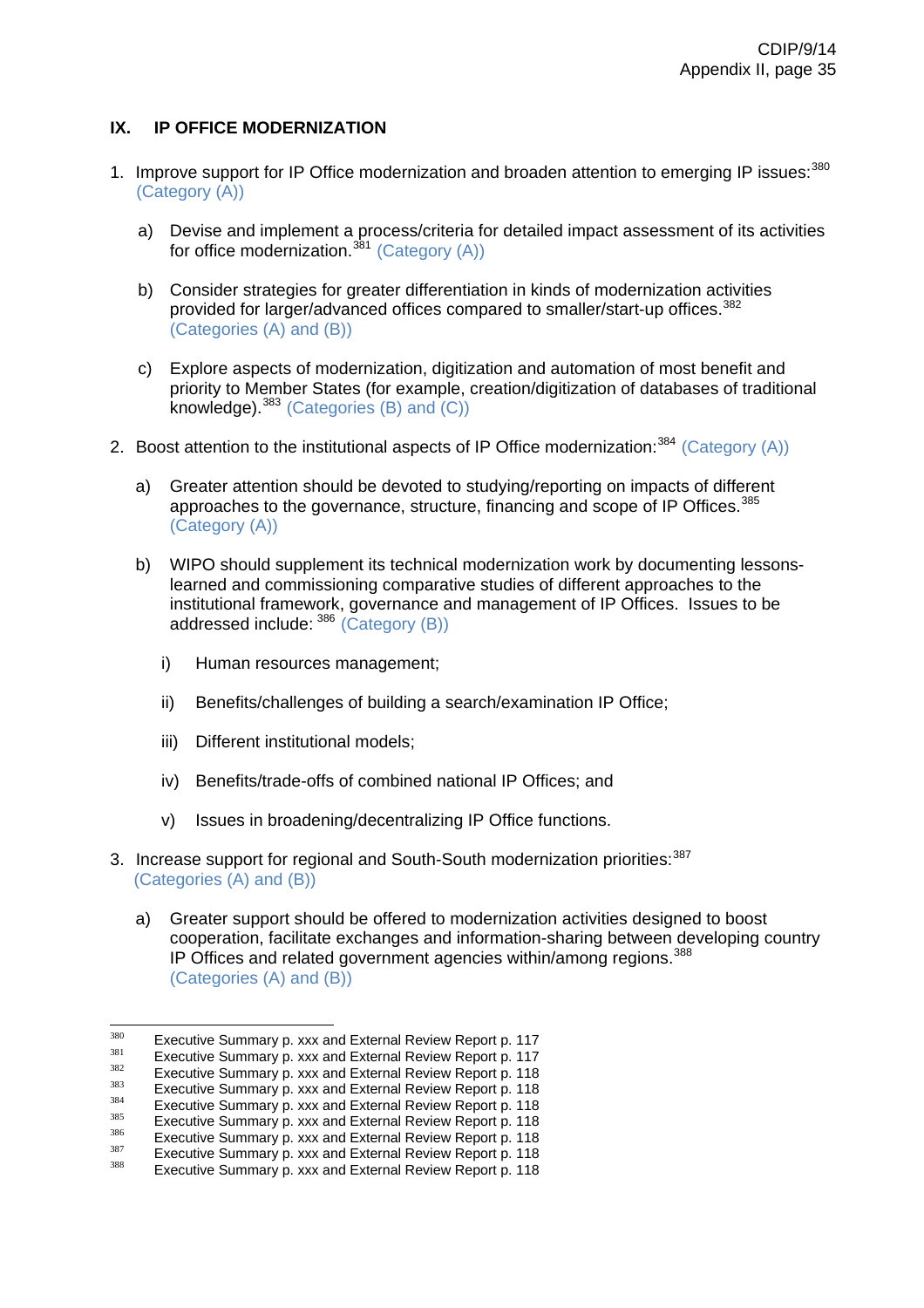## IX. IP OFFICE MODERNIZATION

1. Improve support for IP Office modernization and broaden attention to emerging IP issues:[380] (Category (A))

   a) Devise and implement a process/criteria for detailed impact assessment of its activities for office modernization.[381] (Category (A))

   b) Consider strategies for greater differentiation in kinds of modernization activities provided for larger/advanced offices compared to smaller/start-up offices.[382] (Categories (A) and (B))

   c) Explore aspects of modernization, digitization and automation of most benefit and priority to Member States (for example, creation/digitization of databases of traditional knowledge).[383] (Categories (B) and (C))

2. Boost attention to the institutional aspects of IP Office modernization:[384] (Category (A))

   a) Greater attention should be devoted to studying/reporting on impacts of different approaches to the governance, structure, financing and scope of IP Offices.[385] (Category (A))

   b) WIPO should supplement its technical modernization work by documenting lessons-learned and commissioning comparative studies of different approaches to the institutional framework, governance and management of IP Offices. Issues to be addressed include: [386] (Category (B))

      i) Human resources management;

      ii) Benefits/challenges of building a search/examination IP Office;

      iii) Different institutional models;

      iv) Benefits/trade-offs of combined national IP Offices; and

      v) Issues in broadening/decentralizing IP Office functions.

3. Increase support for regional and South-South modernization priorities:[387] (Categories (A) and (B))

   a) Greater support should be offered to modernization activities designed to boost cooperation, facilitate exchanges and information-sharing between developing country IP Offices and related government agencies within/among regions.[388] (Categories (A) and (B))

---

[380] Executive Summary p. xxx and External Review Report p. 117
[381] Executive Summary p. xxx and External Review Report p. 117
[382] Executive Summary p. xxx and External Review Report p. 118
[383] Executive Summary p. xxx and External Review Report p. 118
[384] Executive Summary p. xxx and External Review Report p. 118
[385] Executive Summary p. xxx and External Review Report p. 118
[386] Executive Summary p. xxx and External Review Report p. 118
[387] Executive Summary p. xxx and External Review Report p. 118
[388] Executive Summary p. xxx and External Review Report p. 118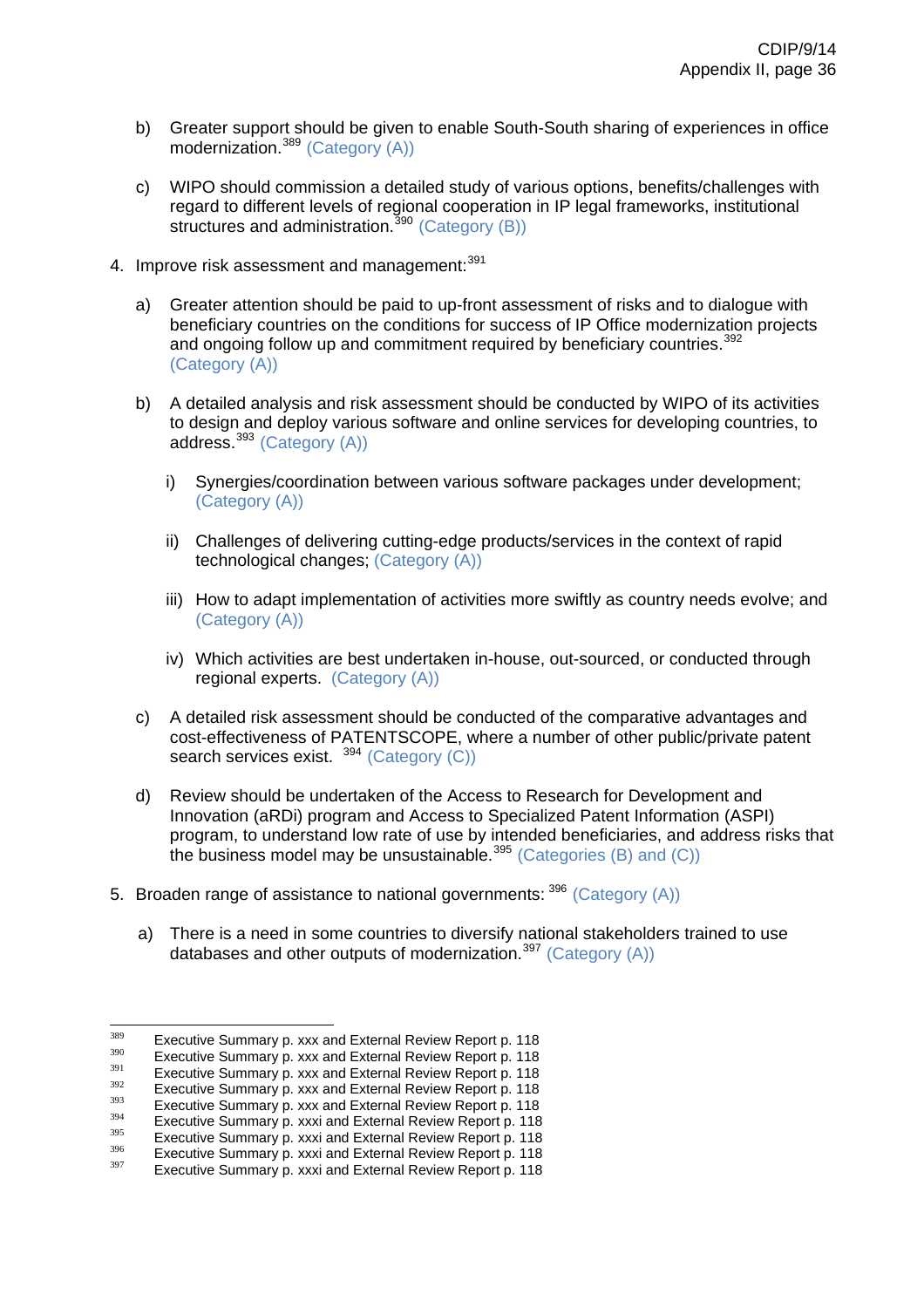b) Greater support should be given to enable South-South sharing of experiences in office modernization.[389] (Category (A))

c) WIPO should commission a detailed study of various options, benefits/challenges with regard to different levels of regional cooperation in IP legal frameworks, institutional structures and administration.[390] (Category (B))

4. Improve risk assessment and management:[391]

   a) Greater attention should be paid to up-front assessment of risks and to dialogue with beneficiary countries on the conditions for success of IP Office modernization projects and ongoing follow up and commitment required by beneficiary countries.[392] (Category (A))

   b) A detailed analysis and risk assessment should be conducted by WIPO of its activities to design and deploy various software and online services for developing countries, to address.[393] (Category (A))

      i) Synergies/coordination between various software packages under development; (Category (A))

      ii) Challenges of delivering cutting-edge products/services in the context of rapid technological changes; (Category (A))

      iii) How to adapt implementation of activities more swiftly as country needs evolve; and (Category (A))

      iv) Which activities are best undertaken in-house, out-sourced, or conducted through regional experts. (Category (A))

   c) A detailed risk assessment should be conducted of the comparative advantages and cost-effectiveness of PATENTSCOPE, where a number of other public/private patent search services exist. [394] (Category (C))

   d) Review should be undertaken of the Access to Research for Development and Innovation (aRDi) program and Access to Specialized Patent Information (ASPI) program, to understand low rate of use by intended beneficiaries, and address risks that the business model may be unsustainable.[395] (Categories (B) and (C))

5. Broaden range of assistance to national governments: [396] (Category (A))

   a) There is a need in some countries to diversify national stakeholders trained to use databases and other outputs of modernization.[397] (Category (A))

---

[389] Executive Summary p. xxx and External Review Report p. 118
[390] Executive Summary p. xxx and External Review Report p. 118
[391] Executive Summary p. xxx and External Review Report p. 118
[392] Executive Summary p. xxx and External Review Report p. 118
[393] Executive Summary p. xxx and External Review Report p. 118
[394] Executive Summary p. xxxi and External Review Report p. 118
[395] Executive Summary p. xxxi and External Review Report p. 118
[396] Executive Summary p. xxxi and External Review Report p. 118
[397] Executive Summary p. xxxi and External Review Report p. 118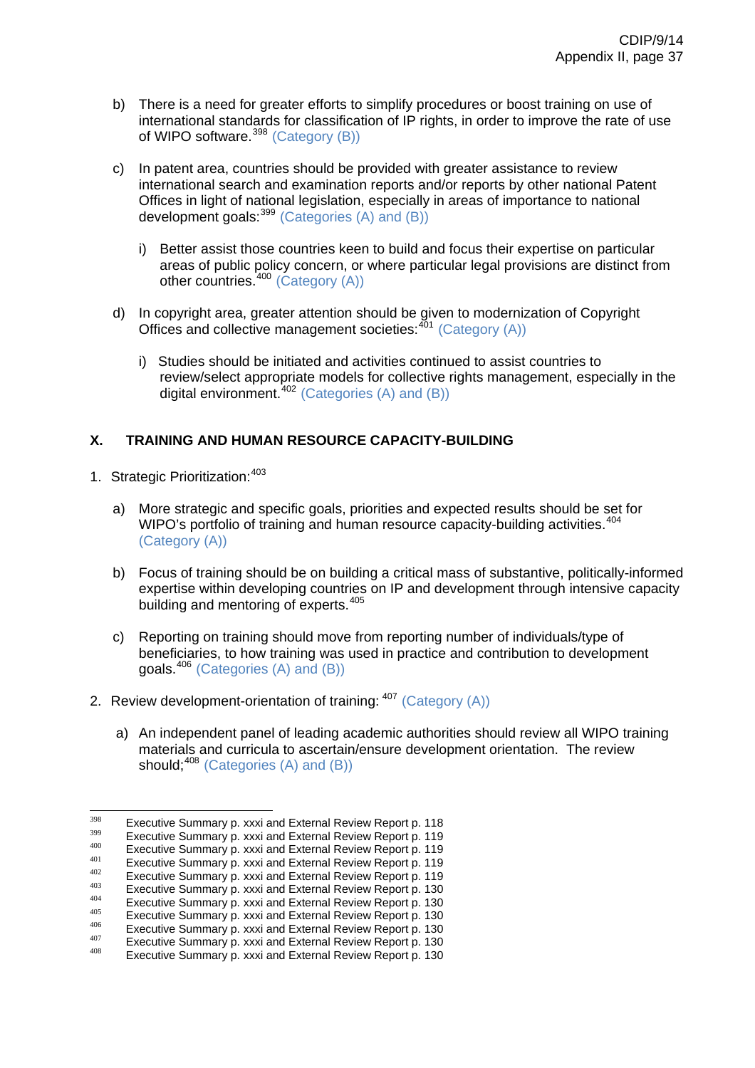b) There is a need for greater efforts to simplify procedures or boost training on use of international standards for classification of IP rights, in order to improve the rate of use of WIPO software.[398] (Category (B))

c) In patent area, countries should be provided with greater assistance to review international search and examination reports and/or reports by other national Patent Offices in light of national legislation, especially in areas of importance to national development goals:[399] (Categories (A) and (B))

   i) Better assist those countries keen to build and focus their expertise on particular areas of public policy concern, or where particular legal provisions are distinct from other countries.[400] (Category (A))

d) In copyright area, greater attention should be given to modernization of Copyright Offices and collective management societies:[401] (Category (A))

   i) Studies should be initiated and activities continued to assist countries to review/select appropriate models for collective rights management, especially in the digital environment.[402] (Categories (A) and (B))

## X. TRAINING AND HUMAN RESOURCE CAPACITY-BUILDING

1. Strategic Prioritization:[403]

   a) More strategic and specific goals, priorities and expected results should be set for WIPO's portfolio of training and human resource capacity-building activities.[404] (Category (A))

   b) Focus of training should be on building a critical mass of substantive, politically-informed expertise within developing countries on IP and development through intensive capacity building and mentoring of experts.[405]

   c) Reporting on training should move from reporting number of individuals/type of beneficiaries, to how training was used in practice and contribution to development goals.[406] (Categories (A) and (B))

2. Review development-orientation of training: [407] (Category (A))

   a) An independent panel of leading academic authorities should review all WIPO training materials and curricula to ascertain/ensure development orientation. The review should;[408] (Categories (A) and (B))

---

[398] Executive Summary p. xxxi and External Review Report p. 118
[399] Executive Summary p. xxxi and External Review Report p. 119
[400] Executive Summary p. xxxi and External Review Report p. 119
[401] Executive Summary p. xxxi and External Review Report p. 119
[402] Executive Summary p. xxxi and External Review Report p. 119
[403] Executive Summary p. xxxi and External Review Report p. 130
[404] Executive Summary p. xxxi and External Review Report p. 130
[405] Executive Summary p. xxxi and External Review Report p. 130
[406] Executive Summary p. xxxi and External Review Report p. 130
[407] Executive Summary p. xxxi and External Review Report p. 130
[408] Executive Summary p. xxxi and External Review Report p. 130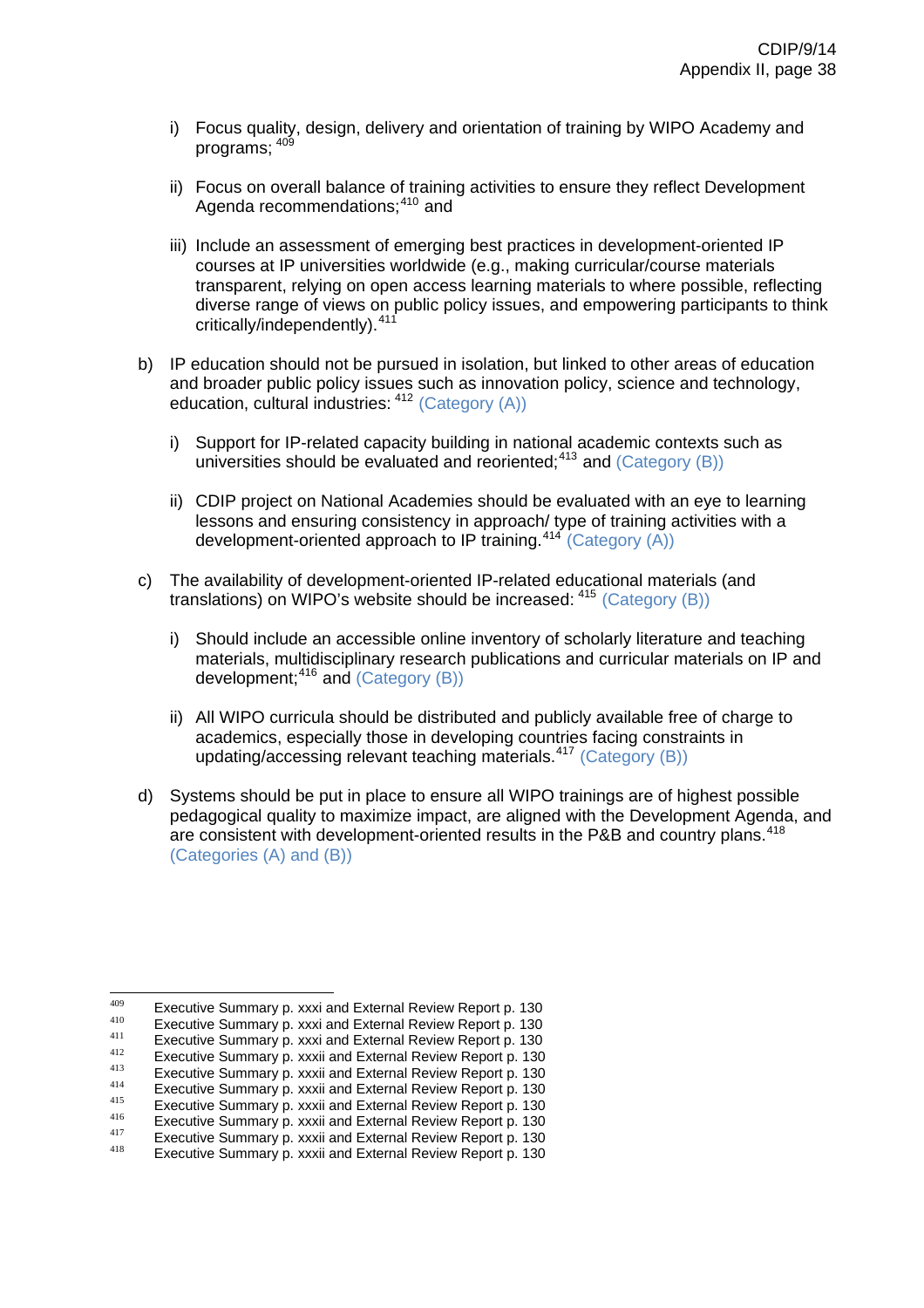i) Focus quality, design, delivery and orientation of training by WIPO Academy and programs; [409]

   ii) Focus on overall balance of training activities to ensure they reflect Development Agenda recommendations;[410] and

   iii) Include an assessment of emerging best practices in development-oriented IP courses at IP universities worldwide (e.g., making curricular/course materials transparent, relying on open access learning materials to where possible, reflecting diverse range of views on public policy issues, and empowering participants to think critically/independently).[411]

b) IP education should not be pursued in isolation, but linked to other areas of education and broader public policy issues such as innovation policy, science and technology, education, cultural industries: [412] (Category (A))

   i) Support for IP-related capacity building in national academic contexts such as universities should be evaluated and reoriented;[413] and (Category (B))

   ii) CDIP project on National Academies should be evaluated with an eye to learning lessons and ensuring consistency in approach/ type of training activities with a development-oriented approach to IP training.[414] (Category (A))

c) The availability of development-oriented IP-related educational materials (and translations) on WIPO's website should be increased: [415] (Category (B))

   i) Should include an accessible online inventory of scholarly literature and teaching materials, multidisciplinary research publications and curricular materials on IP and development;[416] and (Category (B))

   ii) All WIPO curricula should be distributed and publicly available free of charge to academics, especially those in developing countries facing constraints in updating/accessing relevant teaching materials.[417] (Category (B))

d) Systems should be put in place to ensure all WIPO trainings are of highest possible pedagogical quality to maximize impact, are aligned with the Development Agenda, and are consistent with development-oriented results in the P&B and country plans.[418] (Categories (A) and (B))

---

[409] Executive Summary p. xxxi and External Review Report p. 130
[410] Executive Summary p. xxxi and External Review Report p. 130
[411] Executive Summary p. xxxi and External Review Report p. 130
[412] Executive Summary p. xxxii and External Review Report p. 130
[413] Executive Summary p. xxxii and External Review Report p. 130
[414] Executive Summary p. xxxii and External Review Report p. 130
[415] Executive Summary p. xxxii and External Review Report p. 130
[416] Executive Summary p. xxxii and External Review Report p. 130
[417] Executive Summary p. xxxii and External Review Report p. 130
[418] Executive Summary p. xxxii and External Review Report p. 130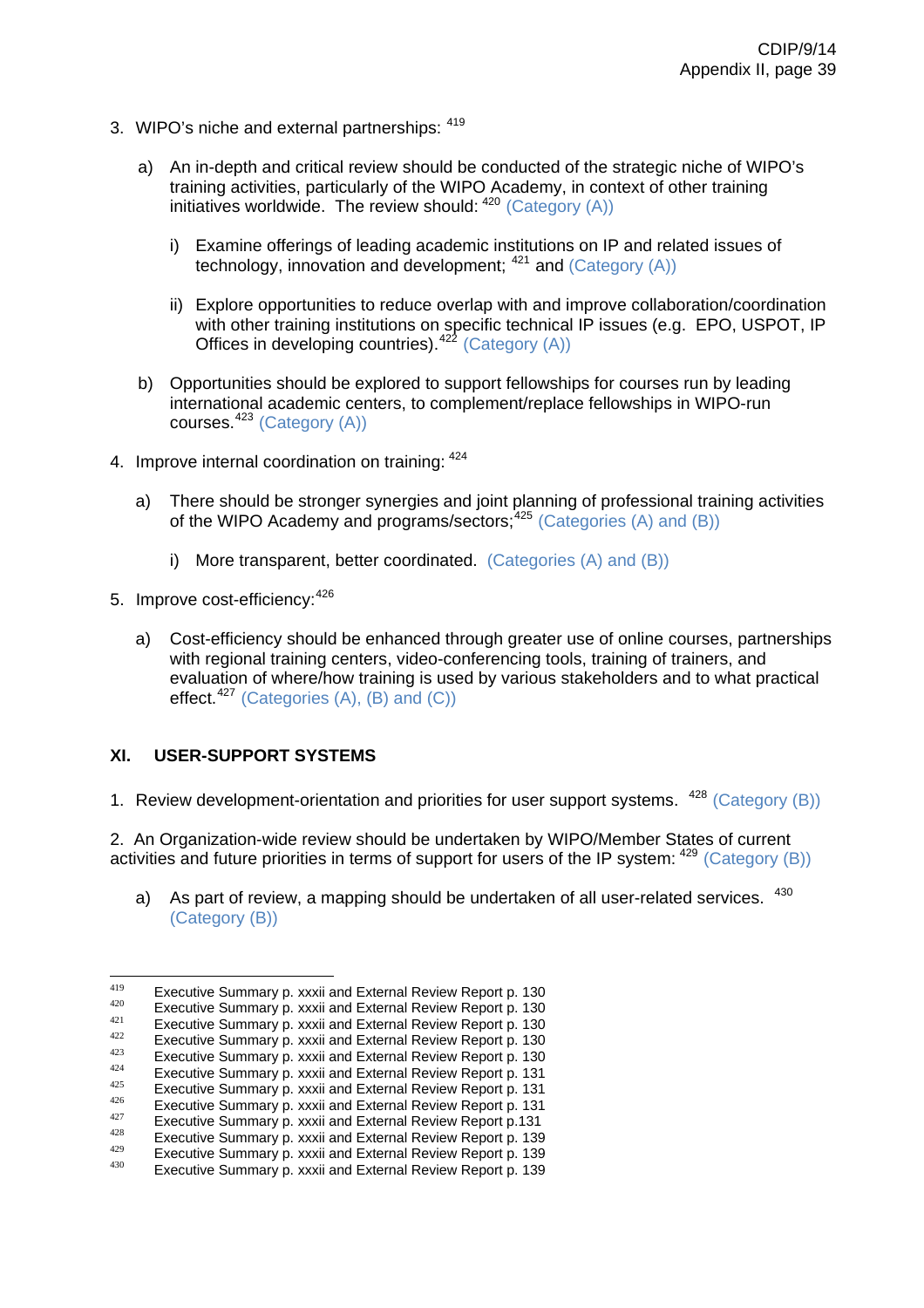3. WIPO's niche and external partnerships: [419]

   a) An in-depth and critical review should be conducted of the strategic niche of WIPO's training activities, particularly of the WIPO Academy, in context of other training initiatives worldwide. The review should: [420] (Category (A))

      i) Examine offerings of leading academic institutions on IP and related issues of technology, innovation and development; [421] and (Category (A))

      ii) Explore opportunities to reduce overlap with and improve collaboration/coordination with other training institutions on specific technical IP issues (e.g. EPO, USPOT, IP Offices in developing countries).[422] (Category (A))

   b) Opportunities should be explored to support fellowships for courses run by leading international academic centers, to complement/replace fellowships in WIPO-run courses.[423] (Category (A))

4. Improve internal coordination on training: [424]

   a) There should be stronger synergies and joint planning of professional training activities of the WIPO Academy and programs/sectors;[425] (Categories (A) and (B))

      i) More transparent, better coordinated. (Categories (A) and (B))

5. Improve cost-efficiency:[426]

   a) Cost-efficiency should be enhanced through greater use of online courses, partnerships with regional training centers, video-conferencing tools, training of trainers, and evaluation of where/how training is used by various stakeholders and to what practical effect.[427] (Categories (A), (B) and (C))

## XI. USER-SUPPORT SYSTEMS

1. Review development-orientation and priorities for user support systems. [428] (Category (B))

2. An Organization-wide review should be undertaken by WIPO/Member States of current activities and future priorities in terms of support for users of the IP system: [429] (Category (B))

   a) As part of review, a mapping should be undertaken of all user-related services. [430] (Category (B))

---

[419] Executive Summary p. xxxii and External Review Report p. 130
[420] Executive Summary p. xxxii and External Review Report p. 130
[421] Executive Summary p. xxxii and External Review Report p. 130
[422] Executive Summary p. xxxii and External Review Report p. 130
[423] Executive Summary p. xxxii and External Review Report p. 130
[424] Executive Summary p. xxxii and External Review Report p. 131
[425] Executive Summary p. xxxii and External Review Report p. 131
[426] Executive Summary p. xxxii and External Review Report p. 131
[427] Executive Summary p. xxxii and External Review Report p.131
[428] Executive Summary p. xxxii and External Review Report p. 139
[429] Executive Summary p. xxxii and External Review Report p. 139
[430] Executive Summary p. xxxii and External Review Report p. 139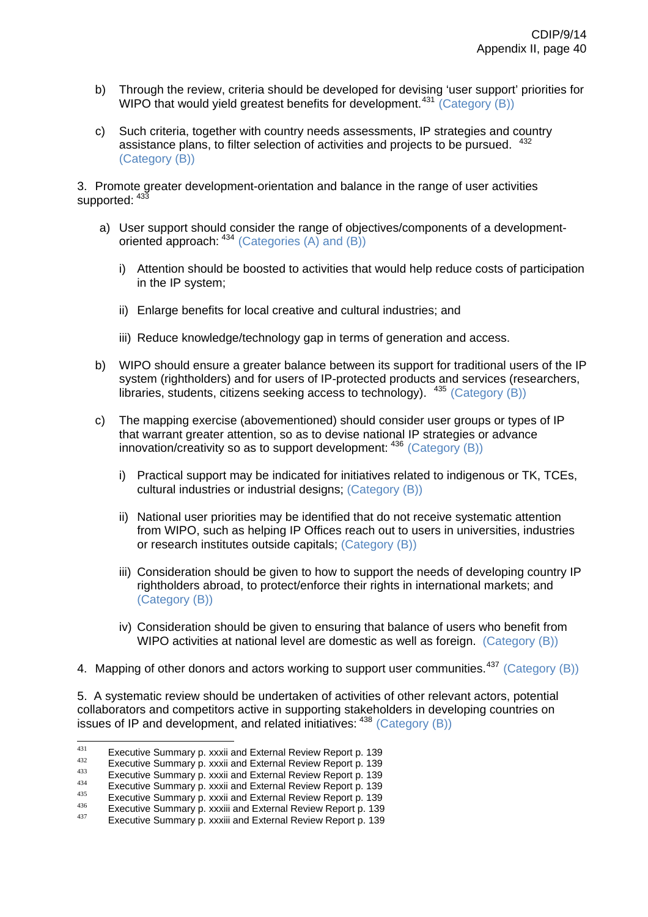b) Through the review, criteria should be developed for devising 'user support' priorities for WIPO that would yield greatest benefits for development.[431] (Category (B))

c) Such criteria, together with country needs assessments, IP strategies and country assistance plans, to filter selection of activities and projects to be pursued. [432] (Category (B))

3. Promote greater development-orientation and balance in the range of user activities supported: [433]

a) User support should consider the range of objectives/components of a development-oriented approach: [434] (Categories (A) and (B))

i) Attention should be boosted to activities that would help reduce costs of participation in the IP system;

ii) Enlarge benefits for local creative and cultural industries; and

iii) Reduce knowledge/technology gap in terms of generation and access.

b) WIPO should ensure a greater balance between its support for traditional users of the IP system (rightholders) and for users of IP-protected products and services (researchers, libraries, students, citizens seeking access to technology). [435] (Category (B))

c) The mapping exercise (abovementioned) should consider user groups or types of IP that warrant greater attention, so as to devise national IP strategies or advance innovation/creativity so as to support development: [436] (Category (B))

i) Practical support may be indicated for initiatives related to indigenous or TK, TCEs, cultural industries or industrial designs; (Category (B))

ii) National user priorities may be identified that do not receive systematic attention from WIPO, such as helping IP Offices reach out to users in universities, industries or research institutes outside capitals; (Category (B))

iii) Consideration should be given to how to support the needs of developing country IP rightholders abroad, to protect/enforce their rights in international markets; and (Category (B))

iv) Consideration should be given to ensuring that balance of users who benefit from WIPO activities at national level are domestic as well as foreign. (Category (B))

4. Mapping of other donors and actors working to support user communities.[437] (Category (B))

5. A systematic review should be undertaken of activities of other relevant actors, potential collaborators and competitors active in supporting stakeholders in developing countries on issues of IP and development, and related initiatives: [438] (Category (B))

---

[431] Executive Summary p. xxxii and External Review Report p. 139
[432] Executive Summary p. xxxii and External Review Report p. 139
[433] Executive Summary p. xxxii and External Review Report p. 139
[434] Executive Summary p. xxxii and External Review Report p. 139
[435] Executive Summary p. xxxii and External Review Report p. 139
[436] Executive Summary p. xxxiii and External Review Report p. 139
[437] Executive Summary p. xxxiii and External Review Report p. 139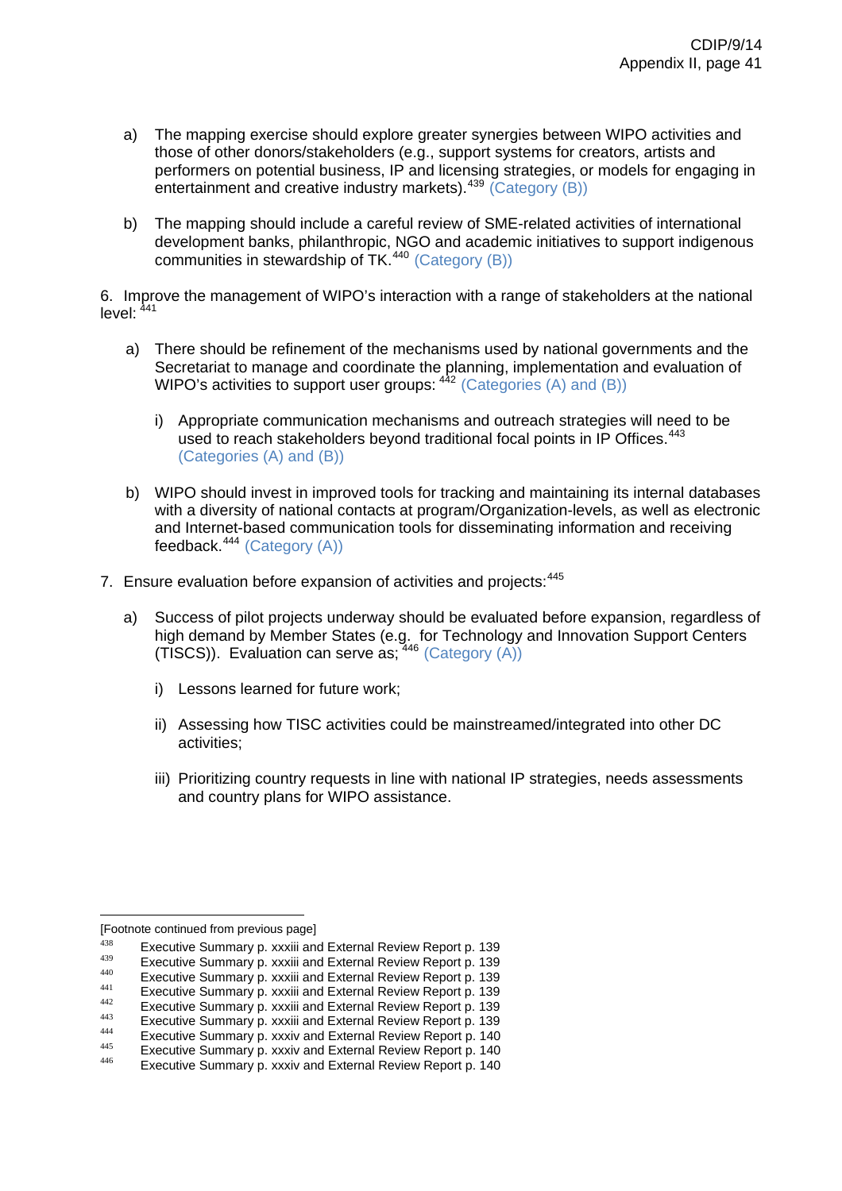a) The mapping exercise should explore greater synergies between WIPO activities and those of other donors/stakeholders (e.g., support systems for creators, artists and performers on potential business, IP and licensing strategies, or models for engaging in entertainment and creative industry markets).[439] (Category (B))

b) The mapping should include a careful review of SME-related activities of international development banks, philanthropic, NGO and academic initiatives to support indigenous communities in stewardship of TK.[440] (Category (B))

6. Improve the management of WIPO's interaction with a range of stakeholders at the national level: [441]

a) There should be refinement of the mechanisms used by national governments and the Secretariat to manage and coordinate the planning, implementation and evaluation of WIPO's activities to support user groups: [442] (Categories (A) and (B))

   i) Appropriate communication mechanisms and outreach strategies will need to be used to reach stakeholders beyond traditional focal points in IP Offices.[443] (Categories (A) and (B))

b) WIPO should invest in improved tools for tracking and maintaining its internal databases with a diversity of national contacts at program/Organization-levels, as well as electronic and Internet-based communication tools for disseminating information and receiving feedback.[444] (Category (A))

7. Ensure evaluation before expansion of activities and projects:[445]

a) Success of pilot projects underway should be evaluated before expansion, regardless of high demand by Member States (e.g. for Technology and Innovation Support Centers (TISCS)). Evaluation can serve as; [446] (Category (A))

   i) Lessons learned for future work;

   ii) Assessing how TISC activities could be mainstreamed/integrated into other DC activities;

   iii) Prioritizing country requests in line with national IP strategies, needs assessments and country plans for WIPO assistance.

---

[Footnote continued from previous page]

[438] Executive Summary p. xxxiii and External Review Report p. 139
[439] Executive Summary p. xxxiii and External Review Report p. 139
[440] Executive Summary p. xxxiii and External Review Report p. 139
[441] Executive Summary p. xxxiii and External Review Report p. 139
[442] Executive Summary p. xxxiii and External Review Report p. 139
[443] Executive Summary p. xxxiii and External Review Report p. 139
[444] Executive Summary p. xxxiv and External Review Report p. 140
[445] Executive Summary p. xxxiv and External Review Report p. 140
[446] Executive Summary p. xxxiv and External Review Report p. 140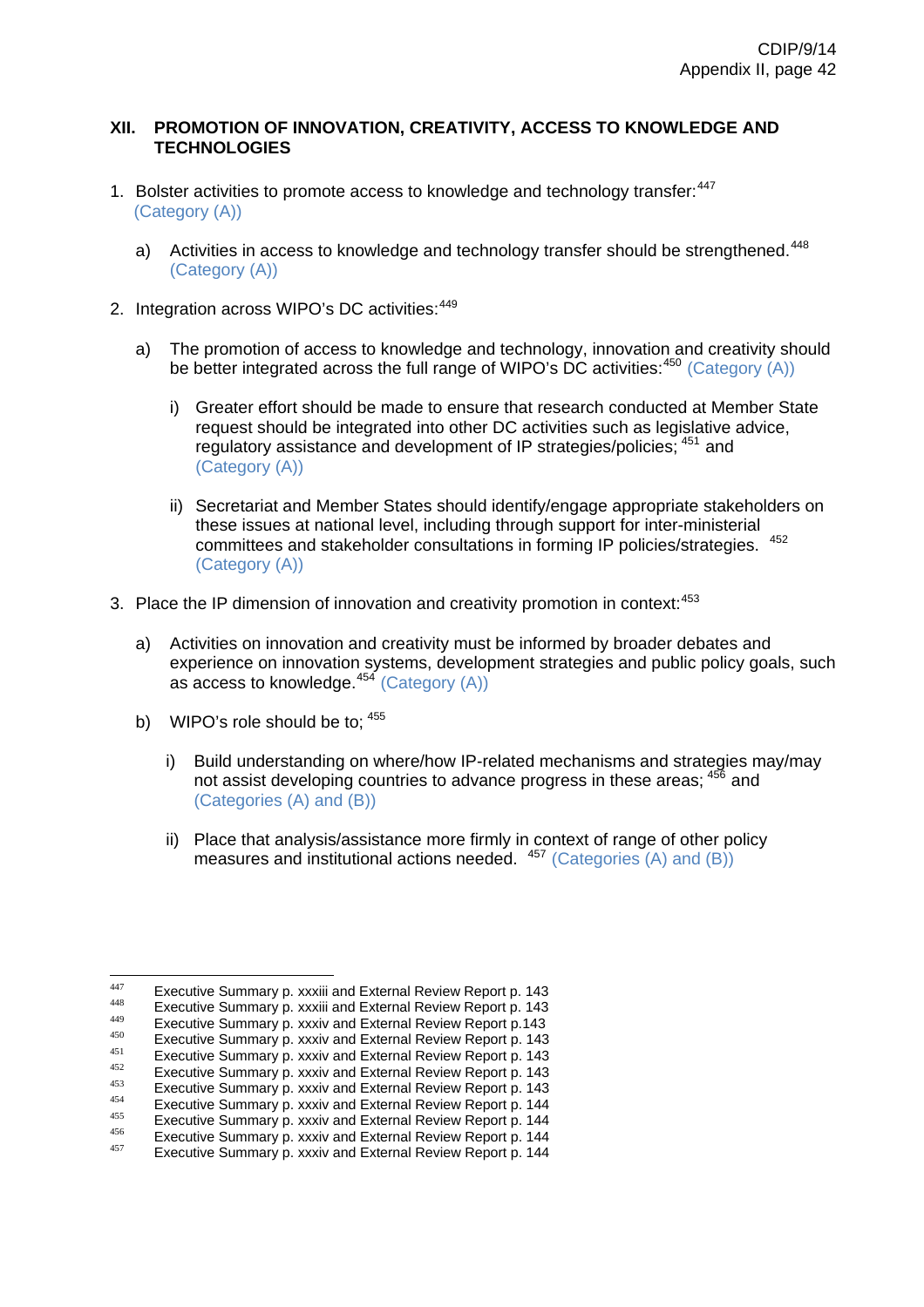## XII. PROMOTION OF INNOVATION, CREATIVITY, ACCESS TO KNOWLEDGE AND TECHNOLOGIES

1. Bolster activities to promote access to knowledge and technology transfer:[447] (Category (A))

   a) Activities in access to knowledge and technology transfer should be strengthened.[448] (Category (A))

2. Integration across WIPO's DC activities:[449]

   a) The promotion of access to knowledge and technology, innovation and creativity should be better integrated across the full range of WIPO's DC activities:[450] (Category (A))

      i) Greater effort should be made to ensure that research conducted at Member State request should be integrated into other DC activities such as legislative advice, regulatory assistance and development of IP strategies/policies; [451] and (Category (A))

      ii) Secretariat and Member States should identify/engage appropriate stakeholders on these issues at national level, including through support for inter-ministerial committees and stakeholder consultations in forming IP policies/strategies. [452] (Category (A))

3. Place the IP dimension of innovation and creativity promotion in context:[453]

   a) Activities on innovation and creativity must be informed by broader debates and experience on innovation systems, development strategies and public policy goals, such as access to knowledge.[454] (Category (A))

   b) WIPO's role should be to; [455]

      i) Build understanding on where/how IP-related mechanisms and strategies may/may not assist developing countries to advance progress in these areas; [456] and (Categories (A) and (B))

      ii) Place that analysis/assistance more firmly in context of range of other policy measures and institutional actions needed. [457] (Categories (A) and (B))

---

[447] Executive Summary p. xxxiii and External Review Report p. 143
[448] Executive Summary p. xxxiii and External Review Report p. 143
[449] Executive Summary p. xxxiv and External Review Report p.143
[450] Executive Summary p. xxxiv and External Review Report p. 143
[451] Executive Summary p. xxxiv and External Review Report p. 143
[452] Executive Summary p. xxxiv and External Review Report p. 143
[453] Executive Summary p. xxxiv and External Review Report p. 143
[454] Executive Summary p. xxxiv and External Review Report p. 144
[455] Executive Summary p. xxxiv and External Review Report p. 144
[456] Executive Summary p. xxxiv and External Review Report p. 144
[457] Executive Summary p. xxxiv and External Review Report p. 144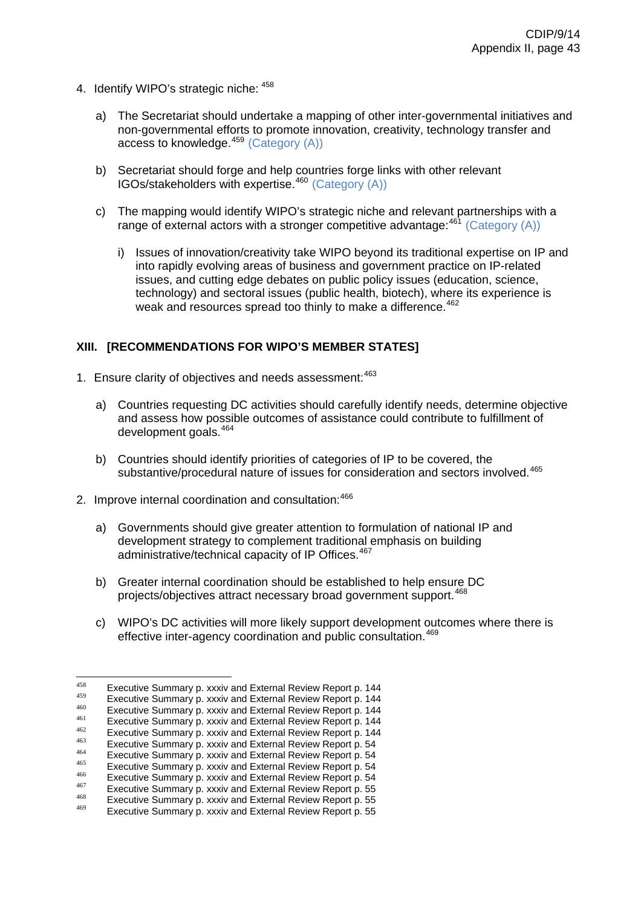4. Identify WIPO's strategic niche: [458]

   a) The Secretariat should undertake a mapping of other inter-governmental initiatives and non-governmental efforts to promote innovation, creativity, technology transfer and access to knowledge.[459] (Category (A))

   b) Secretariat should forge and help countries forge links with other relevant IGOs/stakeholders with expertise.[460] (Category (A))

   c) The mapping would identify WIPO's strategic niche and relevant partnerships with a range of external actors with a stronger competitive advantage:[461] (Category (A))

      i) Issues of innovation/creativity take WIPO beyond its traditional expertise on IP and into rapidly evolving areas of business and government practice on IP-related issues, and cutting edge debates on public policy issues (education, science, technology) and sectoral issues (public health, biotech), where its experience is weak and resources spread too thinly to make a difference.[462]

## XIII. [RECOMMENDATIONS FOR WIPO'S MEMBER STATES]

1. Ensure clarity of objectives and needs assessment:[463]

   a) Countries requesting DC activities should carefully identify needs, determine objective and assess how possible outcomes of assistance could contribute to fulfillment of development goals.[464]

   b) Countries should identify priorities of categories of IP to be covered, the substantive/procedural nature of issues for consideration and sectors involved.[465]

2. Improve internal coordination and consultation:[466]

   a) Governments should give greater attention to formulation of national IP and development strategy to complement traditional emphasis on building administrative/technical capacity of IP Offices.[467]

   b) Greater internal coordination should be established to help ensure DC projects/objectives attract necessary broad government support.[468]

   c) WIPO's DC activities will more likely support development outcomes where there is effective inter-agency coordination and public consultation.[469]

---

[458] Executive Summary p. xxxiv and External Review Report p. 144
[459] Executive Summary p. xxxiv and External Review Report p. 144
[460] Executive Summary p. xxxiv and External Review Report p. 144
[461] Executive Summary p. xxxiv and External Review Report p. 144
[462] Executive Summary p. xxxiv and External Review Report p. 144
[463] Executive Summary p. xxxiv and External Review Report p. 54
[464] Executive Summary p. xxxiv and External Review Report p. 54
[465] Executive Summary p. xxxiv and External Review Report p. 54
[466] Executive Summary p. xxxiv and External Review Report p. 54
[467] Executive Summary p. xxxiv and External Review Report p. 55
[468] Executive Summary p. xxxiv and External Review Report p. 55
[469] Executive Summary p. xxxiv and External Review Report p. 55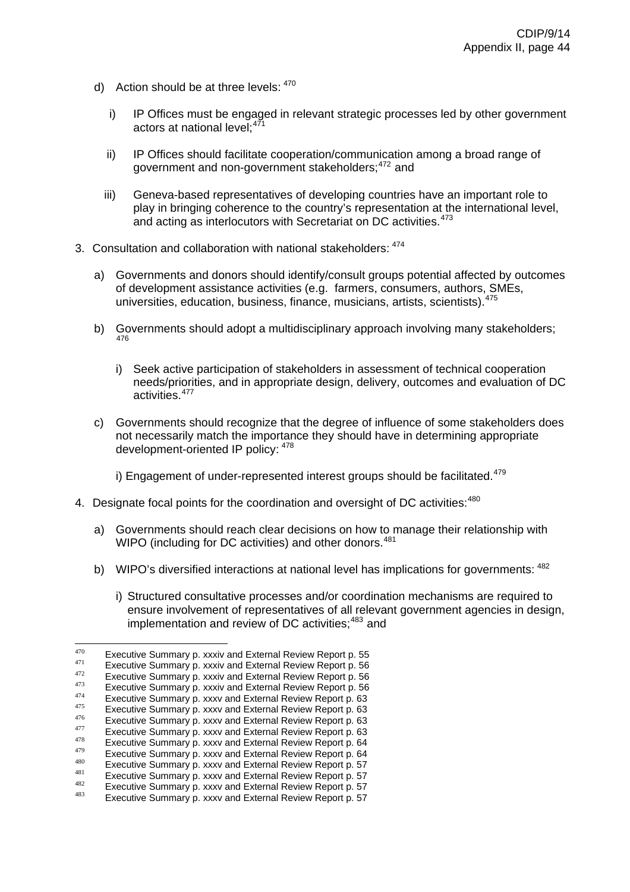d) Action should be at three levels: [470]

   i) IP Offices must be engaged in relevant strategic processes led by other government actors at national level;[471]

   ii) IP Offices should facilitate cooperation/communication among a broad range of government and non-government stakeholders;[472] and

   iii) Geneva-based representatives of developing countries have an important role to play in bringing coherence to the country's representation at the international level, and acting as interlocutors with Secretariat on DC activities.[473]

3. Consultation and collaboration with national stakeholders: [474]

   a) Governments and donors should identify/consult groups potential affected by outcomes of development assistance activities (e.g. farmers, consumers, authors, SMEs, universities, education, business, finance, musicians, artists, scientists).[475]

   b) Governments should adopt a multidisciplinary approach involving many stakeholders; [476]

      i) Seek active participation of stakeholders in assessment of technical cooperation needs/priorities, and in appropriate design, delivery, outcomes and evaluation of DC activities.[477]

   c) Governments should recognize that the degree of influence of some stakeholders does not necessarily match the importance they should have in determining appropriate development-oriented IP policy: [478]

      i) Engagement of under-represented interest groups should be facilitated.[479]

4. Designate focal points for the coordination and oversight of DC activities:[480]

   a) Governments should reach clear decisions on how to manage their relationship with WIPO (including for DC activities) and other donors.[481]

   b) WIPO's diversified interactions at national level has implications for governments: [482]

      i) Structured consultative processes and/or coordination mechanisms are required to ensure involvement of representatives of all relevant government agencies in design, implementation and review of DC activities;[483] and

---

[470] Executive Summary p. xxxiv and External Review Report p. 55
[471] Executive Summary p. xxxiv and External Review Report p. 56
[472] Executive Summary p. xxxiv and External Review Report p. 56
[473] Executive Summary p. xxxiv and External Review Report p. 56
[474] Executive Summary p. xxxv and External Review Report p. 63
[475] Executive Summary p. xxxv and External Review Report p. 63
[476] Executive Summary p. xxxv and External Review Report p. 63
[477] Executive Summary p. xxxv and External Review Report p. 63
[478] Executive Summary p. xxxv and External Review Report p. 64
[479] Executive Summary p. xxxv and External Review Report p. 64
[480] Executive Summary p. xxxv and External Review Report p. 57
[481] Executive Summary p. xxxv and External Review Report p. 57
[482] Executive Summary p. xxxv and External Review Report p. 57
[483] Executive Summary p. xxxv and External Review Report p. 57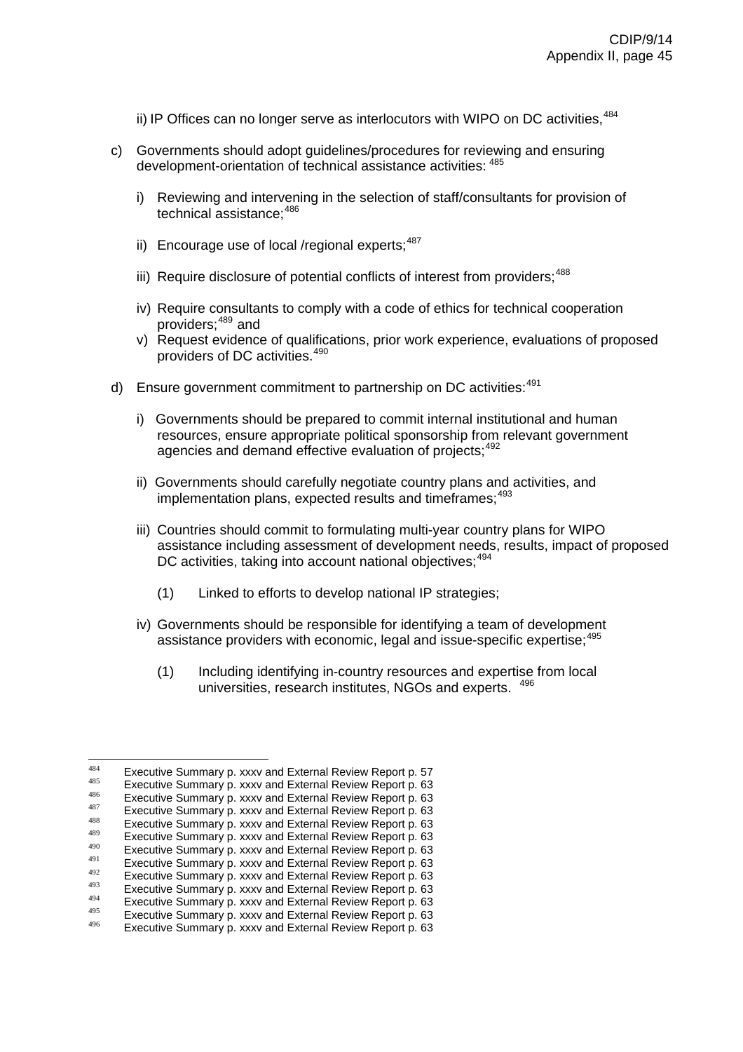ii) IP Offices can no longer serve as interlocutors with WIPO on DC activities,[484]

c) Governments should adopt guidelines/procedures for reviewing and ensuring development-orientation of technical assistance activities: [485]

   i) Reviewing and intervening in the selection of staff/consultants for provision of technical assistance;[486]

   ii) Encourage use of local /regional experts;[487]

   iii) Require disclosure of potential conflicts of interest from providers;[488]

   iv) Require consultants to comply with a code of ethics for technical cooperation providers;[489] and

   v) Request evidence of qualifications, prior work experience, evaluations of proposed providers of DC activities.[490]

d) Ensure government commitment to partnership on DC activities:[491]

   i) Governments should be prepared to commit internal institutional and human resources, ensure appropriate political sponsorship from relevant government agencies and demand effective evaluation of projects;[492]

   ii) Governments should carefully negotiate country plans and activities, and implementation plans, expected results and timeframes;[493]

   iii) Countries should commit to formulating multi-year country plans for WIPO assistance including assessment of development needs, results, impact of proposed DC activities, taking into account national objectives;[494]

      (1) Linked to efforts to develop national IP strategies;

   iv) Governments should be responsible for identifying a team of development assistance providers with economic, legal and issue-specific expertise;[495]

      (1) Including identifying in-country resources and expertise from local universities, research institutes, NGOs and experts. [496]

---

[484] Executive Summary p. xxxv and External Review Report p. 57
[485] Executive Summary p. xxxv and External Review Report p. 63
[486] Executive Summary p. xxxv and External Review Report p. 63
[487] Executive Summary p. xxxv and External Review Report p. 63
[488] Executive Summary p. xxxv and External Review Report p. 63
[489] Executive Summary p. xxxv and External Review Report p. 63
[490] Executive Summary p. xxxv and External Review Report p. 63
[491] Executive Summary p. xxxv and External Review Report p. 63
[492] Executive Summary p. xxxv and External Review Report p. 63
[493] Executive Summary p. xxxv and External Review Report p. 63
[494] Executive Summary p. xxxv and External Review Report p. 63
[495] Executive Summary p. xxxv and External Review Report p. 63
[496] Executive Summary p. xxxv and External Review Report p. 63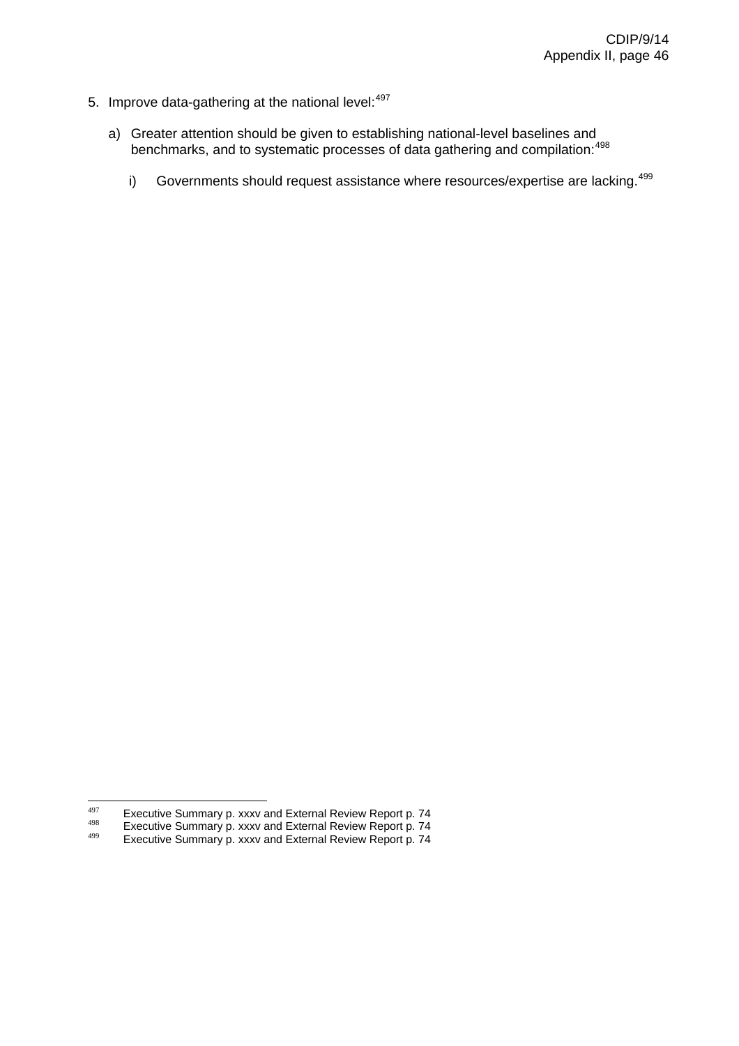5. Improve data-gathering at the national level:[497]

   a) Greater attention should be given to establishing national-level baselines and benchmarks, and to systematic processes of data gathering and compilation:[498]

      i) Governments should request assistance where resources/expertise are lacking.[499]

---

[497] Executive Summary p. xxxv and External Review Report p. 74

[498] Executive Summary p. xxxv and External Review Report p. 74

[499] Executive Summary p. xxxv and External Review Report p. 74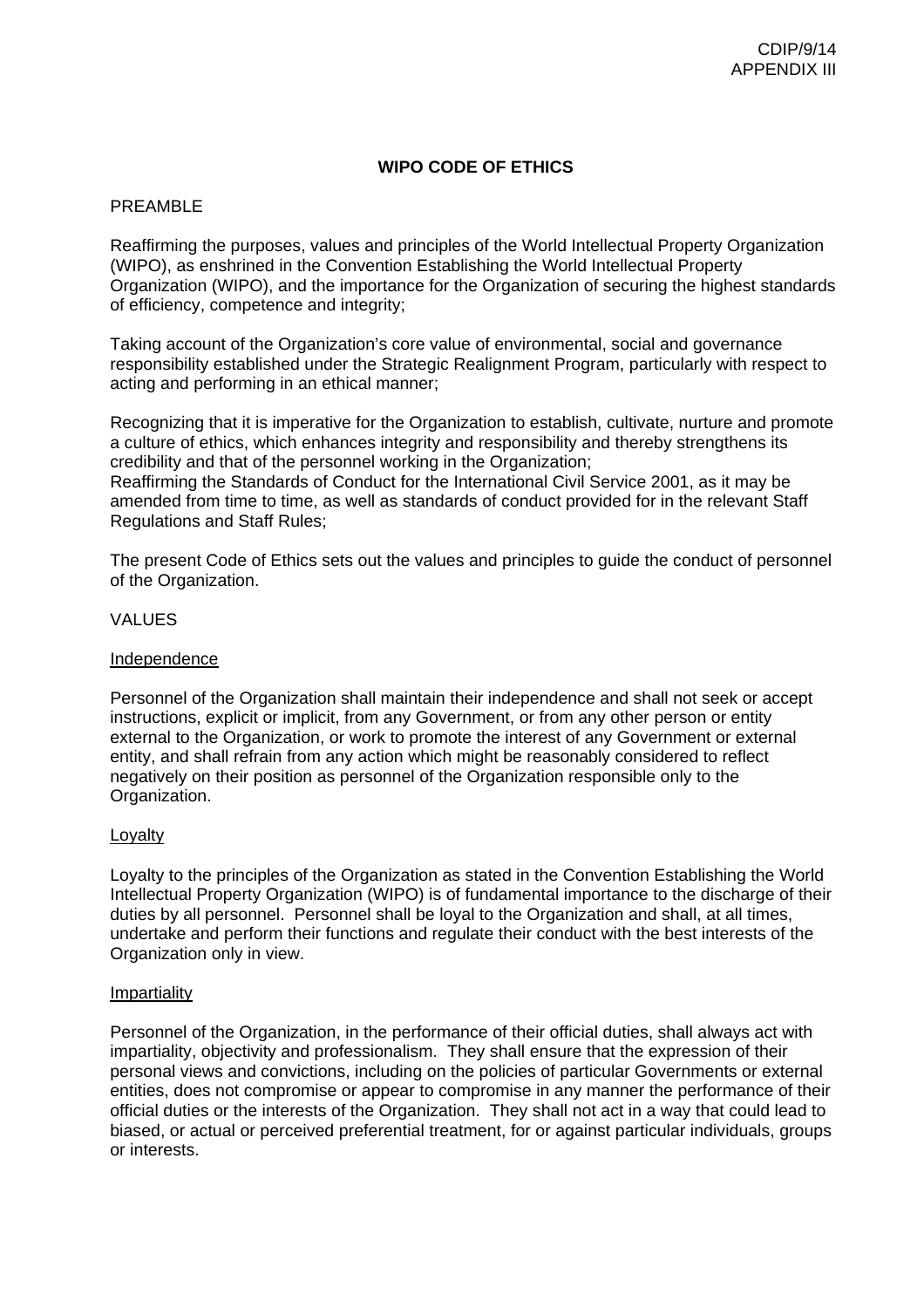# WIPO CODE OF ETHICS

PREAMBLE

Reaffirming the purposes, values and principles of the World Intellectual Property Organization (WIPO), as enshrined in the Convention Establishing the World Intellectual Property Organization (WIPO), and the importance for the Organization of securing the highest standards of efficiency, competence and integrity;

Taking account of the Organization's core value of environmental, social and governance responsibility established under the Strategic Realignment Program, particularly with respect to acting and performing in an ethical manner;

Recognizing that it is imperative for the Organization to establish, cultivate, nurture and promote a culture of ethics, which enhances integrity and responsibility and thereby strengthens its credibility and that of the personnel working in the Organization;
Reaffirming the Standards of Conduct for the International Civil Service 2001, as it may be amended from time to time, as well as standards of conduct provided for in the relevant Staff Regulations and Staff Rules;

The present Code of Ethics sets out the values and principles to guide the conduct of personnel of the Organization.

VALUES

Independence

Personnel of the Organization shall maintain their independence and shall not seek or accept instructions, explicit or implicit, from any Government, or from any other person or entity external to the Organization, or work to promote the interest of any Government or external entity, and shall refrain from any action which might be reasonably considered to reflect negatively on their position as personnel of the Organization responsible only to the Organization.

Loyalty

Loyalty to the principles of the Organization as stated in the Convention Establishing the World Intellectual Property Organization (WIPO) is of fundamental importance to the discharge of their duties by all personnel. Personnel shall be loyal to the Organization and shall, at all times, undertake and perform their functions and regulate their conduct with the best interests of the Organization only in view.

Impartiality

Personnel of the Organization, in the performance of their official duties, shall always act with impartiality, objectivity and professionalism. They shall ensure that the expression of their personal views and convictions, including on the policies of particular Governments or external entities, does not compromise or appear to compromise in any manner the performance of their official duties or the interests of the Organization. They shall not act in a way that could lead to biased, or actual or perceived preferential treatment, for or against particular individuals, groups or interests.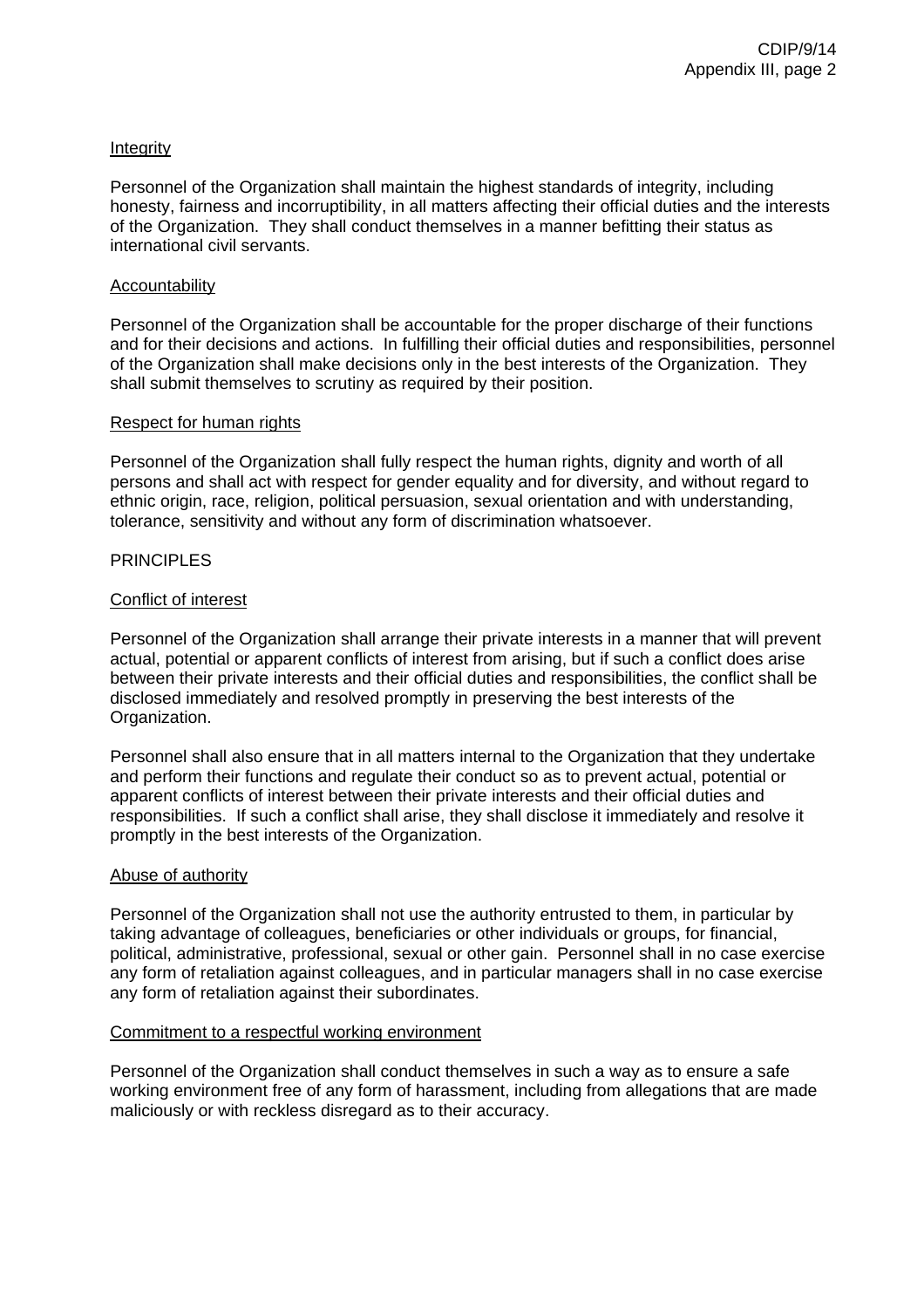Integrity

Personnel of the Organization shall maintain the highest standards of integrity, including honesty, fairness and incorruptibility, in all matters affecting their official duties and the interests of the Organization. They shall conduct themselves in a manner befitting their status as international civil servants.

Accountability

Personnel of the Organization shall be accountable for the proper discharge of their functions and for their decisions and actions. In fulfilling their official duties and responsibilities, personnel of the Organization shall make decisions only in the best interests of the Organization. They shall submit themselves to scrutiny as required by their position.

Respect for human rights

Personnel of the Organization shall fully respect the human rights, dignity and worth of all persons and shall act with respect for gender equality and for diversity, and without regard to ethnic origin, race, religion, political persuasion, sexual orientation and with understanding, tolerance, sensitivity and without any form of discrimination whatsoever.

PRINCIPLES

Conflict of interest

Personnel of the Organization shall arrange their private interests in a manner that will prevent actual, potential or apparent conflicts of interest from arising, but if such a conflict does arise between their private interests and their official duties and responsibilities, the conflict shall be disclosed immediately and resolved promptly in preserving the best interests of the Organization.

Personnel shall also ensure that in all matters internal to the Organization that they undertake and perform their functions and regulate their conduct so as to prevent actual, potential or apparent conflicts of interest between their private interests and their official duties and responsibilities. If such a conflict shall arise, they shall disclose it immediately and resolve it promptly in the best interests of the Organization.

Abuse of authority

Personnel of the Organization shall not use the authority entrusted to them, in particular by taking advantage of colleagues, beneficiaries or other individuals or groups, for financial, political, administrative, professional, sexual or other gain. Personnel shall in no case exercise any form of retaliation against colleagues, and in particular managers shall in no case exercise any form of retaliation against their subordinates.

Commitment to a respectful working environment

Personnel of the Organization shall conduct themselves in such a way as to ensure a safe working environment free of any form of harassment, including from allegations that are made maliciously or with reckless disregard as to their accuracy.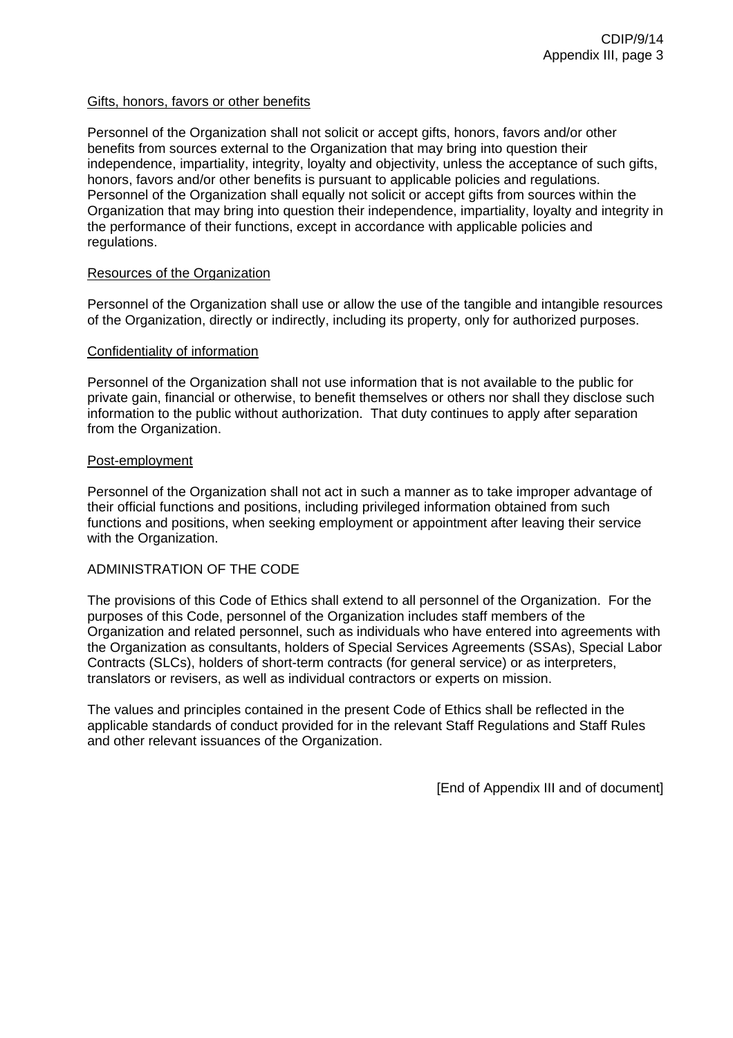<u>Gifts, honors, favors or other benefits</u>

Personnel of the Organization shall not solicit or accept gifts, honors, favors and/or other benefits from sources external to the Organization that may bring into question their independence, impartiality, integrity, loyalty and objectivity, unless the acceptance of such gifts, honors, favors and/or other benefits is pursuant to applicable policies and regulations. Personnel of the Organization shall equally not solicit or accept gifts from sources within the Organization that may bring into question their independence, impartiality, loyalty and integrity in the performance of their functions, except in accordance with applicable policies and regulations.

<u>Resources of the Organization</u>

Personnel of the Organization shall use or allow the use of the tangible and intangible resources of the Organization, directly or indirectly, including its property, only for authorized purposes.

<u>Confidentiality of information</u>

Personnel of the Organization shall not use information that is not available to the public for private gain, financial or otherwise, to benefit themselves or others nor shall they disclose such information to the public without authorization. That duty continues to apply after separation from the Organization.

<u>Post-employment</u>

Personnel of the Organization shall not act in such a manner as to take improper advantage of their official functions and positions, including privileged information obtained from such functions and positions, when seeking employment or appointment after leaving their service with the Organization.

## ADMINISTRATION OF THE CODE

The provisions of this Code of Ethics shall extend to all personnel of the Organization. For the purposes of this Code, personnel of the Organization includes staff members of the Organization and related personnel, such as individuals who have entered into agreements with the Organization as consultants, holders of Special Services Agreements (SSAs), Special Labor Contracts (SLCs), holders of short-term contracts (for general service) or as interpreters, translators or revisers, as well as individual contractors or experts on mission.

The values and principles contained in the present Code of Ethics shall be reflected in the applicable standards of conduct provided for in the relevant Staff Regulations and Staff Rules and other relevant issuances of the Organization.

[End of Appendix III and of document]